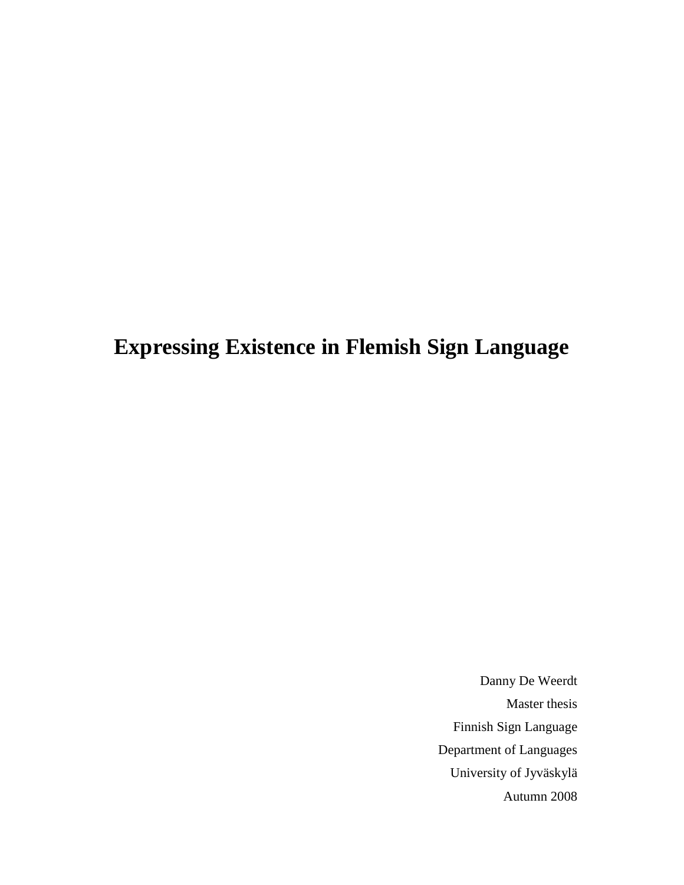# Expressing Existence in Flemish Sign Language

Danny De Weerdt

Master thesis

Finnish Sign Language

Department of Languages

University of Jyväskylä

Autumn 2008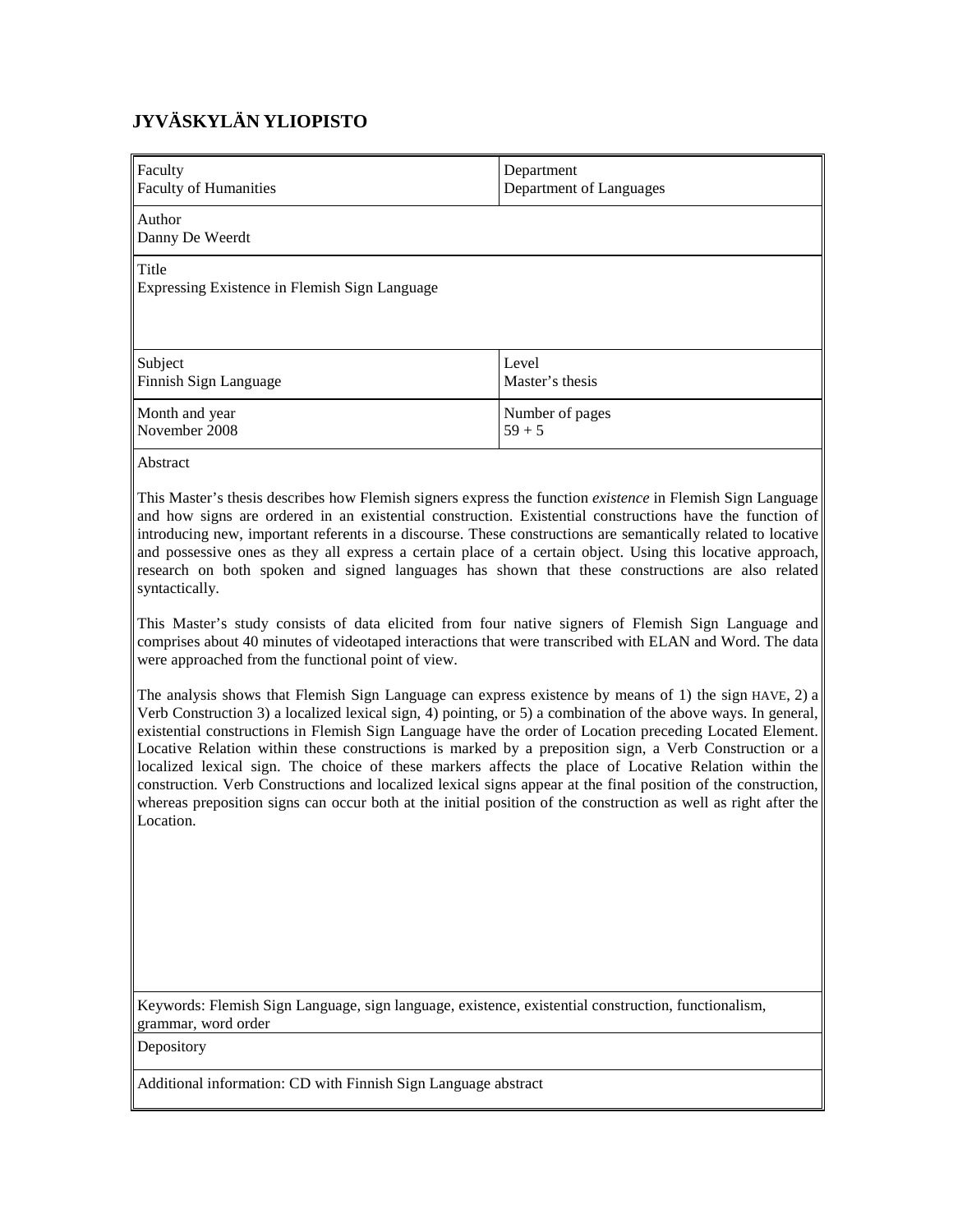## JYVÄSKYLÄN YLIOPISTO

| Faculty<br>Faculty of Humanities | Department<br>Department of Languages |
|---|---|
| Author<br>Danny De Weerdt | |
| Title<br>Expressing Existence in Flemish Sign Language | |
| Subject<br>Finnish Sign Language | Level<br>Master's thesis |
| Month and year<br>November 2008 | Number of pages<br>59 + 5 |

Abstract

This Master's thesis describes how Flemish signers express the function *existence* in Flemish Sign Language and how signs are ordered in an existential construction. Existential constructions have the function of introducing new, important referents in a discourse. These constructions are semantically related to locative and possessive ones as they all express a certain place of a certain object. Using this locative approach, research on both spoken and signed languages has shown that these constructions are also related syntactically.

This Master's study consists of data elicited from four native signers of Flemish Sign Language and comprises about 40 minutes of videotaped interactions that were transcribed with ELAN and Word. The data were approached from the functional point of view.

The analysis shows that Flemish Sign Language can express existence by means of 1) the sign HAVE, 2) a Verb Construction 3) a localized lexical sign, 4) pointing, or 5) a combination of the above ways. In general, existential constructions in Flemish Sign Language have the order of Location preceding Located Element. Locative Relation within these constructions is marked by a preposition sign, a Verb Construction or a localized lexical sign. The choice of these markers affects the place of Locative Relation within the construction. Verb Constructions and localized lexical signs appear at the final position of the construction, whereas preposition signs can occur both at the initial position of the construction as well as right after the Location.

Keywords: Flemish Sign Language, sign language, existence, existential construction, functionalism, grammar, word order

Depository

Additional information: CD with Finnish Sign Language abstract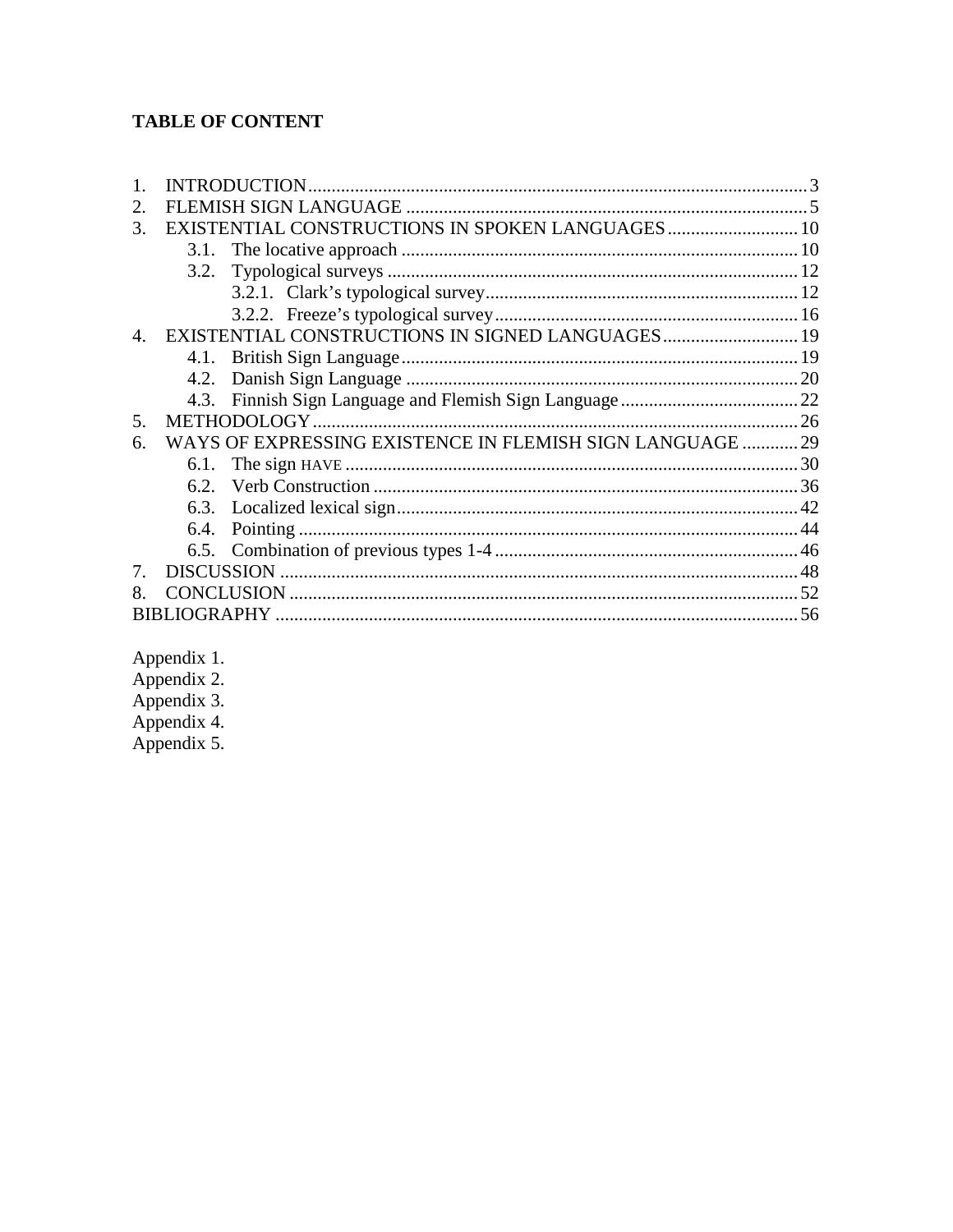**TABLE OF CONTENT**

1. INTRODUCTION ........ 3
2. FLEMISH SIGN LANGUAGE ........ 5
3. EXISTENTIAL CONSTRUCTIONS IN SPOKEN LANGUAGES ........ 10
    - 3.1. The locative approach ........ 10
    - 3.2. Typological surveys ........ 12
        - 3.2.1. Clark's typological survey ........ 12
        - 3.2.2. Freeze's typological survey ........ 16
4. EXISTENTIAL CONSTRUCTIONS IN SIGNED LANGUAGES ........ 19
    - 4.1. British Sign Language ........ 19
    - 4.2. Danish Sign Language ........ 20
    - 4.3. Finnish Sign Language and Flemish Sign Language ........ 22
5. METHODOLOGY ........ 26
6. WAYS OF EXPRESSING EXISTENCE IN FLEMISH SIGN LANGUAGE ........ 29
    - 6.1. The sign HAVE ........ 30
    - 6.2. Verb Construction ........ 36
    - 6.3. Localized lexical sign ........ 42
    - 6.4. Pointing ........ 44
    - 6.5. Combination of previous types 1-4 ........ 46
7. DISCUSSION ........ 48
8. CONCLUSION ........ 52

BIBLIOGRAPHY ........ 56

Appendix 1.
Appendix 2.
Appendix 3.
Appendix 4.
Appendix 5.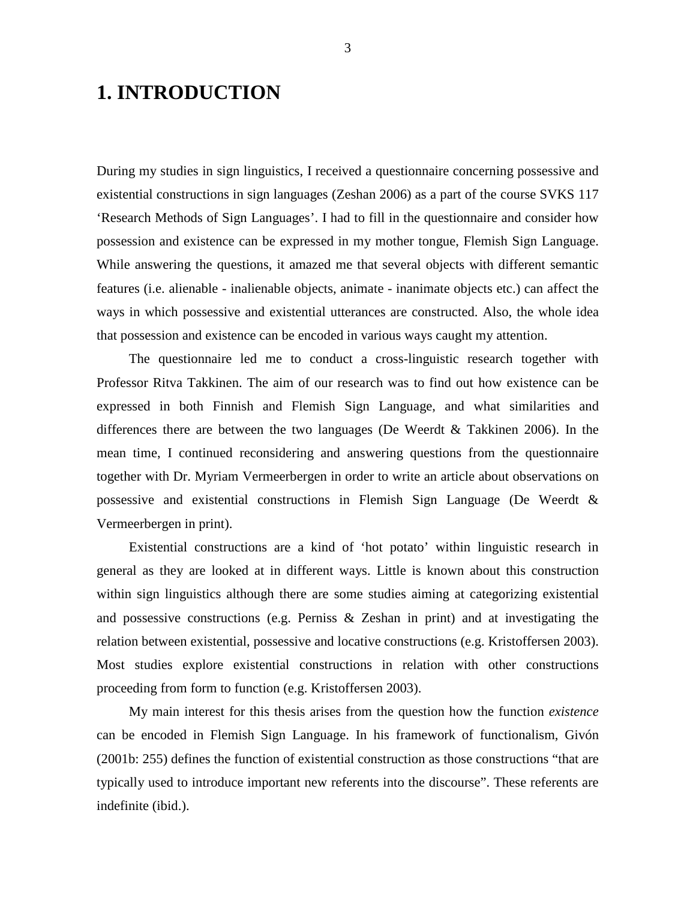# 1. INTRODUCTION

During my studies in sign linguistics, I received a questionnaire concerning possessive and existential constructions in sign languages (Zeshan 2006) as a part of the course SVKS 117 'Research Methods of Sign Languages'. I had to fill in the questionnaire and consider how possession and existence can be expressed in my mother tongue, Flemish Sign Language. While answering the questions, it amazed me that several objects with different semantic features (i.e. alienable - inalienable objects, animate - inanimate objects etc.) can affect the ways in which possessive and existential utterances are constructed. Also, the whole idea that possession and existence can be encoded in various ways caught my attention.

The questionnaire led me to conduct a cross-linguistic research together with Professor Ritva Takkinen. The aim of our research was to find out how existence can be expressed in both Finnish and Flemish Sign Language, and what similarities and differences there are between the two languages (De Weerdt & Takkinen 2006). In the mean time, I continued reconsidering and answering questions from the questionnaire together with Dr. Myriam Vermeerbergen in order to write an article about observations on possessive and existential constructions in Flemish Sign Language (De Weerdt & Vermeerbergen in print).

Existential constructions are a kind of 'hot potato' within linguistic research in general as they are looked at in different ways. Little is known about this construction within sign linguistics although there are some studies aiming at categorizing existential and possessive constructions (e.g. Perniss & Zeshan in print) and at investigating the relation between existential, possessive and locative constructions (e.g. Kristoffersen 2003). Most studies explore existential constructions in relation with other constructions proceeding from form to function (e.g. Kristoffersen 2003).

My main interest for this thesis arises from the question how the function *existence* can be encoded in Flemish Sign Language. In his framework of functionalism, Givón (2001b: 255) defines the function of existential construction as those constructions "that are typically used to introduce important new referents into the discourse". These referents are indefinite (ibid.).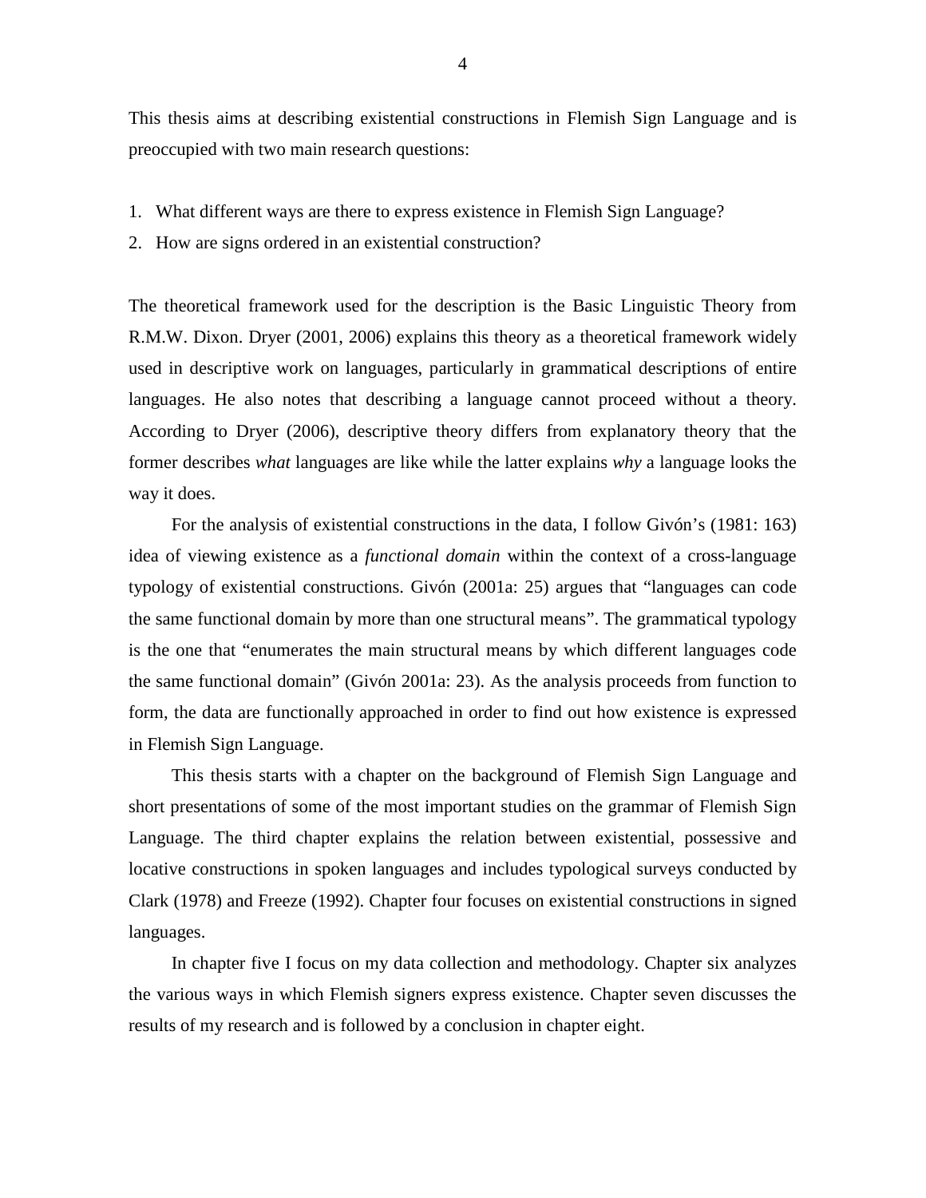This thesis aims at describing existential constructions in Flemish Sign Language and is preoccupied with two main research questions:

1. What different ways are there to express existence in Flemish Sign Language?
2. How are signs ordered in an existential construction?

The theoretical framework used for the description is the Basic Linguistic Theory from R.M.W. Dixon. Dryer (2001, 2006) explains this theory as a theoretical framework widely used in descriptive work on languages, particularly in grammatical descriptions of entire languages. He also notes that describing a language cannot proceed without a theory. According to Dryer (2006), descriptive theory differs from explanatory theory that the former describes *what* languages are like while the latter explains *why* a language looks the way it does.

For the analysis of existential constructions in the data, I follow Givón's (1981: 163) idea of viewing existence as a *functional domain* within the context of a cross-language typology of existential constructions. Givón (2001a: 25) argues that "languages can code the same functional domain by more than one structural means". The grammatical typology is the one that "enumerates the main structural means by which different languages code the same functional domain" (Givón 2001a: 23). As the analysis proceeds from function to form, the data are functionally approached in order to find out how existence is expressed in Flemish Sign Language.

This thesis starts with a chapter on the background of Flemish Sign Language and short presentations of some of the most important studies on the grammar of Flemish Sign Language. The third chapter explains the relation between existential, possessive and locative constructions in spoken languages and includes typological surveys conducted by Clark (1978) and Freeze (1992). Chapter four focuses on existential constructions in signed languages.

In chapter five I focus on my data collection and methodology. Chapter six analyzes the various ways in which Flemish signers express existence. Chapter seven discusses the results of my research and is followed by a conclusion in chapter eight.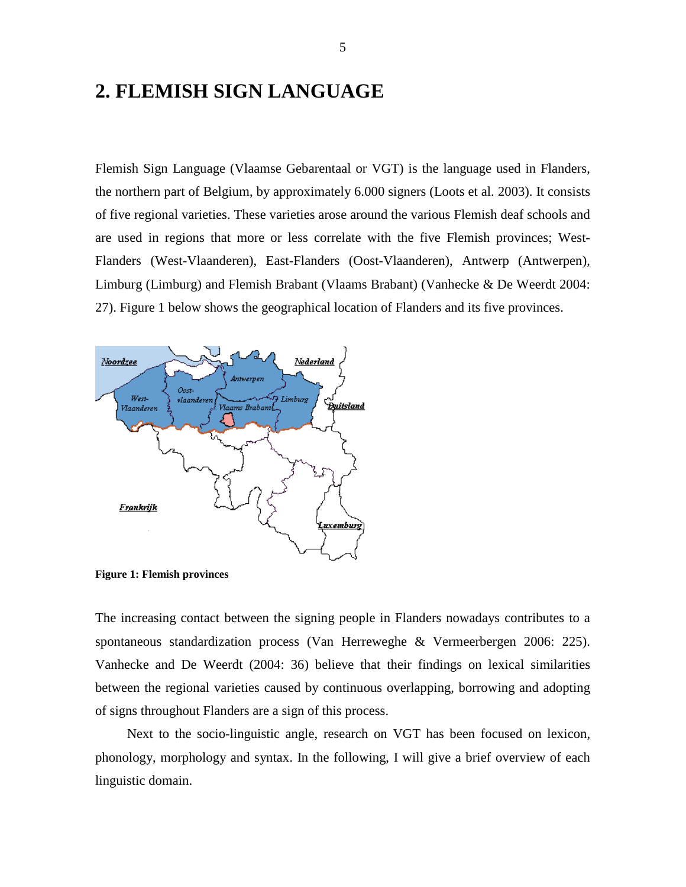# 2. FLEMISH SIGN LANGUAGE

Flemish Sign Language (Vlaamse Gebarentaal or VGT) is the language used in Flanders, the northern part of Belgium, by approximately 6.000 signers (Loots et al. 2003). It consists of five regional varieties. These varieties arose around the various Flemish deaf schools and are used in regions that more or less correlate with the five Flemish provinces; West-Flanders (West-Vlaanderen), East-Flanders (Oost-Vlaanderen), Antwerp (Antwerpen), Limburg (Limburg) and Flemish Brabant (Vlaams Brabant) (Vanhecke & De Weerdt 2004: 27). Figure 1 below shows the geographical location of Flanders and its five provinces.

**Figure 1: Flemish provinces**

The increasing contact between the signing people in Flanders nowadays contributes to a spontaneous standardization process (Van Herreweghe & Vermeerbergen 2006: 225). Vanhecke and De Weerdt (2004: 36) believe that their findings on lexical similarities between the regional varieties caused by continuous overlapping, borrowing and adopting of signs throughout Flanders are a sign of this process.

Next to the socio-linguistic angle, research on VGT has been focused on lexicon, phonology, morphology and syntax. In the following, I will give a brief overview of each linguistic domain.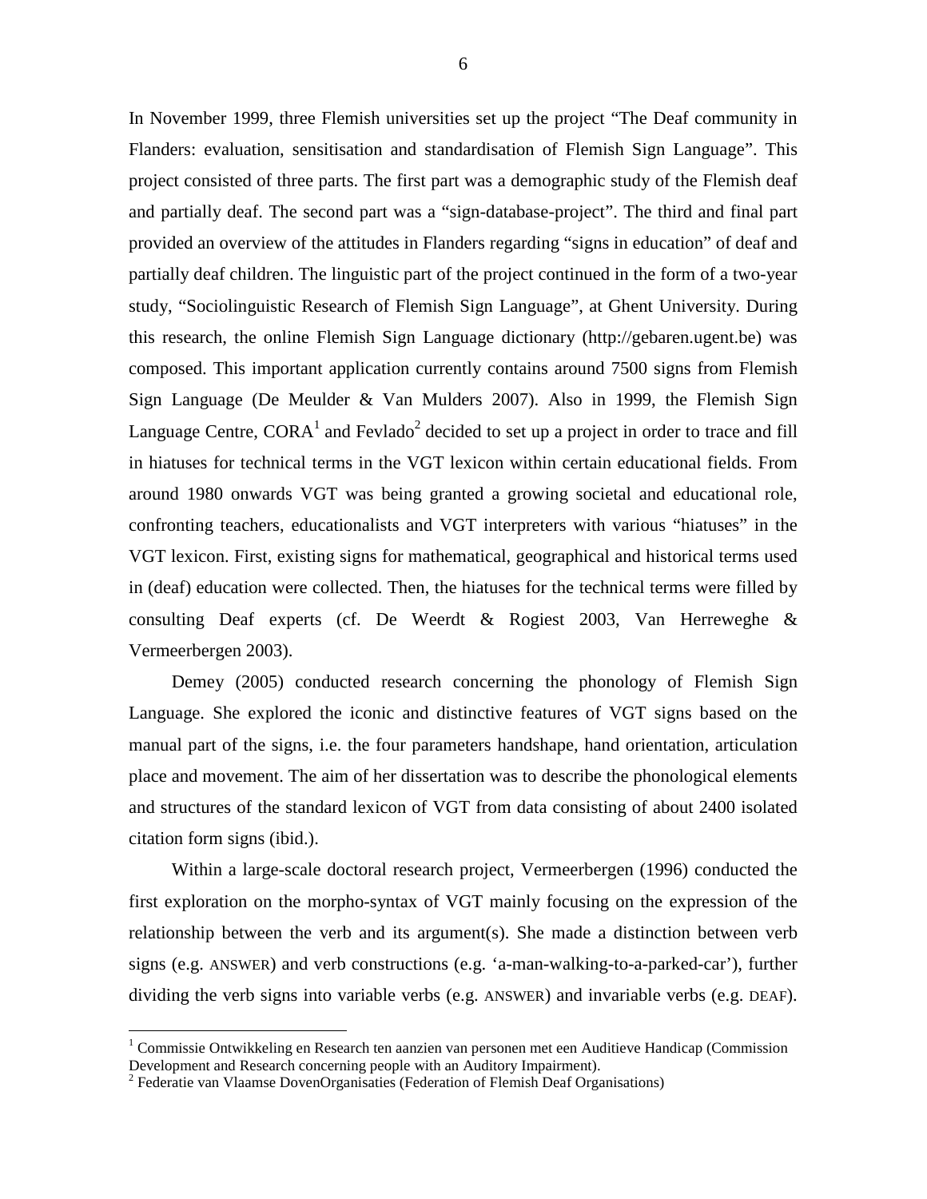In November 1999, three Flemish universities set up the project "The Deaf community in Flanders: evaluation, sensitisation and standardisation of Flemish Sign Language". This project consisted of three parts. The first part was a demographic study of the Flemish deaf and partially deaf. The second part was a "sign-database-project". The third and final part provided an overview of the attitudes in Flanders regarding "signs in education" of deaf and partially deaf children. The linguistic part of the project continued in the form of a two-year study, "Sociolinguistic Research of Flemish Sign Language", at Ghent University. During this research, the online Flemish Sign Language dictionary (http://gebaren.ugent.be) was composed. This important application currently contains around 7500 signs from Flemish Sign Language (De Meulder & Van Mulders 2007). Also in 1999, the Flemish Sign Language Centre, CORA[1] and Fevlado[2] decided to set up a project in order to trace and fill in hiatuses for technical terms in the VGT lexicon within certain educational fields. From around 1980 onwards VGT was being granted a growing societal and educational role, confronting teachers, educationalists and VGT interpreters with various "hiatuses" in the VGT lexicon. First, existing signs for mathematical, geographical and historical terms used in (deaf) education were collected. Then, the hiatuses for the technical terms were filled by consulting Deaf experts (cf. De Weerdt & Rogiest 2003, Van Herreweghe & Vermeerbergen 2003).

Demey (2005) conducted research concerning the phonology of Flemish Sign Language. She explored the iconic and distinctive features of VGT signs based on the manual part of the signs, i.e. the four parameters handshape, hand orientation, articulation place and movement. The aim of her dissertation was to describe the phonological elements and structures of the standard lexicon of VGT from data consisting of about 2400 isolated citation form signs (ibid.).

Within a large-scale doctoral research project, Vermeerbergen (1996) conducted the first exploration on the morpho-syntax of VGT mainly focusing on the expression of the relationship between the verb and its argument(s). She made a distinction between verb signs (e.g. ANSWER) and verb constructions (e.g. 'a-man-walking-to-a-parked-car'), further dividing the verb signs into variable verbs (e.g. ANSWER) and invariable verbs (e.g. DEAF).

---

[1] Commissie Ontwikkeling en Research ten aanzien van personen met een Auditieve Handicap (Commission Development and Research concerning people with an Auditory Impairment).

[2] Federatie van Vlaamse DovenOrganisaties (Federation of Flemish Deaf Organisations)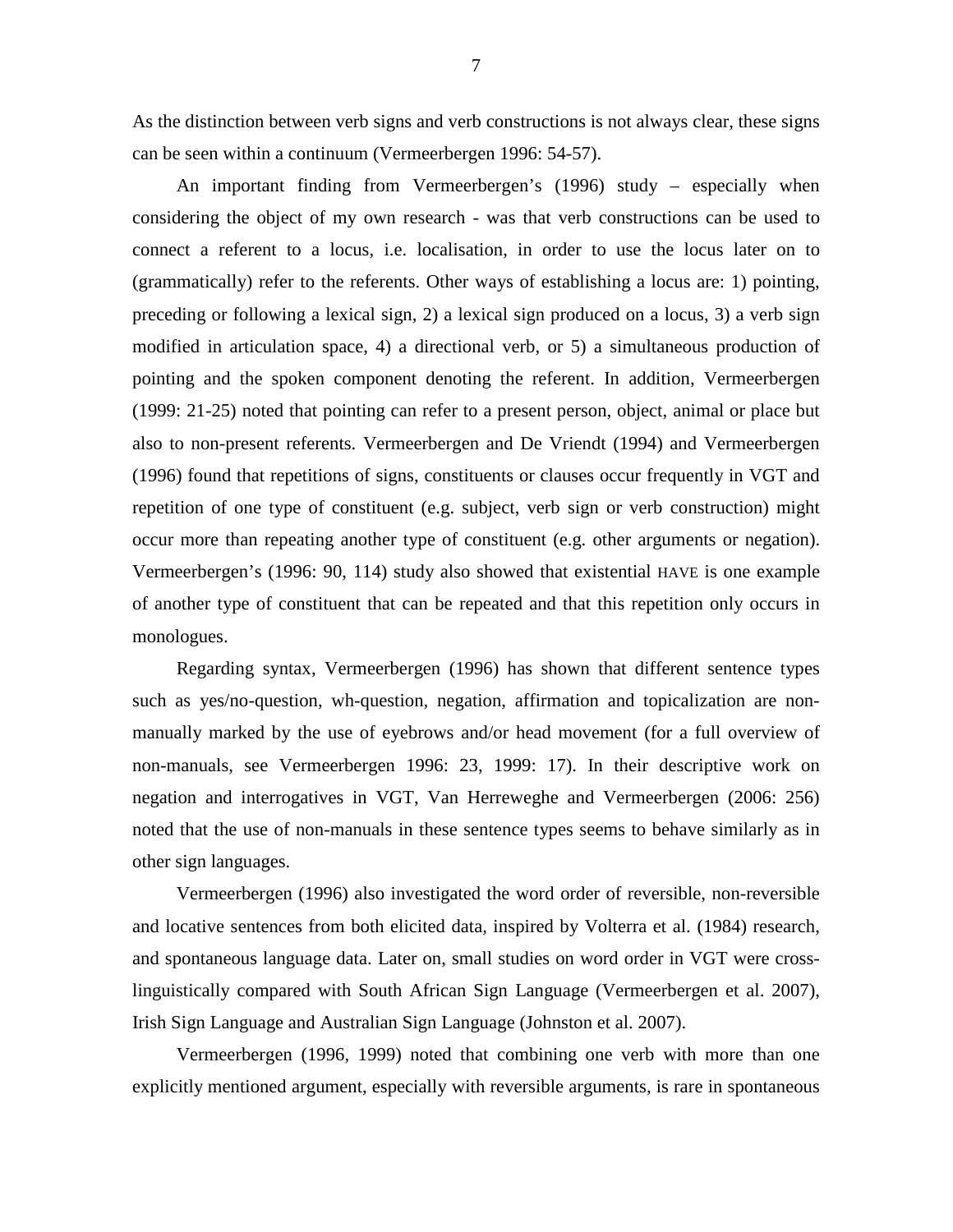As the distinction between verb signs and verb constructions is not always clear, these signs can be seen within a continuum (Vermeerbergen 1996: 54-57).

An important finding from Vermeerbergen's (1996) study – especially when considering the object of my own research - was that verb constructions can be used to connect a referent to a locus, i.e. localisation, in order to use the locus later on to (grammatically) refer to the referents. Other ways of establishing a locus are: 1) pointing, preceding or following a lexical sign, 2) a lexical sign produced on a locus, 3) a verb sign modified in articulation space, 4) a directional verb, or 5) a simultaneous production of pointing and the spoken component denoting the referent. In addition, Vermeerbergen (1999: 21-25) noted that pointing can refer to a present person, object, animal or place but also to non-present referents. Vermeerbergen and De Vriendt (1994) and Vermeerbergen (1996) found that repetitions of signs, constituents or clauses occur frequently in VGT and repetition of one type of constituent (e.g. subject, verb sign or verb construction) might occur more than repeating another type of constituent (e.g. other arguments or negation). Vermeerbergen's (1996: 90, 114) study also showed that existential HAVE is one example of another type of constituent that can be repeated and that this repetition only occurs in monologues.

Regarding syntax, Vermeerbergen (1996) has shown that different sentence types such as yes/no-question, wh-question, negation, affirmation and topicalization are non-manually marked by the use of eyebrows and/or head movement (for a full overview of non-manuals, see Vermeerbergen 1996: 23, 1999: 17). In their descriptive work on negation and interrogatives in VGT, Van Herreweghe and Vermeerbergen (2006: 256) noted that the use of non-manuals in these sentence types seems to behave similarly as in other sign languages.

Vermeerbergen (1996) also investigated the word order of reversible, non-reversible and locative sentences from both elicited data, inspired by Volterra et al. (1984) research, and spontaneous language data. Later on, small studies on word order in VGT were cross-linguistically compared with South African Sign Language (Vermeerbergen et al. 2007), Irish Sign Language and Australian Sign Language (Johnston et al. 2007).

Vermeerbergen (1996, 1999) noted that combining one verb with more than one explicitly mentioned argument, especially with reversible arguments, is rare in spontaneous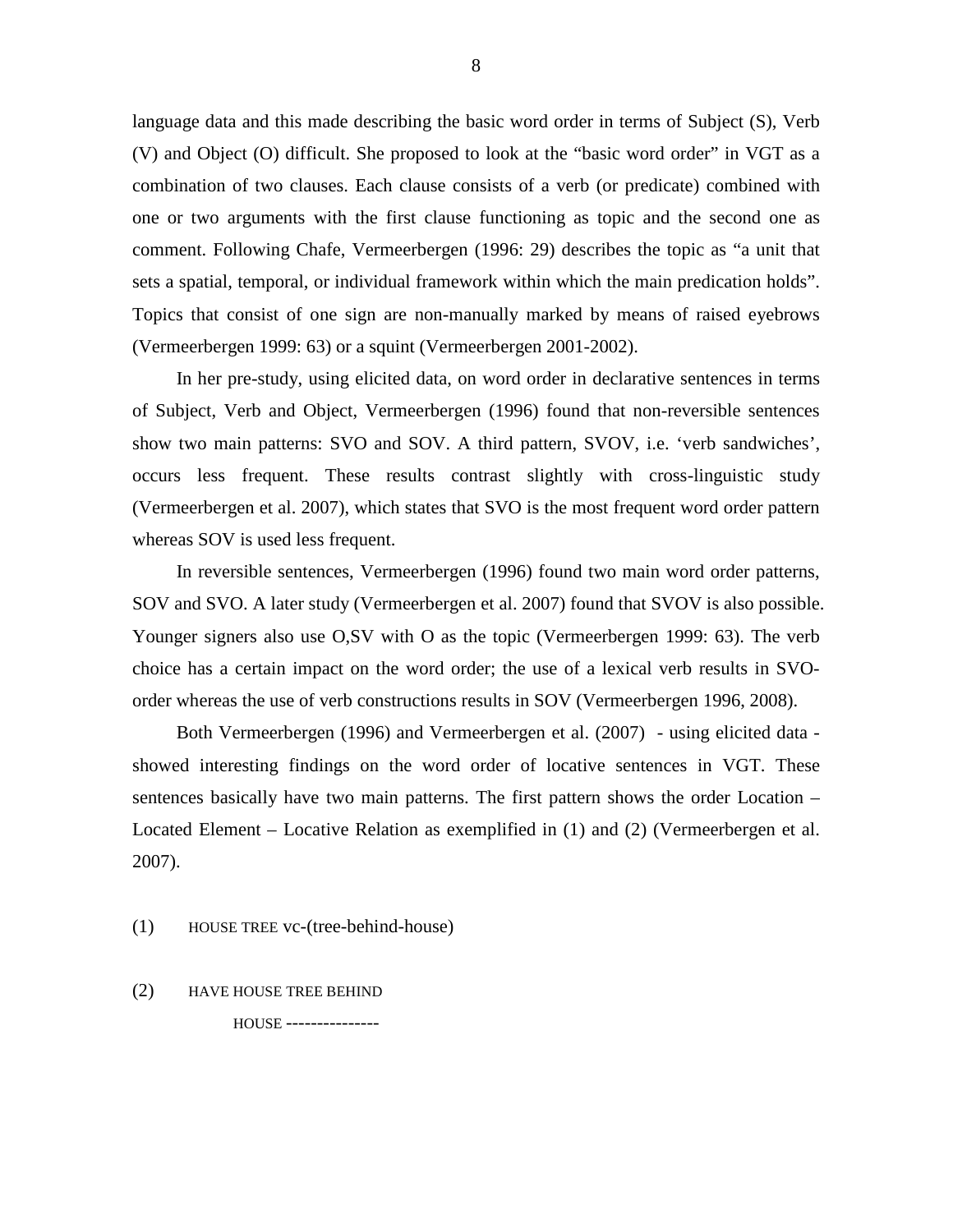language data and this made describing the basic word order in terms of Subject (S), Verb (V) and Object (O) difficult. She proposed to look at the "basic word order" in VGT as a combination of two clauses. Each clause consists of a verb (or predicate) combined with one or two arguments with the first clause functioning as topic and the second one as comment. Following Chafe, Vermeerbergen (1996: 29) describes the topic as "a unit that sets a spatial, temporal, or individual framework within which the main predication holds". Topics that consist of one sign are non-manually marked by means of raised eyebrows (Vermeerbergen 1999: 63) or a squint (Vermeerbergen 2001-2002).

In her pre-study, using elicited data, on word order in declarative sentences in terms of Subject, Verb and Object, Vermeerbergen (1996) found that non-reversible sentences show two main patterns: SVO and SOV. A third pattern, SVOV, i.e. 'verb sandwiches', occurs less frequent. These results contrast slightly with cross-linguistic study (Vermeerbergen et al. 2007), which states that SVO is the most frequent word order pattern whereas SOV is used less frequent.

In reversible sentences, Vermeerbergen (1996) found two main word order patterns, SOV and SVO. A later study (Vermeerbergen et al. 2007) found that SVOV is also possible. Younger signers also use O,SV with O as the topic (Vermeerbergen 1999: 63). The verb choice has a certain impact on the word order; the use of a lexical verb results in SVO-order whereas the use of verb constructions results in SOV (Vermeerbergen 1996, 2008).

Both Vermeerbergen (1996) and Vermeerbergen et al. (2007) - using elicited data - showed interesting findings on the word order of locative sentences in VGT. These sentences basically have two main patterns. The first pattern shows the order Location – Located Element – Locative Relation as exemplified in (1) and (2) (Vermeerbergen et al. 2007).

(1) HOUSE TREE vc-(tree-behind-house)

(2) HAVE HOUSE TREE BEHIND
        HOUSE ---------------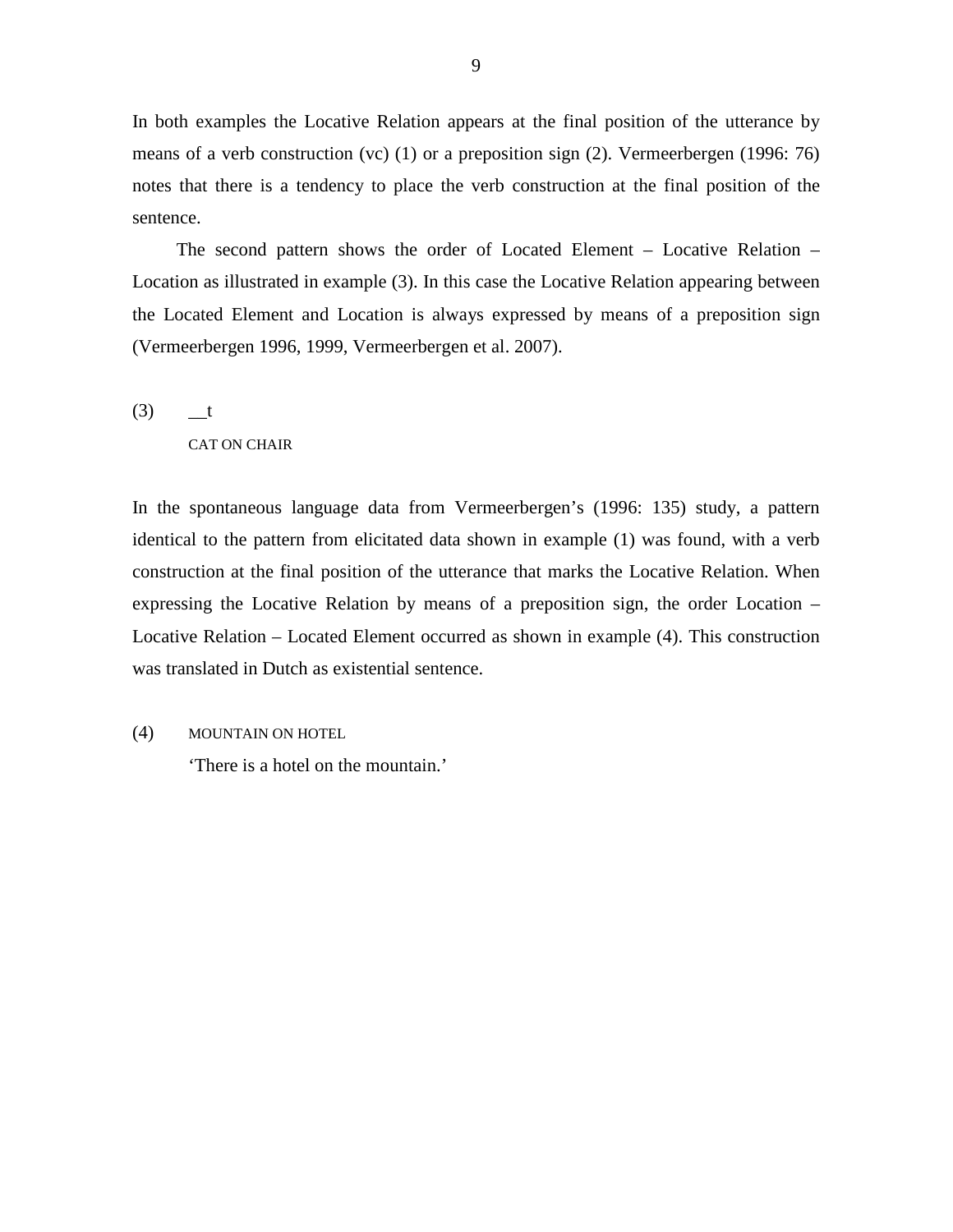In both examples the Locative Relation appears at the final position of the utterance by means of a verb construction (vc) (1) or a preposition sign (2). Vermeerbergen (1996: 76) notes that there is a tendency to place the verb construction at the final position of the sentence.

The second pattern shows the order of Located Element – Locative Relation – Location as illustrated in example (3). In this case the Locative Relation appearing between the Located Element and Location is always expressed by means of a preposition sign (Vermeerbergen 1996, 1999, Vermeerbergen et al. 2007).

(3)   __t
      CAT ON CHAIR

In the spontaneous language data from Vermeerbergen's (1996: 135) study, a pattern identical to the pattern from elicitated data shown in example (1) was found, with a verb construction at the final position of the utterance that marks the Locative Relation. When expressing the Locative Relation by means of a preposition sign, the order Location – Locative Relation – Located Element occurred as shown in example (4). This construction was translated in Dutch as existential sentence.

(4)   MOUNTAIN ON HOTEL
      'There is a hotel on the mountain.'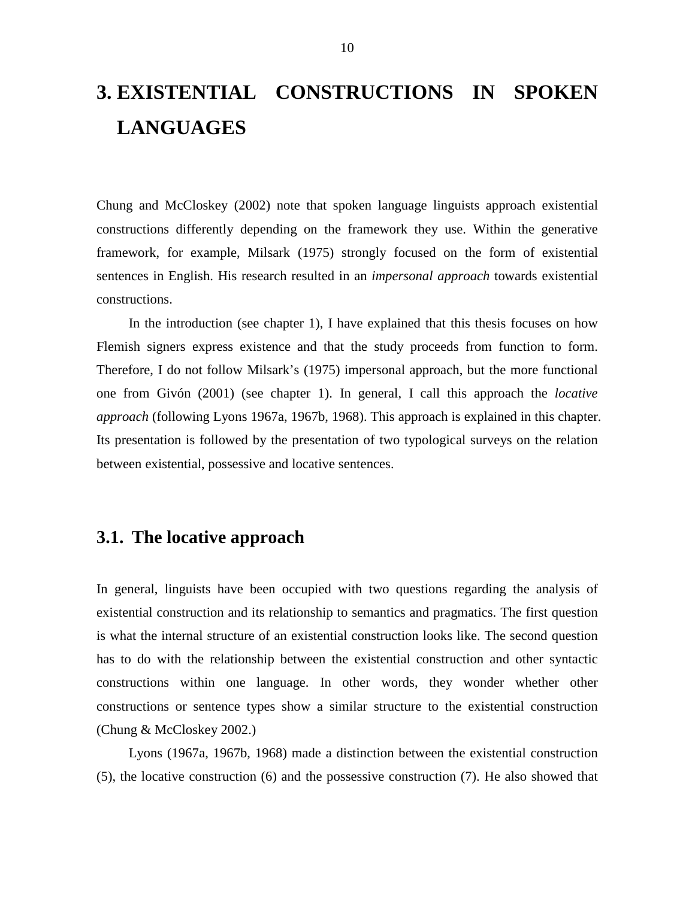# 3. EXISTENTIAL CONSTRUCTIONS IN SPOKEN LANGUAGES

Chung and McCloskey (2002) note that spoken language linguists approach existential constructions differently depending on the framework they use. Within the generative framework, for example, Milsark (1975) strongly focused on the form of existential sentences in English. His research resulted in an *impersonal approach* towards existential constructions.

In the introduction (see chapter 1), I have explained that this thesis focuses on how Flemish signers express existence and that the study proceeds from function to form. Therefore, I do not follow Milsark's (1975) impersonal approach, but the more functional one from Givón (2001) (see chapter 1). In general, I call this approach the *locative approach* (following Lyons 1967a, 1967b, 1968). This approach is explained in this chapter. Its presentation is followed by the presentation of two typological surveys on the relation between existential, possessive and locative sentences.

## 3.1. The locative approach

In general, linguists have been occupied with two questions regarding the analysis of existential construction and its relationship to semantics and pragmatics. The first question is what the internal structure of an existential construction looks like. The second question has to do with the relationship between the existential construction and other syntactic constructions within one language. In other words, they wonder whether other constructions or sentence types show a similar structure to the existential construction (Chung & McCloskey 2002.)

Lyons (1967a, 1967b, 1968) made a distinction between the existential construction (5), the locative construction (6) and the possessive construction (7). He also showed that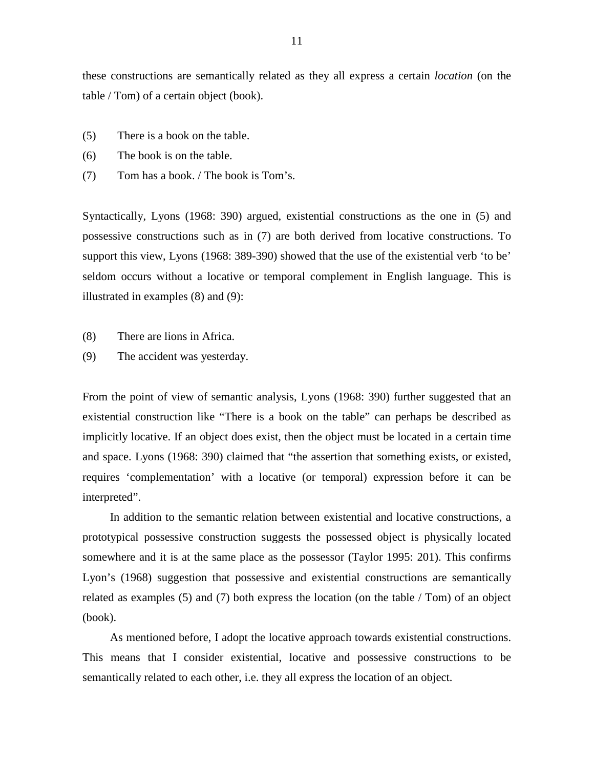these constructions are semantically related as they all express a certain *location* (on the table / Tom) of a certain object (book).

(5) There is a book on the table.

(6) The book is on the table.

(7) Tom has a book. / The book is Tom's.

Syntactically, Lyons (1968: 390) argued, existential constructions as the one in (5) and possessive constructions such as in (7) are both derived from locative constructions. To support this view, Lyons (1968: 389-390) showed that the use of the existential verb 'to be' seldom occurs without a locative or temporal complement in English language. This is illustrated in examples (8) and (9):

(8) There are lions in Africa.

(9) The accident was yesterday.

From the point of view of semantic analysis, Lyons (1968: 390) further suggested that an existential construction like "There is a book on the table" can perhaps be described as implicitly locative. If an object does exist, then the object must be located in a certain time and space. Lyons (1968: 390) claimed that "the assertion that something exists, or existed, requires 'complementation' with a locative (or temporal) expression before it can be interpreted".

In addition to the semantic relation between existential and locative constructions, a prototypical possessive construction suggests the possessed object is physically located somewhere and it is at the same place as the possessor (Taylor 1995: 201). This confirms Lyon's (1968) suggestion that possessive and existential constructions are semantically related as examples (5) and (7) both express the location (on the table / Tom) of an object (book).

As mentioned before, I adopt the locative approach towards existential constructions. This means that I consider existential, locative and possessive constructions to be semantically related to each other, i.e. they all express the location of an object.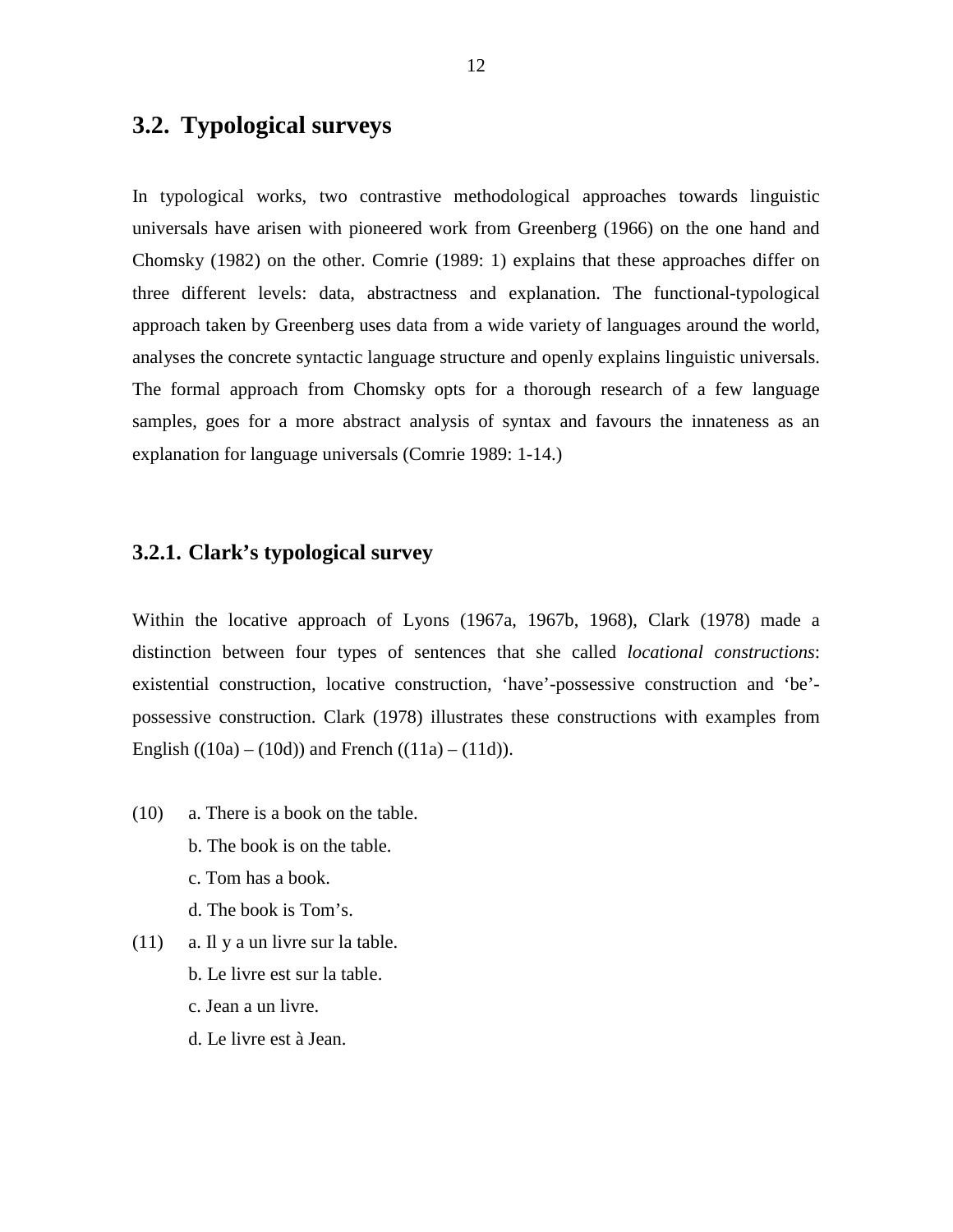## 3.2. Typological surveys

In typological works, two contrastive methodological approaches towards linguistic universals have arisen with pioneered work from Greenberg (1966) on the one hand and Chomsky (1982) on the other. Comrie (1989: 1) explains that these approaches differ on three different levels: data, abstractness and explanation. The functional-typological approach taken by Greenberg uses data from a wide variety of languages around the world, analyses the concrete syntactic language structure and openly explains linguistic universals. The formal approach from Chomsky opts for a thorough research of a few language samples, goes for a more abstract analysis of syntax and favours the innateness as an explanation for language universals (Comrie 1989: 1-14.)

### 3.2.1. Clark's typological survey

Within the locative approach of Lyons (1967a, 1967b, 1968), Clark (1978) made a distinction between four types of sentences that she called *locational constructions*: existential construction, locative construction, 'have'-possessive construction and 'be'-possessive construction. Clark (1978) illustrates these constructions with examples from English ((10a) – (10d)) and French ((11a) – (11d)).

(10) a. There is a book on the table.
b. The book is on the table.
c. Tom has a book.
d. The book is Tom's.

(11) a. Il y a un livre sur la table.
b. Le livre est sur la table.
c. Jean a un livre.
d. Le livre est à Jean.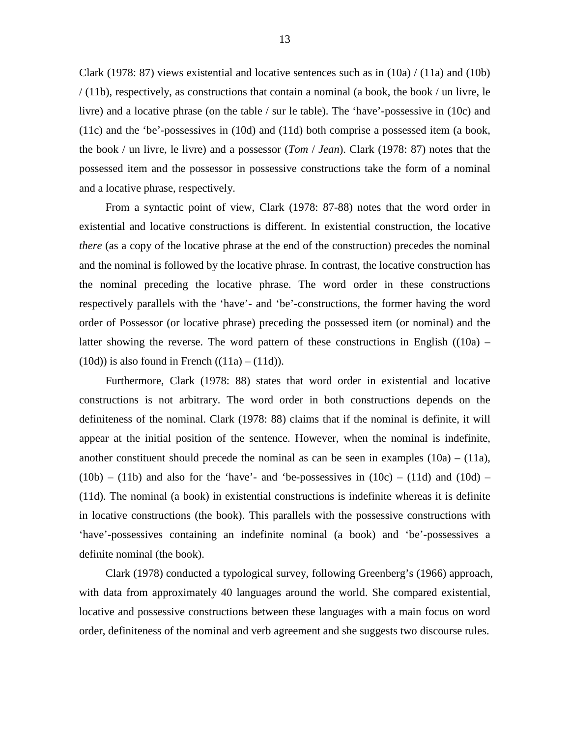Clark (1978: 87) views existential and locative sentences such as in (10a) / (11a) and (10b) / (11b), respectively, as constructions that contain a nominal (a book, the book / un livre, le livre) and a locative phrase (on the table / sur le table). The 'have'-possessive in (10c) and (11c) and the 'be'-possessives in (10d) and (11d) both comprise a possessed item (a book, the book / un livre, le livre) and a possessor (*Tom* / *Jean*). Clark (1978: 87) notes that the possessed item and the possessor in possessive constructions take the form of a nominal and a locative phrase, respectively.

From a syntactic point of view, Clark (1978: 87-88) notes that the word order in existential and locative constructions is different. In existential construction, the locative *there* (as a copy of the locative phrase at the end of the construction) precedes the nominal and the nominal is followed by the locative phrase. In contrast, the locative construction has the nominal preceding the locative phrase. The word order in these constructions respectively parallels with the 'have'- and 'be'-constructions, the former having the word order of Possessor (or locative phrase) preceding the possessed item (or nominal) and the latter showing the reverse. The word pattern of these constructions in English ((10a) – (10d)) is also found in French ((11a) – (11d)).

Furthermore, Clark (1978: 88) states that word order in existential and locative constructions is not arbitrary. The word order in both constructions depends on the definiteness of the nominal. Clark (1978: 88) claims that if the nominal is definite, it will appear at the initial position of the sentence. However, when the nominal is indefinite, another constituent should precede the nominal as can be seen in examples (10a) – (11a), (10b) – (11b) and also for the 'have'- and 'be-possessives in (10c) – (11d) and (10d) – (11d). The nominal (a book) in existential constructions is indefinite whereas it is definite in locative constructions (the book). This parallels with the possessive constructions with 'have'-possessives containing an indefinite nominal (a book) and 'be'-possessives a definite nominal (the book).

Clark (1978) conducted a typological survey, following Greenberg's (1966) approach, with data from approximately 40 languages around the world. She compared existential, locative and possessive constructions between these languages with a main focus on word order, definiteness of the nominal and verb agreement and she suggests two discourse rules.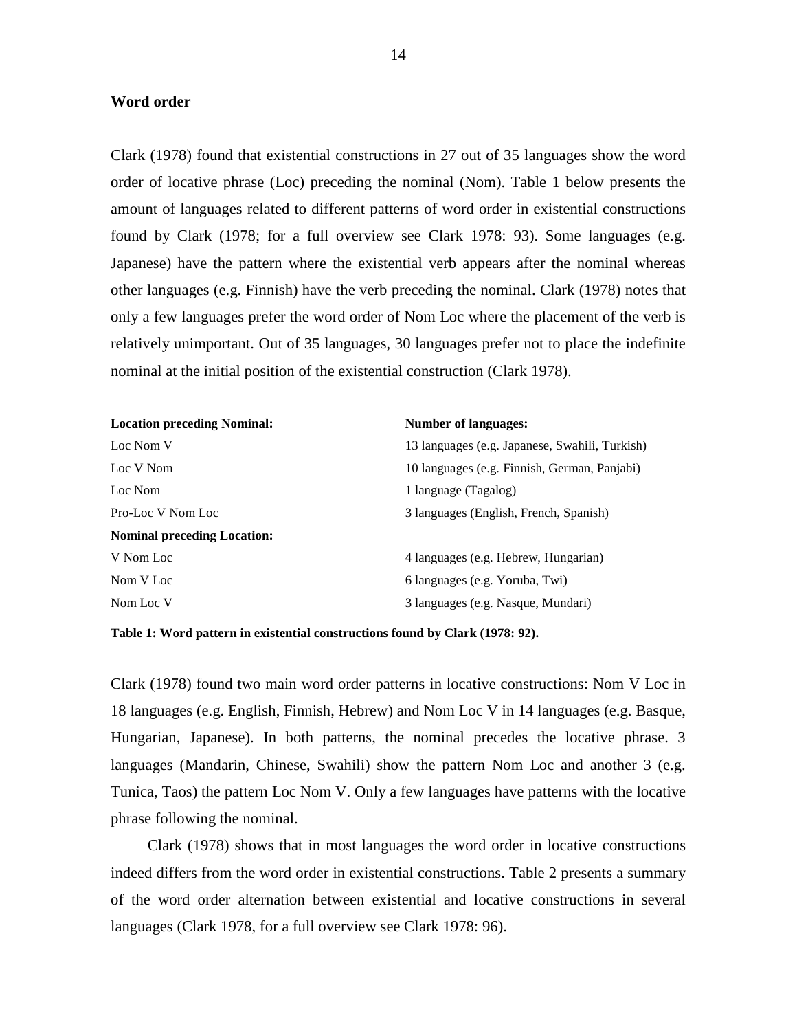**Word order**

Clark (1978) found that existential constructions in 27 out of 35 languages show the word order of locative phrase (Loc) preceding the nominal (Nom). Table 1 below presents the amount of languages related to different patterns of word order in existential constructions found by Clark (1978; for a full overview see Clark 1978: 93). Some languages (e.g. Japanese) have the pattern where the existential verb appears after the nominal whereas other languages (e.g. Finnish) have the verb preceding the nominal. Clark (1978) notes that only a few languages prefer the word order of Nom Loc where the placement of the verb is relatively unimportant. Out of 35 languages, 30 languages prefer not to place the indefinite nominal at the initial position of the existential construction (Clark 1978).

| **Location preceding Nominal:** | **Number of languages:** |
|---|---|
| Loc Nom V | 13 languages (e.g. Japanese, Swahili, Turkish) |
| Loc V Nom | 10 languages (e.g. Finnish, German, Panjabi) |
| Loc Nom | 1 language (Tagalog) |
| Pro-Loc V Nom Loc | 3 languages (English, French, Spanish) |
| **Nominal preceding Location:** | |
| V Nom Loc | 4 languages (e.g. Hebrew, Hungarian) |
| Nom V Loc | 6 languages (e.g. Yoruba, Twi) |
| Nom Loc V | 3 languages (e.g. Nasque, Mundari) |

**Table 1: Word pattern in existential constructions found by Clark (1978: 92).**

Clark (1978) found two main word order patterns in locative constructions: Nom V Loc in 18 languages (e.g. English, Finnish, Hebrew) and Nom Loc V in 14 languages (e.g. Basque, Hungarian, Japanese). In both patterns, the nominal precedes the locative phrase. 3 languages (Mandarin, Chinese, Swahili) show the pattern Nom Loc and another 3 (e.g. Tunica, Taos) the pattern Loc Nom V. Only a few languages have patterns with the locative phrase following the nominal.

Clark (1978) shows that in most languages the word order in locative constructions indeed differs from the word order in existential constructions. Table 2 presents a summary of the word order alternation between existential and locative constructions in several languages (Clark 1978, for a full overview see Clark 1978: 96).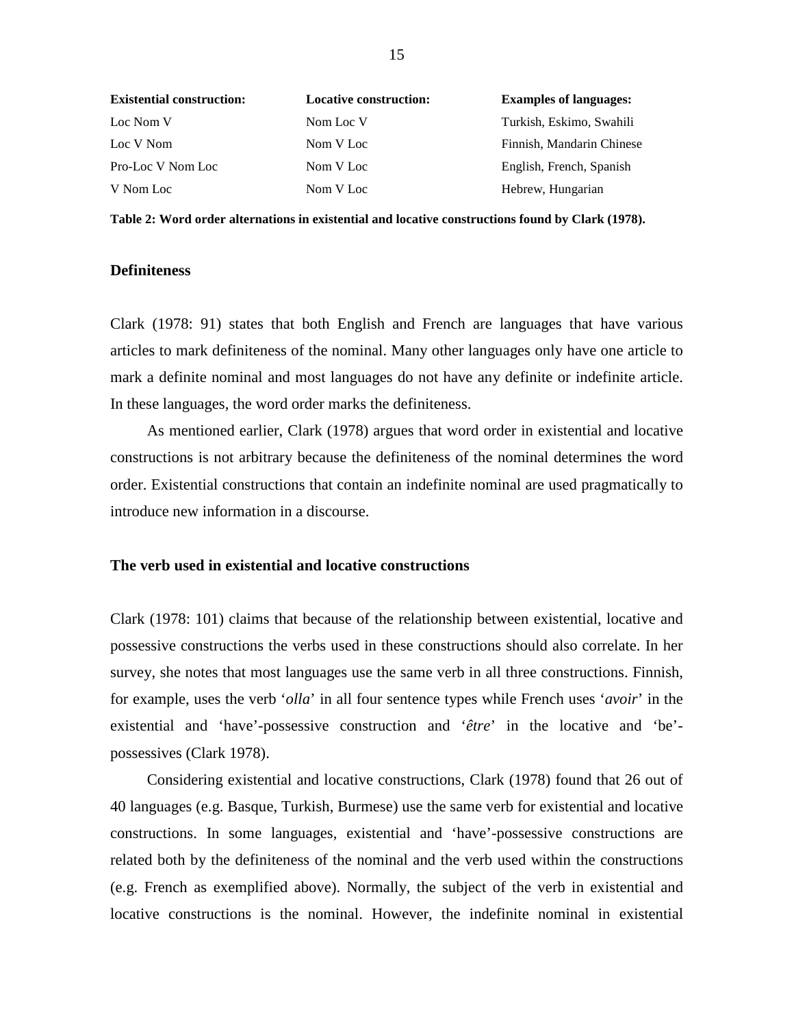| Existential construction: | Locative construction: | Examples of languages: |
| --- | --- | --- |
| Loc Nom V | Nom Loc V | Turkish, Eskimo, Swahili |
| Loc V Nom | Nom V Loc | Finnish, Mandarin Chinese |
| Pro-Loc V Nom Loc | Nom V Loc | English, French, Spanish |
| V Nom Loc | Nom V Loc | Hebrew, Hungarian |

**Table 2: Word order alternations in existential and locative constructions found by Clark (1978).**

### Definiteness

Clark (1978: 91) states that both English and French are languages that have various articles to mark definiteness of the nominal. Many other languages only have one article to mark a definite nominal and most languages do not have any definite or indefinite article. In these languages, the word order marks the definiteness.

As mentioned earlier, Clark (1978) argues that word order in existential and locative constructions is not arbitrary because the definiteness of the nominal determines the word order. Existential constructions that contain an indefinite nominal are used pragmatically to introduce new information in a discourse.

### The verb used in existential and locative constructions

Clark (1978: 101) claims that because of the relationship between existential, locative and possessive constructions the verbs used in these constructions should also correlate. In her survey, she notes that most languages use the same verb in all three constructions. Finnish, for example, uses the verb '*olla*' in all four sentence types while French uses '*avoir*' in the existential and 'have'-possessive construction and '*être*' in the locative and 'be'-possessives (Clark 1978).

Considering existential and locative constructions, Clark (1978) found that 26 out of 40 languages (e.g. Basque, Turkish, Burmese) use the same verb for existential and locative constructions. In some languages, existential and 'have'-possessive constructions are related both by the definiteness of the nominal and the verb used within the constructions (e.g. French as exemplified above). Normally, the subject of the verb in existential and locative constructions is the nominal. However, the indefinite nominal in existential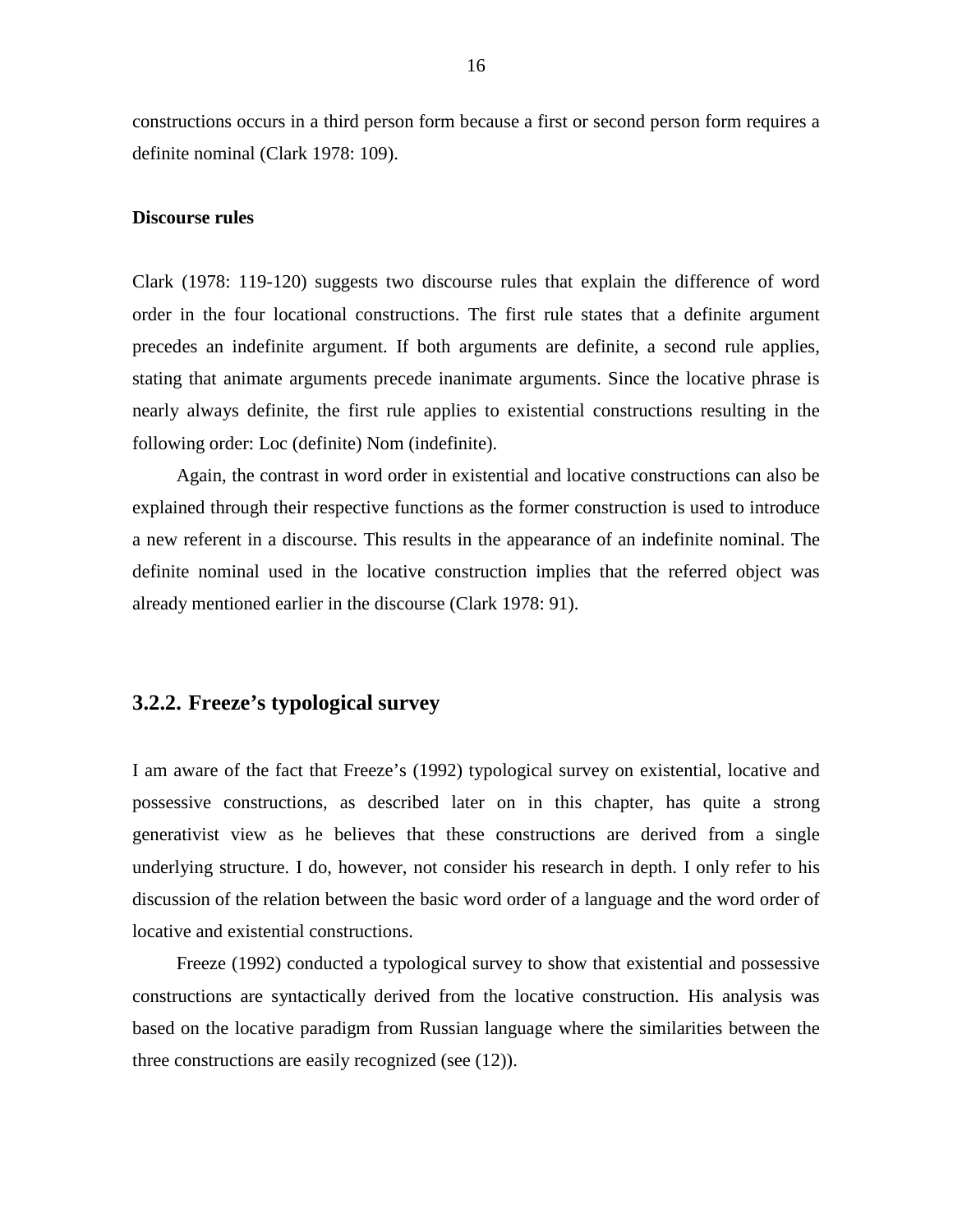constructions occurs in a third person form because a first or second person form requires a definite nominal (Clark 1978: 109).

**Discourse rules**

Clark (1978: 119-120) suggests two discourse rules that explain the difference of word order in the four locational constructions. The first rule states that a definite argument precedes an indefinite argument. If both arguments are definite, a second rule applies, stating that animate arguments precede inanimate arguments. Since the locative phrase is nearly always definite, the first rule applies to existential constructions resulting in the following order: Loc (definite) Nom (indefinite).

Again, the contrast in word order in existential and locative constructions can also be explained through their respective functions as the former construction is used to introduce a new referent in a discourse. This results in the appearance of an indefinite nominal. The definite nominal used in the locative construction implies that the referred object was already mentioned earlier in the discourse (Clark 1978: 91).

### 3.2.2. Freeze's typological survey

I am aware of the fact that Freeze's (1992) typological survey on existential, locative and possessive constructions, as described later on in this chapter, has quite a strong generativist view as he believes that these constructions are derived from a single underlying structure. I do, however, not consider his research in depth. I only refer to his discussion of the relation between the basic word order of a language and the word order of locative and existential constructions.

Freeze (1992) conducted a typological survey to show that existential and possessive constructions are syntactically derived from the locative construction. His analysis was based on the locative paradigm from Russian language where the similarities between the three constructions are easily recognized (see (12)).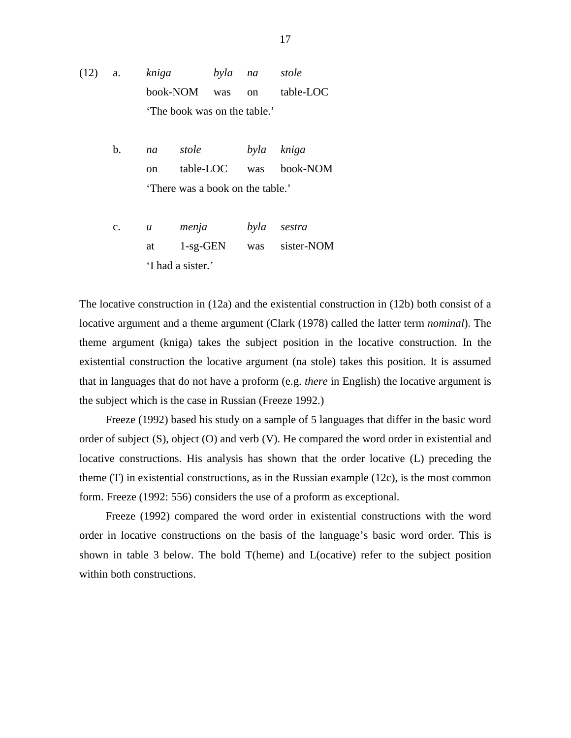(12) a. *kniga* *byla* *na* *stole*

book-NOM was on table-LOC

'The book was on the table.'

b. *na* *stole* *byla* *kniga*

on table-LOC was book-NOM

'There was a book on the table.'

c. *u* *menja* *byla* *sestra*

at 1-sg-GEN was sister-NOM

'I had a sister.'

The locative construction in (12a) and the existential construction in (12b) both consist of a locative argument and a theme argument (Clark (1978) called the latter term *nominal*). The theme argument (kniga) takes the subject position in the locative construction. In the existential construction the locative argument (na stole) takes this position. It is assumed that in languages that do not have a proform (e.g. *there* in English) the locative argument is the subject which is the case in Russian (Freeze 1992.)

Freeze (1992) based his study on a sample of 5 languages that differ in the basic word order of subject (S), object (O) and verb (V). He compared the word order in existential and locative constructions. His analysis has shown that the order locative (L) preceding the theme (T) in existential constructions, as in the Russian example (12c), is the most common form. Freeze (1992: 556) considers the use of a proform as exceptional.

Freeze (1992) compared the word order in existential constructions with the word order in locative constructions on the basis of the language's basic word order. This is shown in table 3 below. The bold T(heme) and L(ocative) refer to the subject position within both constructions.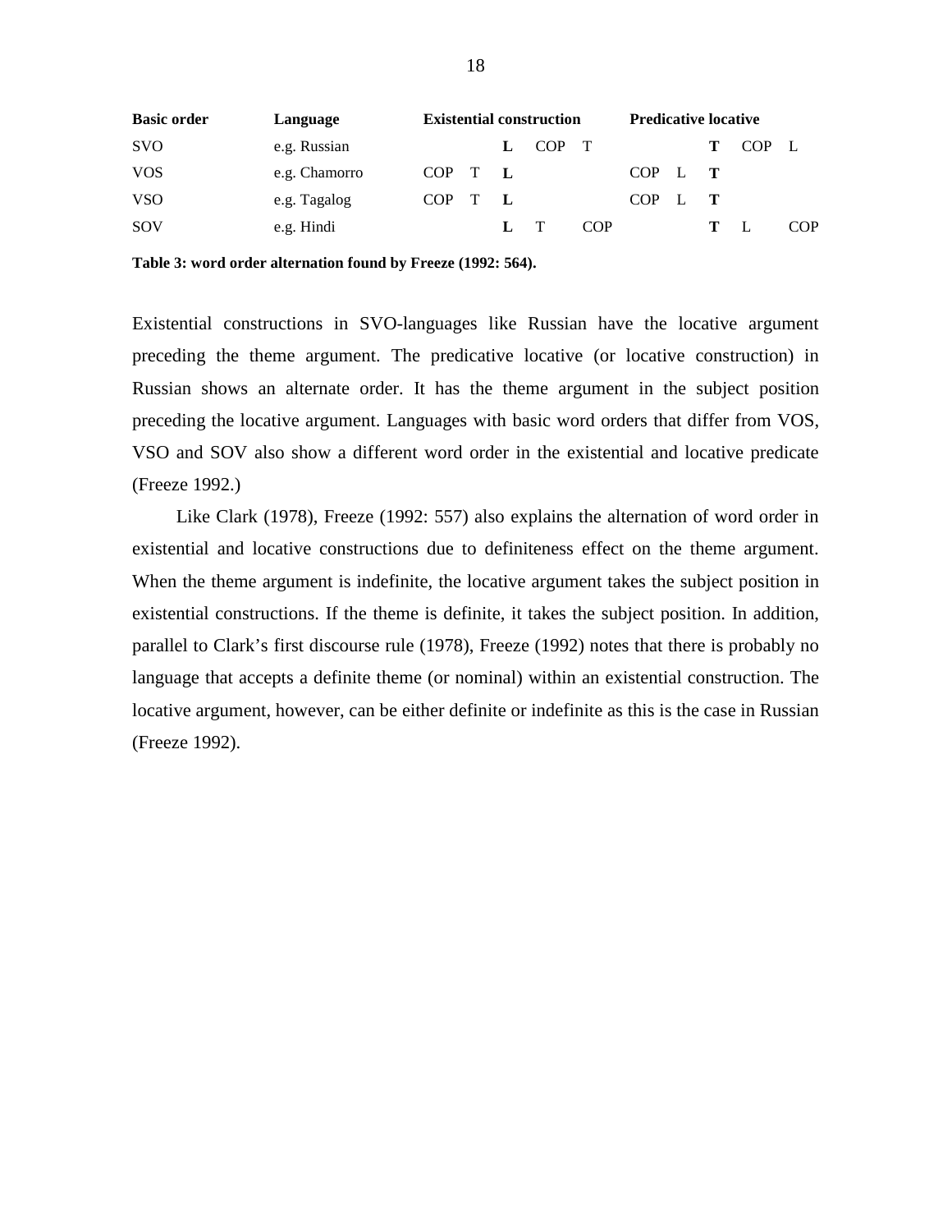| Basic order | Language | Existential construction | | | | | Predicative locative | | | | |
|---|---|---|---|---|---|---|---|---|---|---|---|
| SVO | e.g. Russian | | | **L** | COP | T | | | **T** | COP | L |
| VOS | e.g. Chamorro | COP | T | **L** | | | COP | L | **T** | | |
| VSO | e.g. Tagalog | COP | T | **L** | | | COP | L | **T** | | |
| SOV | e.g. Hindi | | | **L** | T | COP | | | **T** | L | COP |

**Table 3: word order alternation found by Freeze (1992: 564).**

Existential constructions in SVO-languages like Russian have the locative argument preceding the theme argument. The predicative locative (or locative construction) in Russian shows an alternate order. It has the theme argument in the subject position preceding the locative argument. Languages with basic word orders that differ from VOS, VSO and SOV also show a different word order in the existential and locative predicate (Freeze 1992.)

Like Clark (1978), Freeze (1992: 557) also explains the alternation of word order in existential and locative constructions due to definiteness effect on the theme argument. When the theme argument is indefinite, the locative argument takes the subject position in existential constructions. If the theme is definite, it takes the subject position. In addition, parallel to Clark's first discourse rule (1978), Freeze (1992) notes that there is probably no language that accepts a definite theme (or nominal) within an existential construction. The locative argument, however, can be either definite or indefinite as this is the case in Russian (Freeze 1992).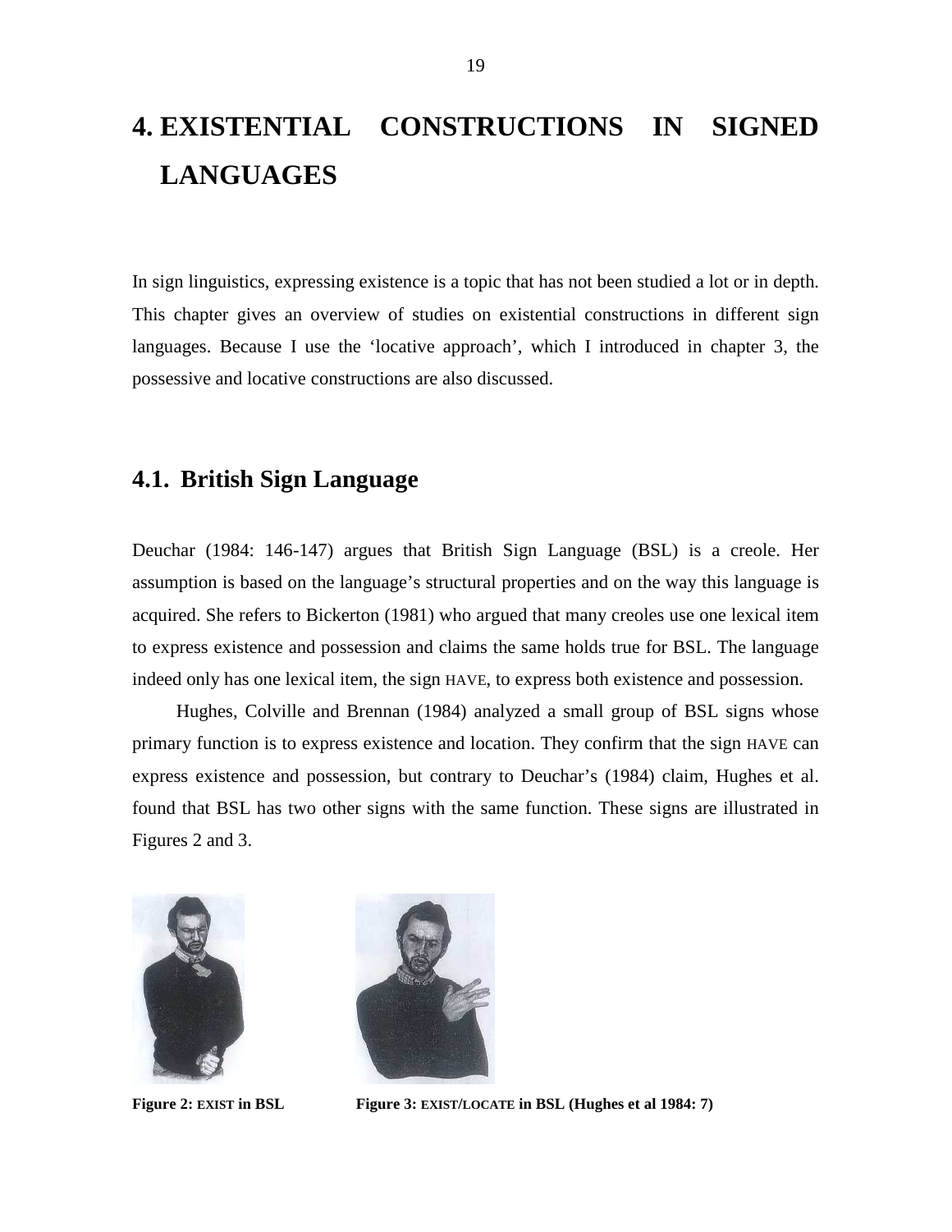# 4. EXISTENTIAL CONSTRUCTIONS IN SIGNED LANGUAGES

In sign linguistics, expressing existence is a topic that has not been studied a lot or in depth. This chapter gives an overview of studies on existential constructions in different sign languages. Because I use the 'locative approach', which I introduced in chapter 3, the possessive and locative constructions are also discussed.

## 4.1. British Sign Language

Deuchar (1984: 146-147) argues that British Sign Language (BSL) is a creole. Her assumption is based on the language's structural properties and on the way this language is acquired. She refers to Bickerton (1981) who argued that many creoles use one lexical item to express existence and possession and claims the same holds true for BSL. The language indeed only has one lexical item, the sign HAVE, to express both existence and possession.

Hughes, Colville and Brennan (1984) analyzed a small group of BSL signs whose primary function is to express existence and location. They confirm that the sign HAVE can express existence and possession, but contrary to Deuchar's (1984) claim, Hughes et al. found that BSL has two other signs with the same function. These signs are illustrated in Figures 2 and 3.

**Figure 2: EXIST in BSL**

**Figure 3: EXIST/LOCATE in BSL (Hughes et al 1984: 7)**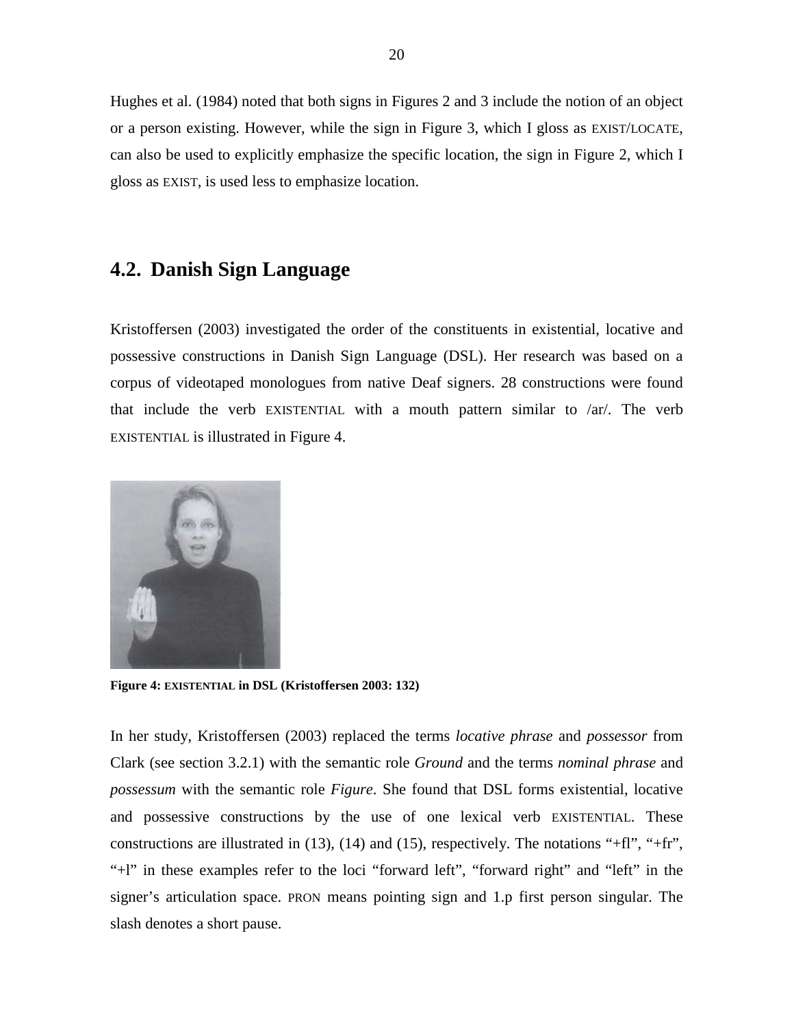Hughes et al. (1984) noted that both signs in Figures 2 and 3 include the notion of an object or a person existing. However, while the sign in Figure 3, which I gloss as EXIST/LOCATE, can also be used to explicitly emphasize the specific location, the sign in Figure 2, which I gloss as EXIST, is used less to emphasize location.

## 4.2. Danish Sign Language

Kristoffersen (2003) investigated the order of the constituents in existential, locative and possessive constructions in Danish Sign Language (DSL). Her research was based on a corpus of videotaped monologues from native Deaf signers. 28 constructions were found that include the verb EXISTENTIAL with a mouth pattern similar to /ar/. The verb EXISTENTIAL is illustrated in Figure 4.

**Figure 4: EXISTENTIAL in DSL (Kristoffersen 2003: 132)**

In her study, Kristoffersen (2003) replaced the terms *locative phrase* and *possessor* from Clark (see section 3.2.1) with the semantic role *Ground* and the terms *nominal phrase* and *possessum* with the semantic role *Figure*. She found that DSL forms existential, locative and possessive constructions by the use of one lexical verb EXISTENTIAL. These constructions are illustrated in (13), (14) and (15), respectively. The notations "+fl", "+fr", "+l" in these examples refer to the loci "forward left", "forward right" and "left" in the signer's articulation space. PRON means pointing sign and 1.p first person singular. The slash denotes a short pause.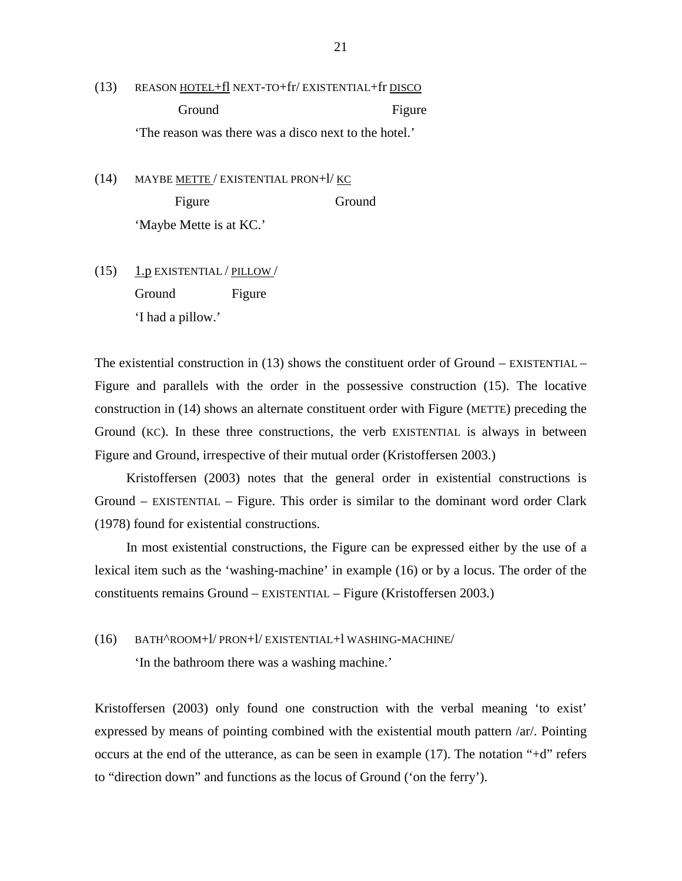(13) REASON <u>HOTEL+fl</u> NEXT-TO+fr/ EXISTENTIAL+fr <u>DISCO</u>

Ground Figure

'The reason was there was a disco next to the hotel.'

(14) MAYBE <u>METTE</u> / EXISTENTIAL PRON+l/ <u>KC</u>

Figure Ground

'Maybe Mette is at KC.'

(15) <u>1.p</u> EXISTENTIAL / <u>PILLOW</u> /

Ground Figure

'I had a pillow.'

The existential construction in (13) shows the constituent order of Ground – EXISTENTIAL – Figure and parallels with the order in the possessive construction (15). The locative construction in (14) shows an alternate constituent order with Figure (METTE) preceding the Ground (KC). In these three constructions, the verb EXISTENTIAL is always in between Figure and Ground, irrespective of their mutual order (Kristoffersen 2003.)

Kristoffersen (2003) notes that the general order in existential constructions is Ground – EXISTENTIAL – Figure. This order is similar to the dominant word order Clark (1978) found for existential constructions.

In most existential constructions, the Figure can be expressed either by the use of a lexical item such as the 'washing-machine' in example (16) or by a locus. The order of the constituents remains Ground – EXISTENTIAL – Figure (Kristoffersen 2003.)

(16) BATH^ROOM+l/ PRON+l/ EXISTENTIAL+l WASHING-MACHINE/

'In the bathroom there was a washing machine.'

Kristoffersen (2003) only found one construction with the verbal meaning 'to exist' expressed by means of pointing combined with the existential mouth pattern /ar/. Pointing occurs at the end of the utterance, as can be seen in example (17). The notation "+d" refers to "direction down" and functions as the locus of Ground ('on the ferry').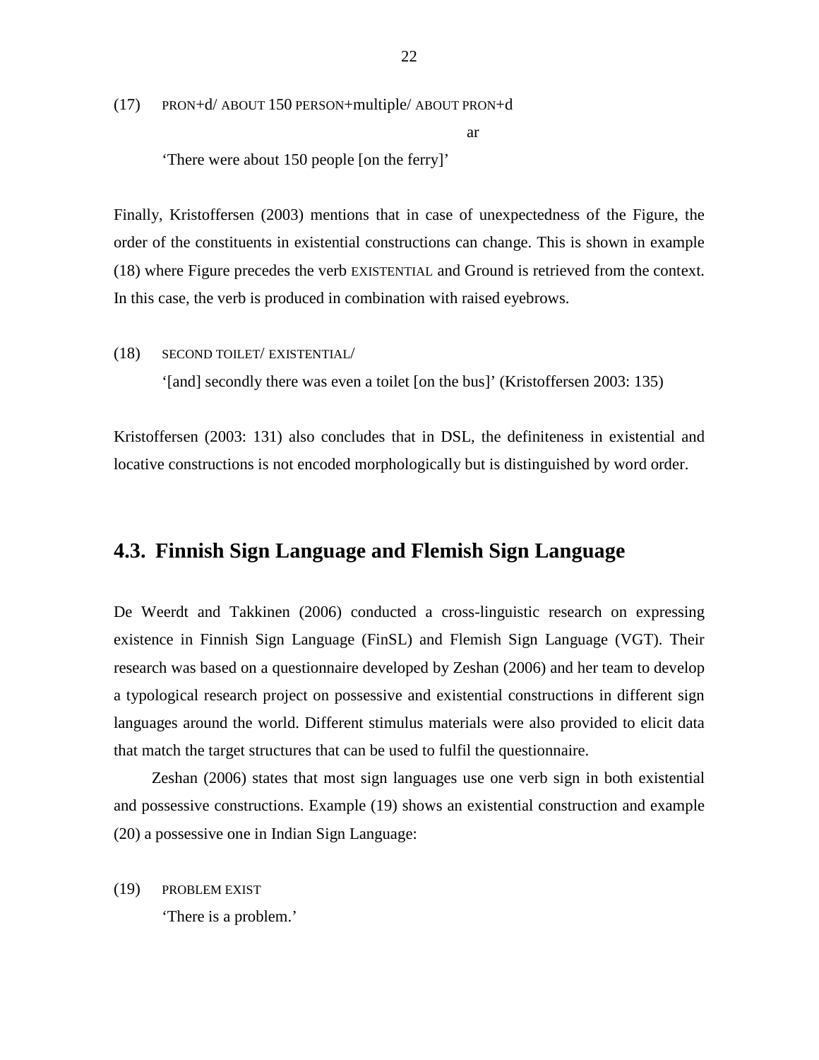(17) PRON+d/ ABOUT 150 PERSON+multiple/ ABOUT PRON+d

ar

'There were about 150 people [on the ferry]'

Finally, Kristoffersen (2003) mentions that in case of unexpectedness of the Figure, the order of the constituents in existential constructions can change. This is shown in example (18) where Figure precedes the verb EXISTENTIAL and Ground is retrieved from the context. In this case, the verb is produced in combination with raised eyebrows.

(18) SECOND TOILET/ EXISTENTIAL/

'[and] secondly there was even a toilet [on the bus]' (Kristoffersen 2003: 135)

Kristoffersen (2003: 131) also concludes that in DSL, the definiteness in existential and locative constructions is not encoded morphologically but is distinguished by word order.

## 4.3. Finnish Sign Language and Flemish Sign Language

De Weerdt and Takkinen (2006) conducted a cross-linguistic research on expressing existence in Finnish Sign Language (FinSL) and Flemish Sign Language (VGT). Their research was based on a questionnaire developed by Zeshan (2006) and her team to develop a typological research project on possessive and existential constructions in different sign languages around the world. Different stimulus materials were also provided to elicit data that match the target structures that can be used to fulfil the questionnaire.

Zeshan (2006) states that most sign languages use one verb sign in both existential and possessive constructions. Example (19) shows an existential construction and example (20) a possessive one in Indian Sign Language:

(19) PROBLEM EXIST

'There is a problem.'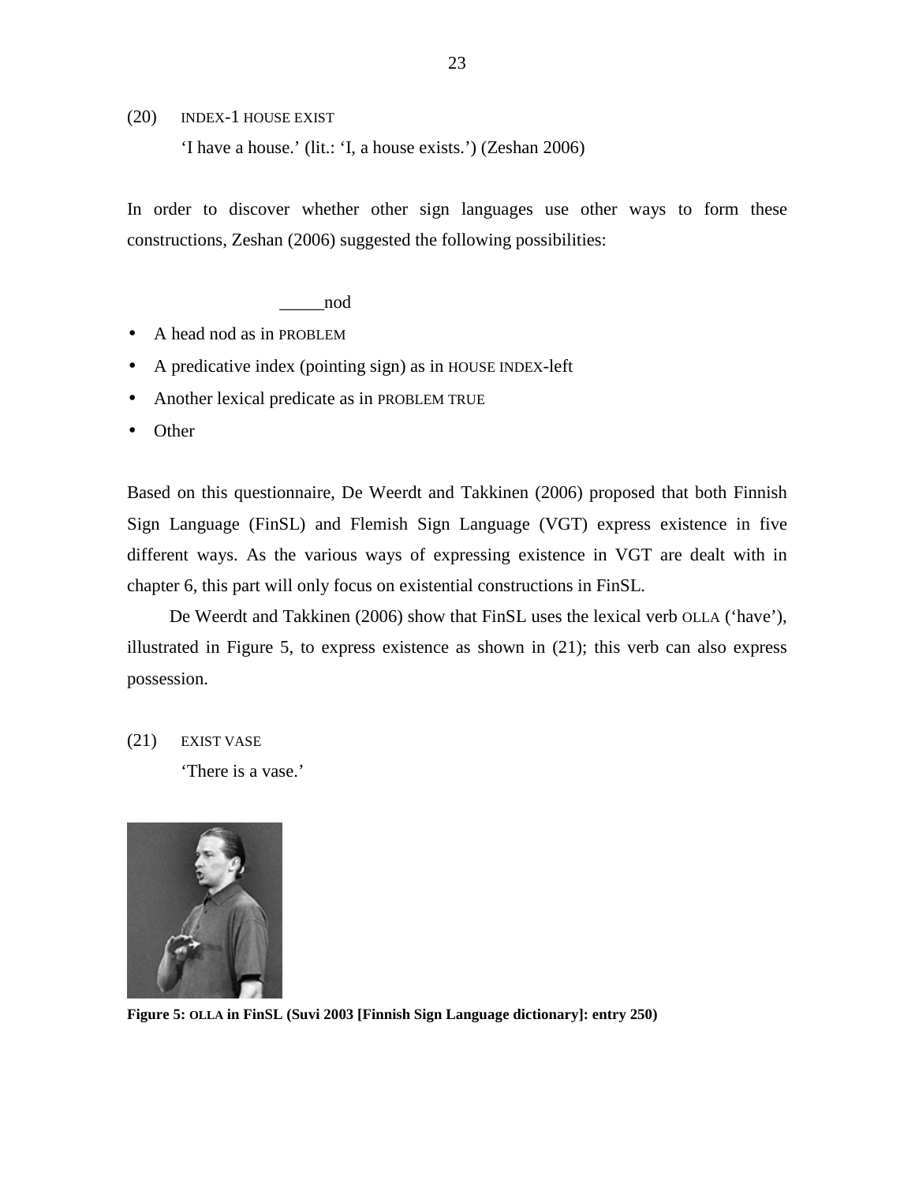(20) INDEX-1 HOUSE EXIST

‘I have a house.’ (lit.: ‘I, a house exists.’) (Zeshan 2006)

In order to discover whether other sign languages use other ways to form these constructions, Zeshan (2006) suggested the following possibilities:

- A head nod as in PROBLEM (_____nod)
- A predicative index (pointing sign) as in HOUSE INDEX-left
- Another lexical predicate as in PROBLEM TRUE
- Other

Based on this questionnaire, De Weerdt and Takkinen (2006) proposed that both Finnish Sign Language (FinSL) and Flemish Sign Language (VGT) express existence in five different ways. As the various ways of expressing existence in VGT are dealt with in chapter 6, this part will only focus on existential constructions in FinSL.

De Weerdt and Takkinen (2006) show that FinSL uses the lexical verb OLLA (‘have’), illustrated in Figure 5, to express existence as shown in (21); this verb can also express possession.

(21) EXIST VASE

‘There is a vase.’

**Figure 5: OLLA in FinSL (Suvi 2003 [Finnish Sign Language dictionary]: entry 250)**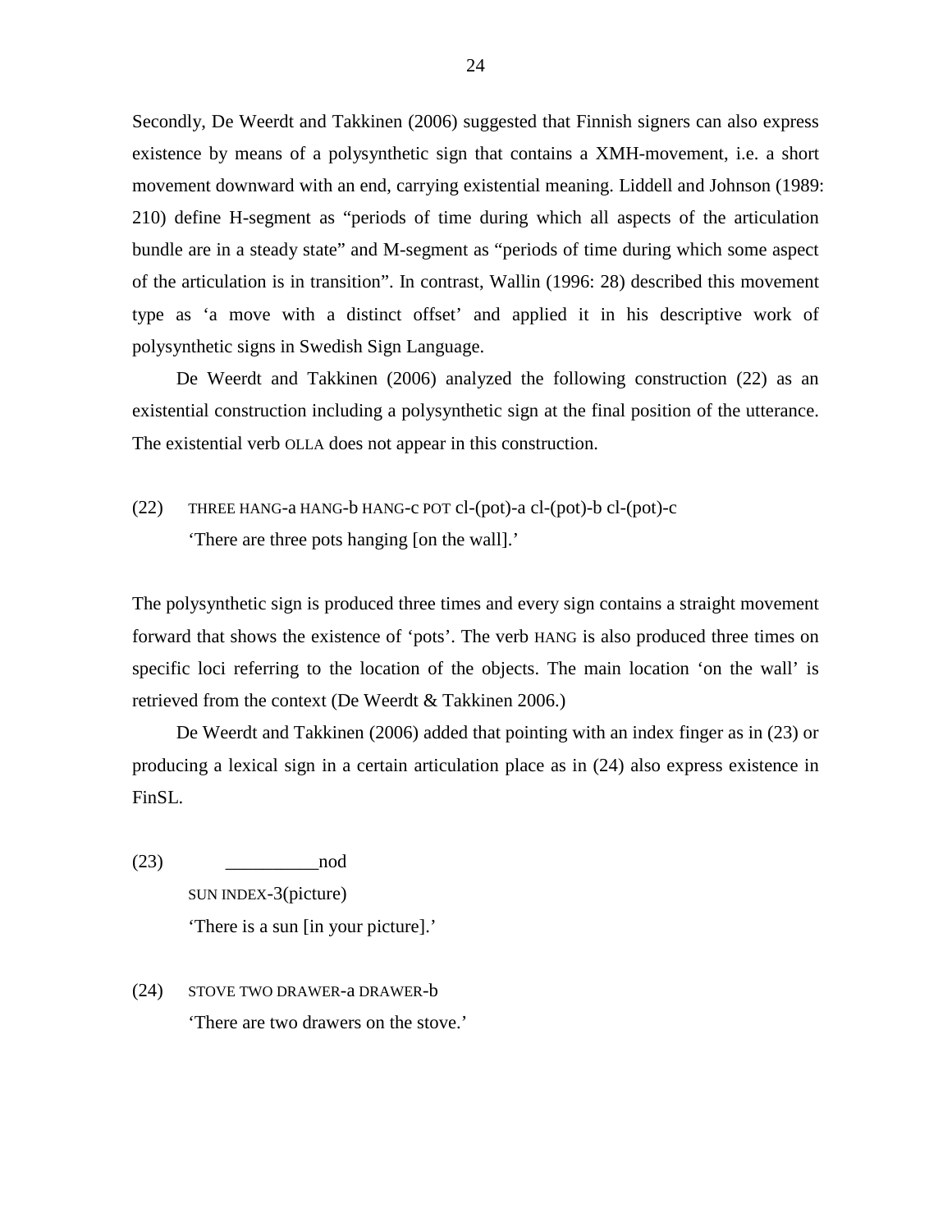Secondly, De Weerdt and Takkinen (2006) suggested that Finnish signers can also express existence by means of a polysynthetic sign that contains a XMH-movement, i.e. a short movement downward with an end, carrying existential meaning. Liddell and Johnson (1989: 210) define H-segment as "periods of time during which all aspects of the articulation bundle are in a steady state" and M-segment as "periods of time during which some aspect of the articulation is in transition". In contrast, Wallin (1996: 28) described this movement type as 'a move with a distinct offset' and applied it in his descriptive work of polysynthetic signs in Swedish Sign Language.

De Weerdt and Takkinen (2006) analyzed the following construction (22) as an existential construction including a polysynthetic sign at the final position of the utterance. The existential verb OLLA does not appear in this construction.

(22) THREE HANG-a HANG-b HANG-c POT cl-(pot)-a cl-(pot)-b cl-(pot)-c
'There are three pots hanging [on the wall].'

The polysynthetic sign is produced three times and every sign contains a straight movement forward that shows the existence of 'pots'. The verb HANG is also produced three times on specific loci referring to the location of the objects. The main location 'on the wall' is retrieved from the context (De Weerdt & Takkinen 2006.)

De Weerdt and Takkinen (2006) added that pointing with an index finger as in (23) or producing a lexical sign in a certain articulation place as in (24) also express existence in FinSL.

(23) __________nod
SUN INDEX-3(picture)
'There is a sun [in your picture].'

(24) STOVE TWO DRAWER-a DRAWER-b
'There are two drawers on the stove.'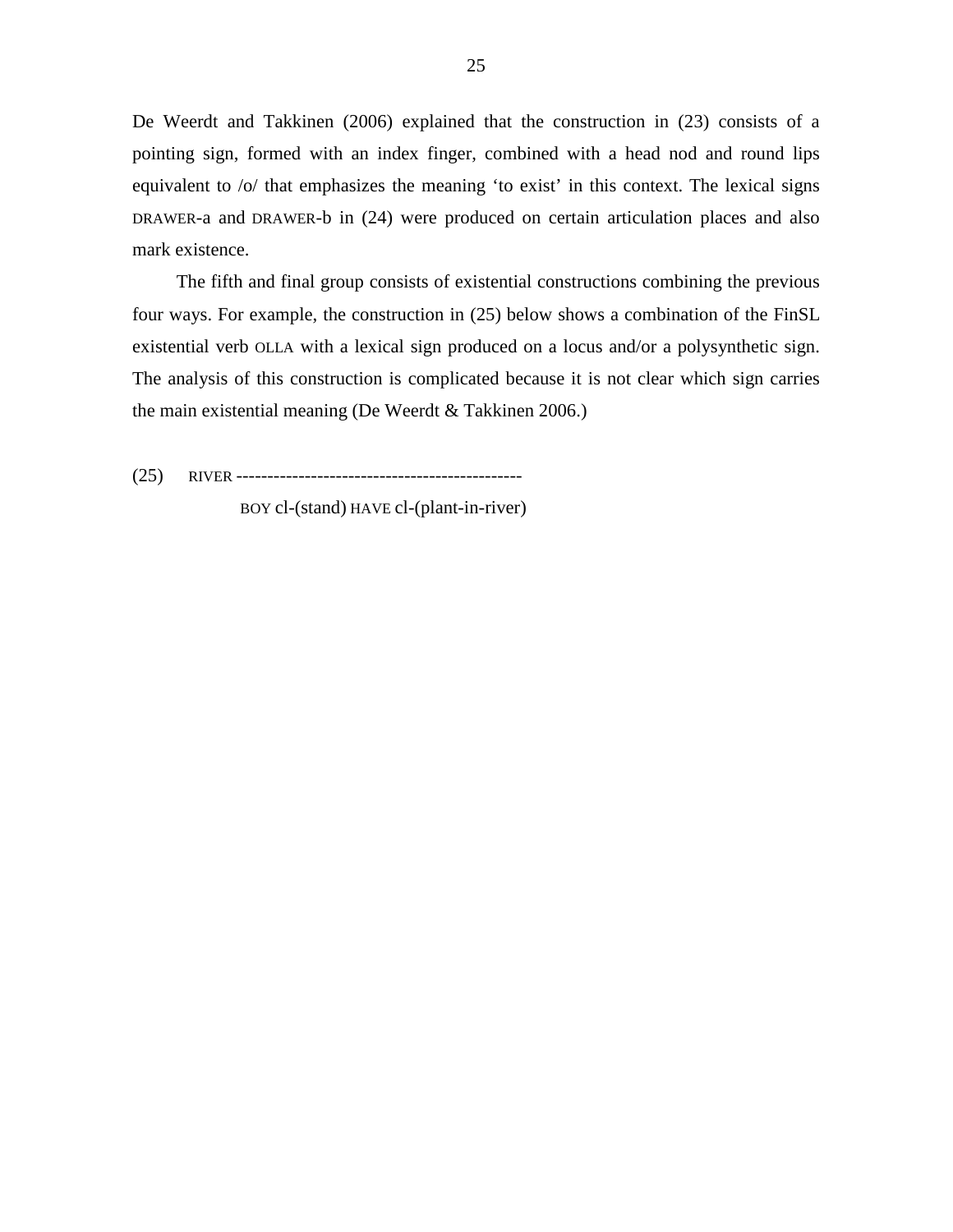De Weerdt and Takkinen (2006) explained that the construction in (23) consists of a pointing sign, formed with an index finger, combined with a head nod and round lips equivalent to /o/ that emphasizes the meaning 'to exist' in this context. The lexical signs DRAWER-a and DRAWER-b in (24) were produced on certain articulation places and also mark existence.

The fifth and final group consists of existential constructions combining the previous four ways. For example, the construction in (25) below shows a combination of the FinSL existential verb OLLA with a lexical sign produced on a locus and/or a polysynthetic sign. The analysis of this construction is complicated because it is not clear which sign carries the main existential meaning (De Weerdt & Takkinen 2006.)

(25) RIVER ----------------------------------------------

BOY cl-(stand) HAVE cl-(plant-in-river)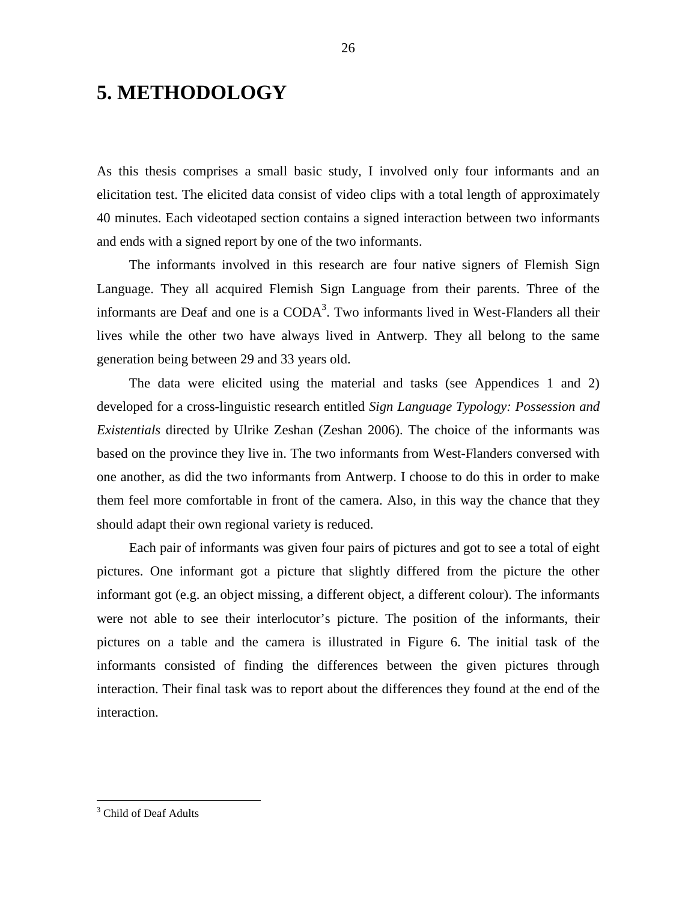# 5. METHODOLOGY

As this thesis comprises a small basic study, I involved only four informants and an elicitation test. The elicited data consist of video clips with a total length of approximately 40 minutes. Each videotaped section contains a signed interaction between two informants and ends with a signed report by one of the two informants.

The informants involved in this research are four native signers of Flemish Sign Language. They all acquired Flemish Sign Language from their parents. Three of the informants are Deaf and one is a CODA[3]. Two informants lived in West-Flanders all their lives while the other two have always lived in Antwerp. They all belong to the same generation being between 29 and 33 years old.

The data were elicited using the material and tasks (see Appendices 1 and 2) developed for a cross-linguistic research entitled *Sign Language Typology: Possession and Existentials* directed by Ulrike Zeshan (Zeshan 2006). The choice of the informants was based on the province they live in. The two informants from West-Flanders conversed with one another, as did the two informants from Antwerp. I choose to do this in order to make them feel more comfortable in front of the camera. Also, in this way the chance that they should adapt their own regional variety is reduced.

Each pair of informants was given four pairs of pictures and got to see a total of eight pictures. One informant got a picture that slightly differed from the picture the other informant got (e.g. an object missing, a different object, a different colour). The informants were not able to see their interlocutor's picture. The position of the informants, their pictures on a table and the camera is illustrated in Figure 6. The initial task of the informants consisted of finding the differences between the given pictures through interaction. Their final task was to report about the differences they found at the end of the interaction.

---

[3] Child of Deaf Adults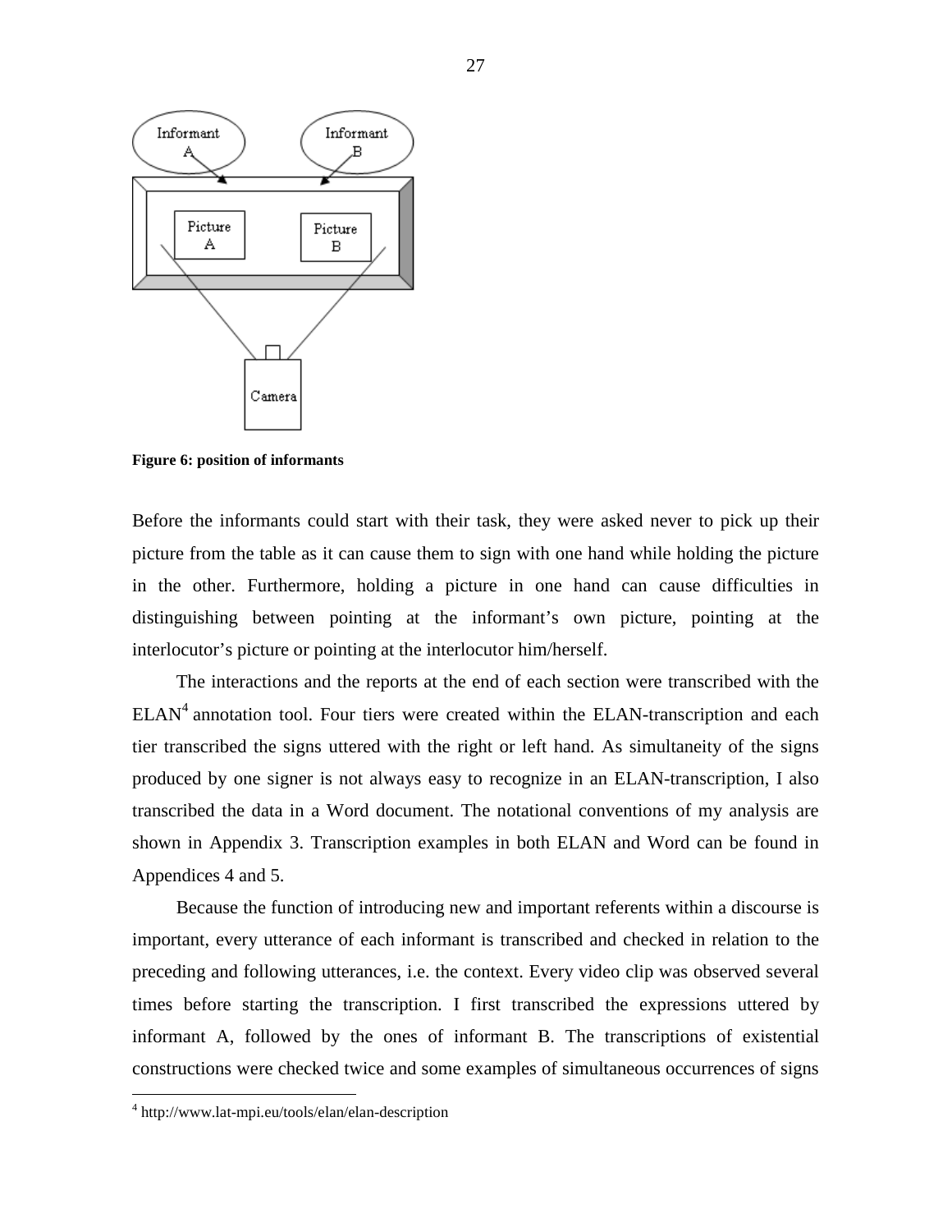**Figure 6: position of informants**

Before the informants could start with their task, they were asked never to pick up their picture from the table as it can cause them to sign with one hand while holding the picture in the other. Furthermore, holding a picture in one hand can cause difficulties in distinguishing between pointing at the informant's own picture, pointing at the interlocutor's picture or pointing at the interlocutor him/herself.

The interactions and the reports at the end of each section were transcribed with the ELAN[4] annotation tool. Four tiers were created within the ELAN-transcription and each tier transcribed the signs uttered with the right or left hand. As simultaneity of the signs produced by one signer is not always easy to recognize in an ELAN-transcription, I also transcribed the data in a Word document. The notational conventions of my analysis are shown in Appendix 3. Transcription examples in both ELAN and Word can be found in Appendices 4 and 5.

Because the function of introducing new and important referents within a discourse is important, every utterance of each informant is transcribed and checked in relation to the preceding and following utterances, i.e. the context. Every video clip was observed several times before starting the transcription. I first transcribed the expressions uttered by informant A, followed by the ones of informant B. The transcriptions of existential constructions were checked twice and some examples of simultaneous occurrences of signs

[4] http://www.lat-mpi.eu/tools/elan/elan-description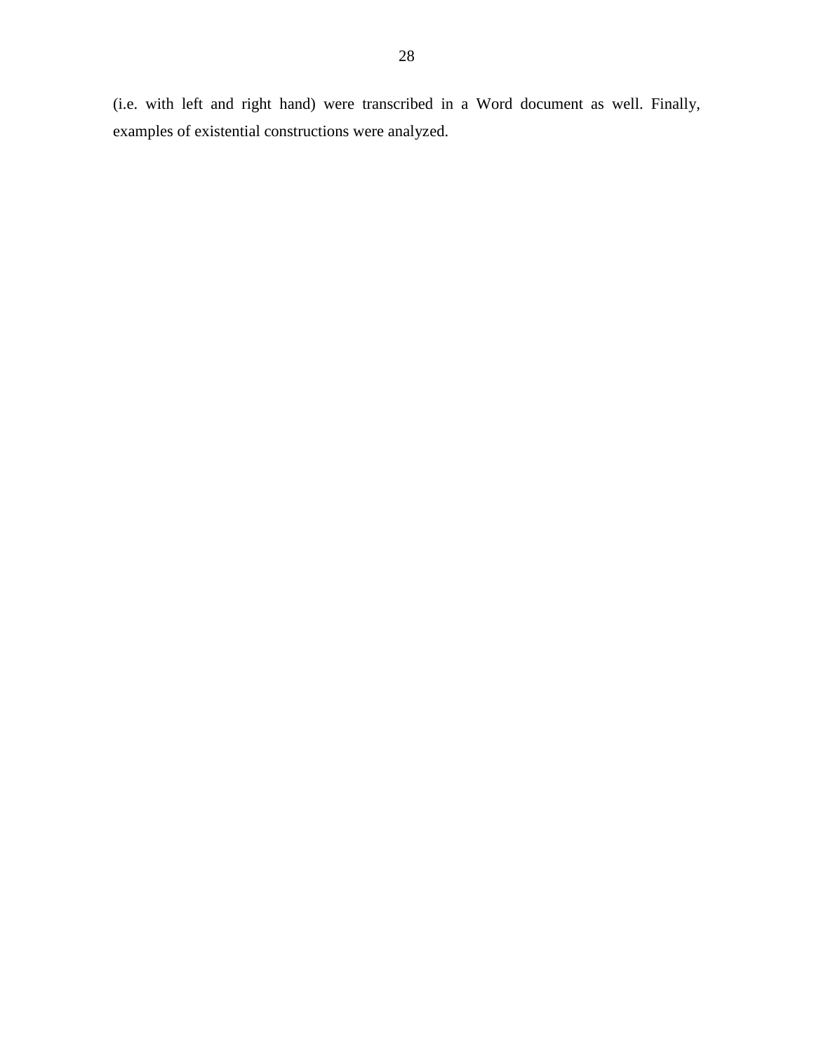(i.e. with left and right hand) were transcribed in a Word document as well. Finally, examples of existential constructions were analyzed.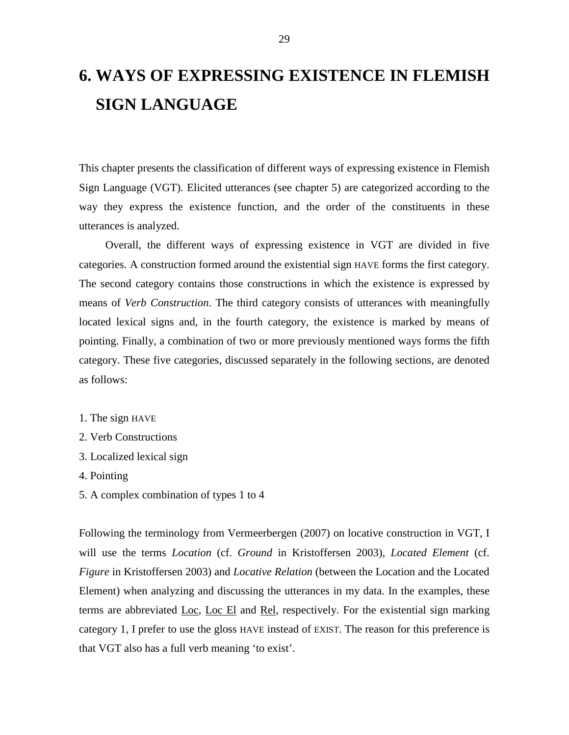# 6. WAYS OF EXPRESSING EXISTENCE IN FLEMISH SIGN LANGUAGE

This chapter presents the classification of different ways of expressing existence in Flemish Sign Language (VGT). Elicited utterances (see chapter 5) are categorized according to the way they express the existence function, and the order of the constituents in these utterances is analyzed.

Overall, the different ways of expressing existence in VGT are divided in five categories. A construction formed around the existential sign HAVE forms the first category. The second category contains those constructions in which the existence is expressed by means of *Verb Construction*. The third category consists of utterances with meaningfully located lexical signs and, in the fourth category, the existence is marked by means of pointing. Finally, a combination of two or more previously mentioned ways forms the fifth category. These five categories, discussed separately in the following sections, are denoted as follows:

1. The sign HAVE
2. Verb Constructions
3. Localized lexical sign
4. Pointing
5. A complex combination of types 1 to 4

Following the terminology from Vermeerbergen (2007) on locative construction in VGT, I will use the terms *Location* (cf. *Ground* in Kristoffersen 2003), *Located Element* (cf. *Figure* in Kristoffersen 2003) and *Locative Relation* (between the Location and the Located Element) when analyzing and discussing the utterances in my data. In the examples, these terms are abbreviated <u>Loc</u>, <u>Loc El</u> and <u>Rel</u>, respectively. For the existential sign marking category 1, I prefer to use the gloss HAVE instead of EXIST. The reason for this preference is that VGT also has a full verb meaning 'to exist'.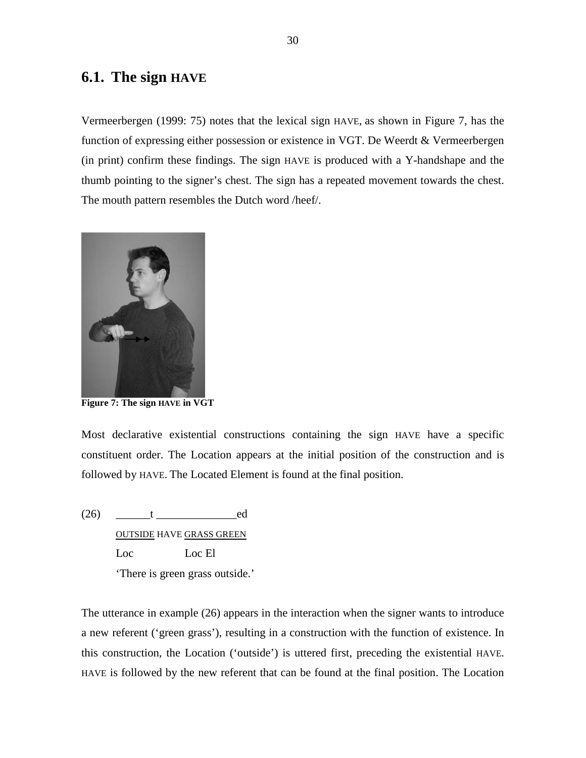## 6.1. The sign HAVE

Vermeerbergen (1999: 75) notes that the lexical sign HAVE, as shown in Figure 7, has the function of expressing either possession or existence in VGT. De Weerdt & Vermeerbergen (in print) confirm these findings. The sign HAVE is produced with a Y-handshape and the thumb pointing to the signer's chest. The sign has a repeated movement towards the chest. The mouth pattern resembles the Dutch word /heef/.

**Figure 7: The sign HAVE in VGT**

Most declarative existential constructions containing the sign HAVE have a specific constituent order. The Location appears at the initial position of the construction and is followed by HAVE. The Located Element is found at the final position.

(26) ______t ______________ed
OUTSIDE HAVE GRASS GREEN
Loc Loc El
'There is green grass outside.'

The utterance in example (26) appears in the interaction when the signer wants to introduce a new referent ('green grass'), resulting in a construction with the function of existence. In this construction, the Location ('outside') is uttered first, preceding the existential HAVE. HAVE is followed by the new referent that can be found at the final position. The Location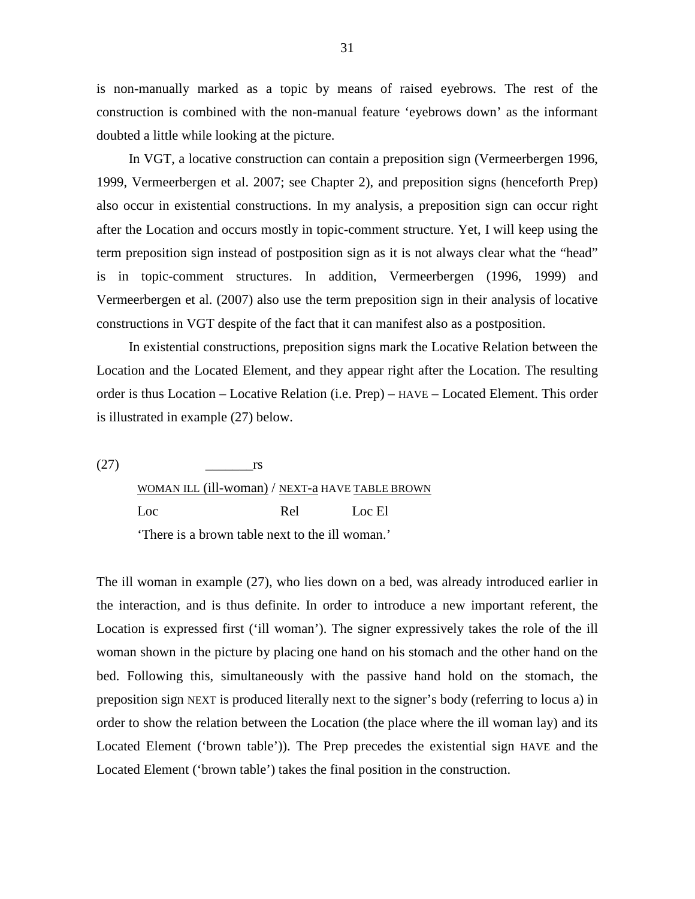is non-manually marked as a topic by means of raised eyebrows. The rest of the construction is combined with the non-manual feature 'eyebrows down' as the informant doubted a little while looking at the picture.

In VGT, a locative construction can contain a preposition sign (Vermeerbergen 1996, 1999, Vermeerbergen et al. 2007; see Chapter 2), and preposition signs (henceforth Prep) also occur in existential constructions. In my analysis, a preposition sign can occur right after the Location and occurs mostly in topic-comment structure. Yet, I will keep using the term preposition sign instead of postposition sign as it is not always clear what the "head" is in topic-comment structures. In addition, Vermeerbergen (1996, 1999) and Vermeerbergen et al. (2007) also use the term preposition sign in their analysis of locative constructions in VGT despite of the fact that it can manifest also as a postposition.

In existential constructions, preposition signs mark the Locative Relation between the Location and the Located Element, and they appear right after the Location. The resulting order is thus Location – Locative Relation (i.e. Prep) – HAVE – Located Element. This order is illustrated in example (27) below.

```
(27)            _______rs
        WOMAN ILL (ill-woman) / NEXT-a HAVE TABLE BROWN
        Loc                     Rel         Loc El
        'There is a brown table next to the ill woman.'
```

The ill woman in example (27), who lies down on a bed, was already introduced earlier in the interaction, and is thus definite. In order to introduce a new important referent, the Location is expressed first ('ill woman'). The signer expressively takes the role of the ill woman shown in the picture by placing one hand on his stomach and the other hand on the bed. Following this, simultaneously with the passive hand hold on the stomach, the preposition sign NEXT is produced literally next to the signer's body (referring to locus a) in order to show the relation between the Location (the place where the ill woman lay) and its Located Element ('brown table')). The Prep precedes the existential sign HAVE and the Located Element ('brown table') takes the final position in the construction.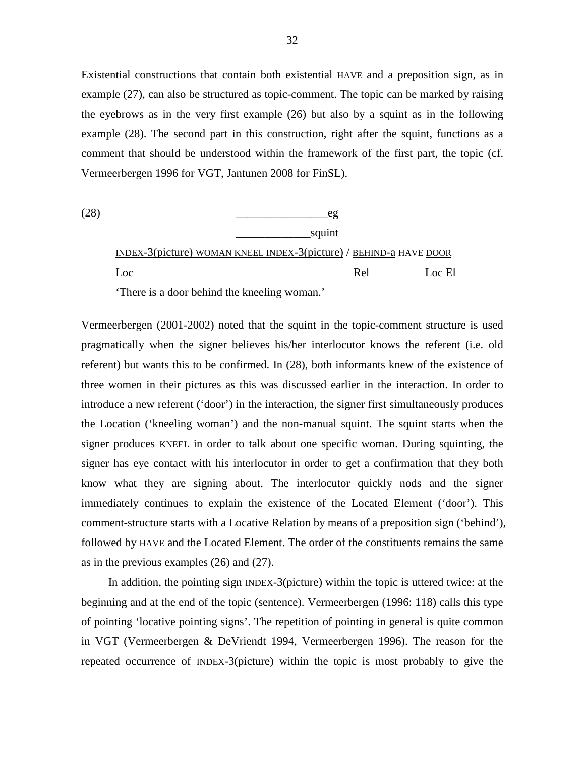Existential constructions that contain both existential HAVE and a preposition sign, as in example (27), can also be structured as topic-comment. The topic can be marked by raising the eyebrows as in the very first example (26) but also by a squint as in the following example (28). The second part in this construction, right after the squint, functions as a comment that should be understood within the framework of the first part, the topic (cf. Vermeerbergen 1996 for VGT, Jantunen 2008 for FinSL).

```
(28)                          ________________eg
                              _____________squint
     INDEX-3(picture) WOMAN KNEEL INDEX-3(picture) / BEHIND-a HAVE DOOR
     Loc                                             Rel           Loc El
     'There is a door behind the kneeling woman.'
```

Vermeerbergen (2001-2002) noted that the squint in the topic-comment structure is used pragmatically when the signer believes his/her interlocutor knows the referent (i.e. old referent) but wants this to be confirmed. In (28), both informants knew of the existence of three women in their pictures as this was discussed earlier in the interaction. In order to introduce a new referent ('door') in the interaction, the signer first simultaneously produces the Location ('kneeling woman') and the non-manual squint. The squint starts when the signer produces KNEEL in order to talk about one specific woman. During squinting, the signer has eye contact with his interlocutor in order to get a confirmation that they both know what they are signing about. The interlocutor quickly nods and the signer immediately continues to explain the existence of the Located Element ('door'). This comment-structure starts with a Locative Relation by means of a preposition sign ('behind'), followed by HAVE and the Located Element. The order of the constituents remains the same as in the previous examples (26) and (27).

In addition, the pointing sign INDEX-3(picture) within the topic is uttered twice: at the beginning and at the end of the topic (sentence). Vermeerbergen (1996: 118) calls this type of pointing 'locative pointing signs'. The repetition of pointing in general is quite common in VGT (Vermeerbergen & DeVriendt 1994, Vermeerbergen 1996). The reason for the repeated occurrence of INDEX-3(picture) within the topic is most probably to give the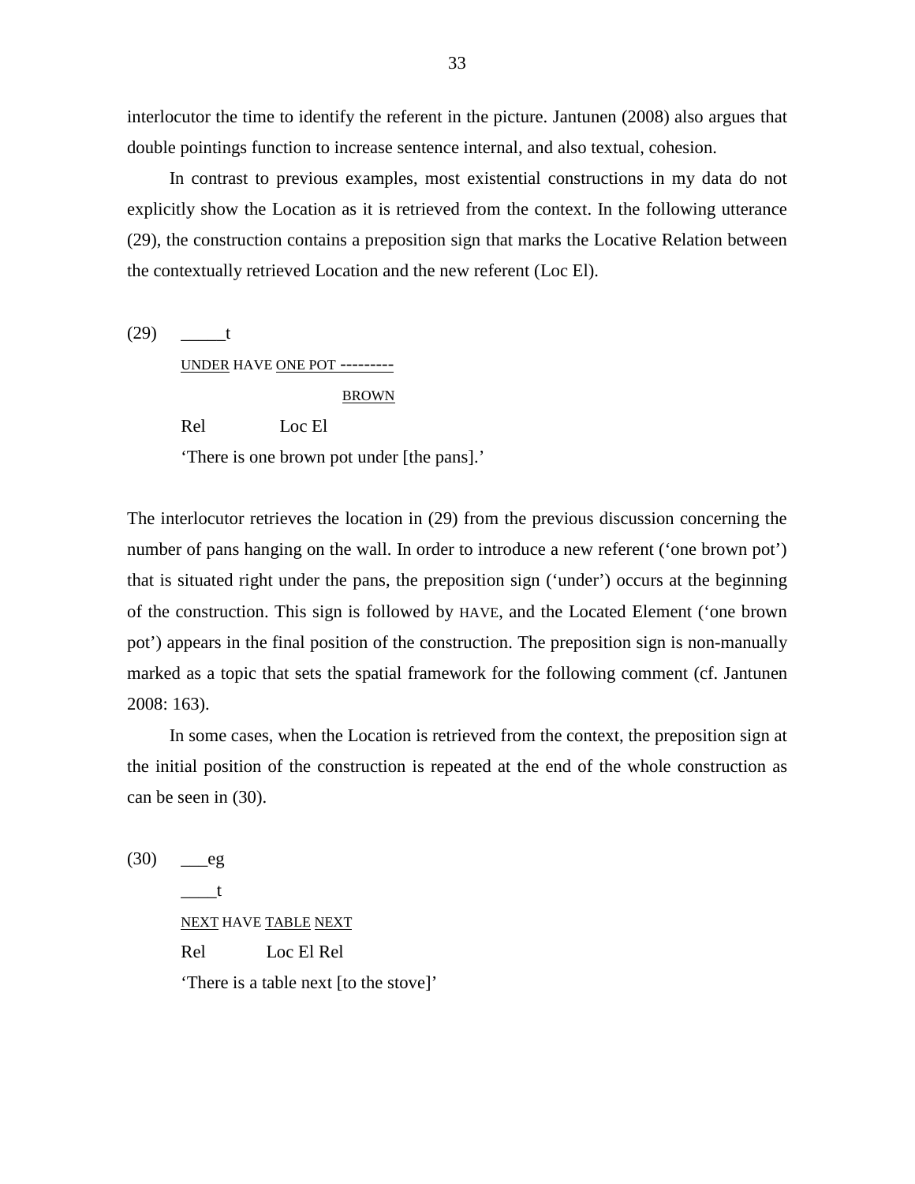interlocutor the time to identify the referent in the picture. Jantunen (2008) also argues that double pointings function to increase sentence internal, and also textual, cohesion.

In contrast to previous examples, most existential constructions in my data do not explicitly show the Location as it is retrieved from the context. In the following utterance (29), the construction contains a preposition sign that marks the Locative Relation between the contextually retrieved Location and the new referent (Loc El).

```
(29)    _____t
        UNDER HAVE ONE POT ---------
                          BROWN
        Rel         Loc El
        'There is one brown pot under [the pans].'
```

The interlocutor retrieves the location in (29) from the previous discussion concerning the number of pans hanging on the wall. In order to introduce a new referent ('one brown pot') that is situated right under the pans, the preposition sign ('under') occurs at the beginning of the construction. This sign is followed by HAVE, and the Located Element ('one brown pot') appears in the final position of the construction. The preposition sign is non-manually marked as a topic that sets the spatial framework for the following comment (cf. Jantunen 2008: 163).

In some cases, when the Location is retrieved from the context, the preposition sign at the initial position of the construction is repeated at the end of the whole construction as can be seen in (30).

```
(30)    ___eg
        ____t
        NEXT HAVE TABLE NEXT
        Rel       Loc El Rel
        'There is a table next [to the stove]'
```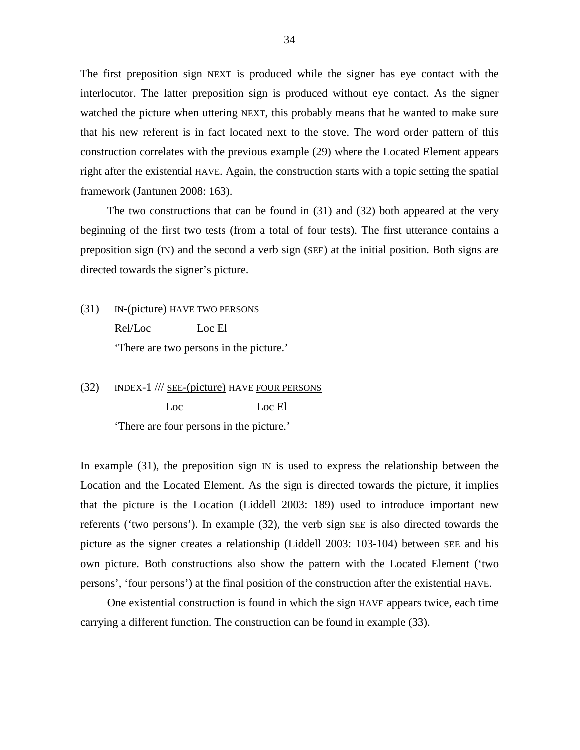The first preposition sign NEXT is produced while the signer has eye contact with the interlocutor. The latter preposition sign is produced without eye contact. As the signer watched the picture when uttering NEXT, this probably means that he wanted to make sure that his new referent is in fact located next to the stove. The word order pattern of this construction correlates with the previous example (29) where the Located Element appears right after the existential HAVE. Again, the construction starts with a topic setting the spatial framework (Jantunen 2008: 163).

The two constructions that can be found in (31) and (32) both appeared at the very beginning of the first two tests (from a total of four tests). The first utterance contains a preposition sign (IN) and the second a verb sign (SEE) at the initial position. Both signs are directed towards the signer's picture.

(31) IN-(picture) HAVE TWO PERSONS
     Rel/Loc          Loc El
     'There are two persons in the picture.'

(32) INDEX-1 /// SEE-(picture) HAVE FOUR PERSONS
              Loc                 Loc El
     'There are four persons in the picture.'

In example (31), the preposition sign IN is used to express the relationship between the Location and the Located Element. As the sign is directed towards the picture, it implies that the picture is the Location (Liddell 2003: 189) used to introduce important new referents ('two persons'). In example (32), the verb sign SEE is also directed towards the picture as the signer creates a relationship (Liddell 2003: 103-104) between SEE and his own picture. Both constructions also show the pattern with the Located Element ('two persons', 'four persons') at the final position of the construction after the existential HAVE.

One existential construction is found in which the sign HAVE appears twice, each time carrying a different function. The construction can be found in example (33).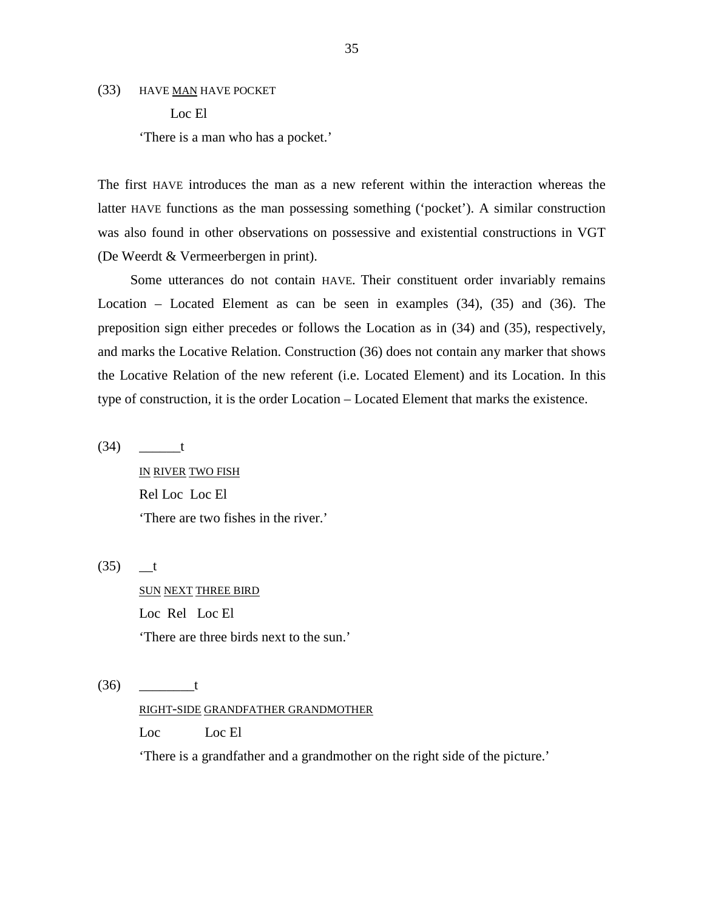(33) HAVE MAN HAVE POCKET

      Loc El

  'There is a man who has a pocket.'

The first HAVE introduces the man as a new referent within the interaction whereas the latter HAVE functions as the man possessing something ('pocket'). A similar construction was also found in other observations on possessive and existential constructions in VGT (De Weerdt & Vermeerbergen in print).

Some utterances do not contain HAVE. Their constituent order invariably remains Location – Located Element as can be seen in examples (34), (35) and (36). The preposition sign either precedes or follows the Location as in (34) and (35), respectively, and marks the Locative Relation. Construction (36) does not contain any marker that shows the Locative Relation of the new referent (i.e. Located Element) and its Location. In this type of construction, it is the order Location – Located Element that marks the existence.

(34) ______t

  IN RIVER TWO FISH

  Rel Loc  Loc El

  'There are two fishes in the river.'

(35) __t

  SUN NEXT THREE BIRD

  Loc  Rel   Loc El

  'There are three birds next to the sun.'

(36) ________t

  RIGHT-SIDE GRANDFATHER GRANDMOTHER

  Loc     Loc El

  'There is a grandfather and a grandmother on the right side of the picture.'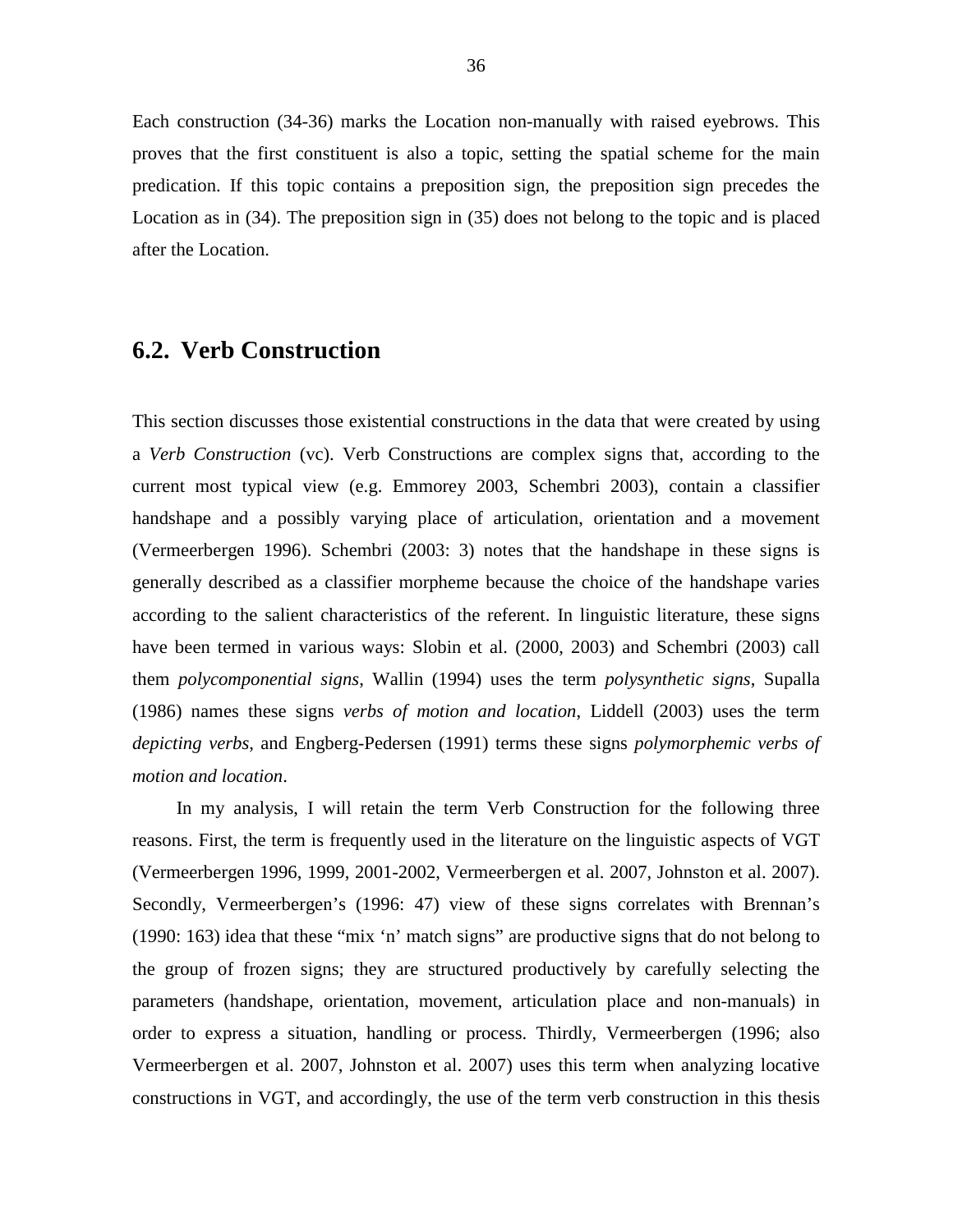Each construction (34-36) marks the Location non-manually with raised eyebrows. This proves that the first constituent is also a topic, setting the spatial scheme for the main predication. If this topic contains a preposition sign, the preposition sign precedes the Location as in (34). The preposition sign in (35) does not belong to the topic and is placed after the Location.

## 6.2. Verb Construction

This section discusses those existential constructions in the data that were created by using a *Verb Construction* (vc). Verb Constructions are complex signs that, according to the current most typical view (e.g. Emmorey 2003, Schembri 2003), contain a classifier handshape and a possibly varying place of articulation, orientation and a movement (Vermeerbergen 1996). Schembri (2003: 3) notes that the handshape in these signs is generally described as a classifier morpheme because the choice of the handshape varies according to the salient characteristics of the referent. In linguistic literature, these signs have been termed in various ways: Slobin et al. (2000, 2003) and Schembri (2003) call them *polycomponential signs*, Wallin (1994) uses the term *polysynthetic signs*, Supalla (1986) names these signs *verbs of motion and location*, Liddell (2003) uses the term *depicting verbs*, and Engberg-Pedersen (1991) terms these signs *polymorphemic verbs of motion and location*.

In my analysis, I will retain the term Verb Construction for the following three reasons. First, the term is frequently used in the literature on the linguistic aspects of VGT (Vermeerbergen 1996, 1999, 2001-2002, Vermeerbergen et al. 2007, Johnston et al. 2007). Secondly, Vermeerbergen's (1996: 47) view of these signs correlates with Brennan's (1990: 163) idea that these "mix 'n' match signs" are productive signs that do not belong to the group of frozen signs; they are structured productively by carefully selecting the parameters (handshape, orientation, movement, articulation place and non-manuals) in order to express a situation, handling or process. Thirdly, Vermeerbergen (1996; also Vermeerbergen et al. 2007, Johnston et al. 2007) uses this term when analyzing locative constructions in VGT, and accordingly, the use of the term verb construction in this thesis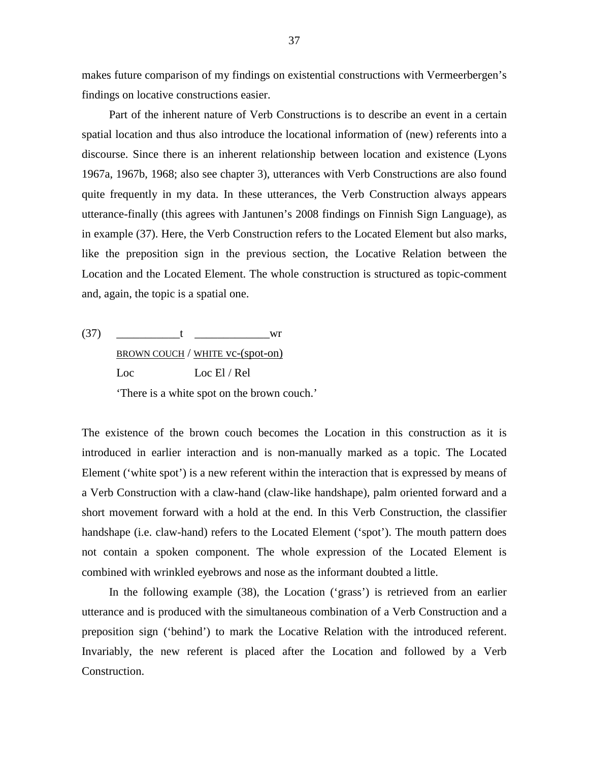makes future comparison of my findings on existential constructions with Vermeerbergen's findings on locative constructions easier.

Part of the inherent nature of Verb Constructions is to describe an event in a certain spatial location and thus also introduce the locational information of (new) referents into a discourse. Since there is an inherent relationship between location and existence (Lyons 1967a, 1967b, 1968; also see chapter 3), utterances with Verb Constructions are also found quite frequently in my data. In these utterances, the Verb Construction always appears utterance-finally (this agrees with Jantunen's 2008 findings on Finnish Sign Language), as in example (37). Here, the Verb Construction refers to the Located Element but also marks, like the preposition sign in the previous section, the Locative Relation between the Location and the Located Element. The whole construction is structured as topic-comment and, again, the topic is a spatial one.

```
(37)  ___________t   _____________wr
      BROWN COUCH / WHITE vc-(spot-on)
      Loc           Loc El / Rel
      'There is a white spot on the brown couch.'
```

The existence of the brown couch becomes the Location in this construction as it is introduced in earlier interaction and is non-manually marked as a topic. The Located Element ('white spot') is a new referent within the interaction that is expressed by means of a Verb Construction with a claw-hand (claw-like handshape), palm oriented forward and a short movement forward with a hold at the end. In this Verb Construction, the classifier handshape (i.e. claw-hand) refers to the Located Element ('spot'). The mouth pattern does not contain a spoken component. The whole expression of the Located Element is combined with wrinkled eyebrows and nose as the informant doubted a little.

In the following example (38), the Location ('grass') is retrieved from an earlier utterance and is produced with the simultaneous combination of a Verb Construction and a preposition sign ('behind') to mark the Locative Relation with the introduced referent. Invariably, the new referent is placed after the Location and followed by a Verb Construction.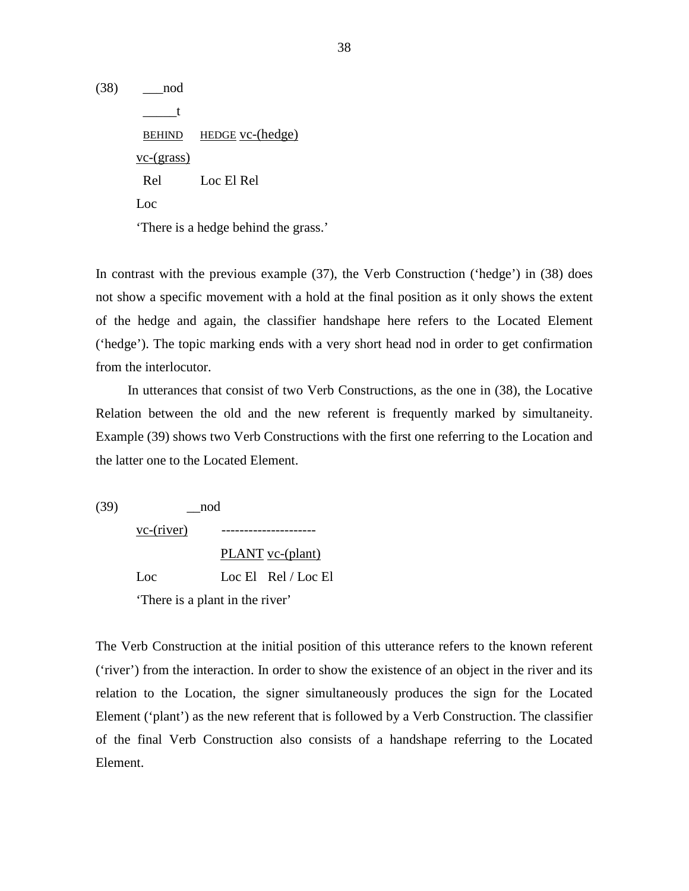(38)      ___nod
          _____t
          BEHIND    HEDGE vc-(hedge)
          vc-(grass)
          Rel       Loc El Rel
          Loc
          'There is a hedge behind the grass.'

In contrast with the previous example (37), the Verb Construction ('hedge') in (38) does not show a specific movement with a hold at the final position as it only shows the extent of the hedge and again, the classifier handshape here refers to the Located Element ('hedge'). The topic marking ends with a very short head nod in order to get confirmation from the interlocutor.

In utterances that consist of two Verb Constructions, as the one in (38), the Locative Relation between the old and the new referent is frequently marked by simultaneity. Example (39) shows two Verb Constructions with the first one referring to the Location and the latter one to the Located Element.

(39)            __nod
          vc-(river)      ---------------------
                          PLANT vc-(plant)
          Loc             Loc El   Rel / Loc El
          'There is a plant in the river'

The Verb Construction at the initial position of this utterance refers to the known referent ('river') from the interaction. In order to show the existence of an object in the river and its relation to the Location, the signer simultaneously produces the sign for the Located Element ('plant') as the new referent that is followed by a Verb Construction. The classifier of the final Verb Construction also consists of a handshape referring to the Located Element.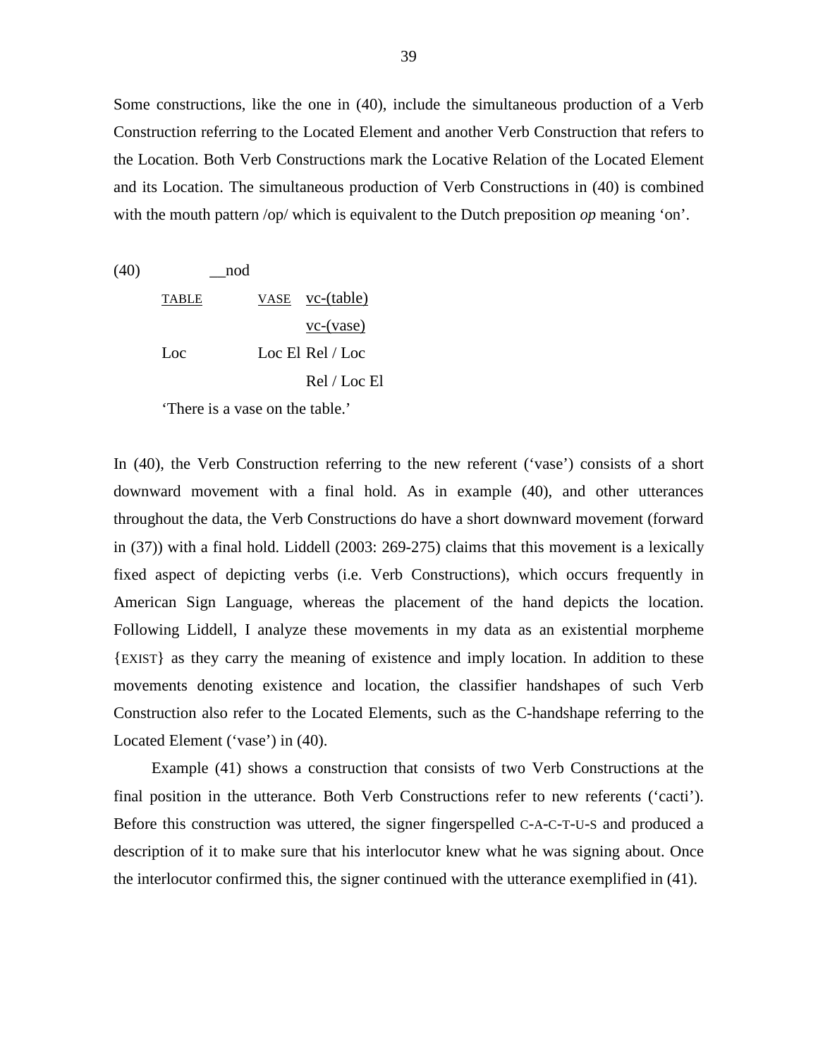Some constructions, like the one in (40), include the simultaneous production of a Verb Construction referring to the Located Element and another Verb Construction that refers to the Location. Both Verb Constructions mark the Locative Relation of the Located Element and its Location. The simultaneous production of Verb Constructions in (40) is combined with the mouth pattern /op/ which is equivalent to the Dutch preposition *op* meaning 'on'.

```
(40)          __nod
       TABLE          VASE  vc-(table)
                            vc-(vase)
       Loc            Loc El Rel / Loc
                            Rel / Loc El
```

'There is a vase on the table.'

In (40), the Verb Construction referring to the new referent ('vase') consists of a short downward movement with a final hold. As in example (40), and other utterances throughout the data, the Verb Constructions do have a short downward movement (forward in (37)) with a final hold. Liddell (2003: 269-275) claims that this movement is a lexically fixed aspect of depicting verbs (i.e. Verb Constructions), which occurs frequently in American Sign Language, whereas the placement of the hand depicts the location. Following Liddell, I analyze these movements in my data as an existential morpheme {EXIST} as they carry the meaning of existence and imply location. In addition to these movements denoting existence and location, the classifier handshapes of such Verb Construction also refer to the Located Elements, such as the C-handshape referring to the Located Element ('vase') in (40).

Example (41) shows a construction that consists of two Verb Constructions at the final position in the utterance. Both Verb Constructions refer to new referents ('cacti'). Before this construction was uttered, the signer fingerspelled C-A-C-T-U-S and produced a description of it to make sure that his interlocutor knew what he was signing about. Once the interlocutor confirmed this, the signer continued with the utterance exemplified in (41).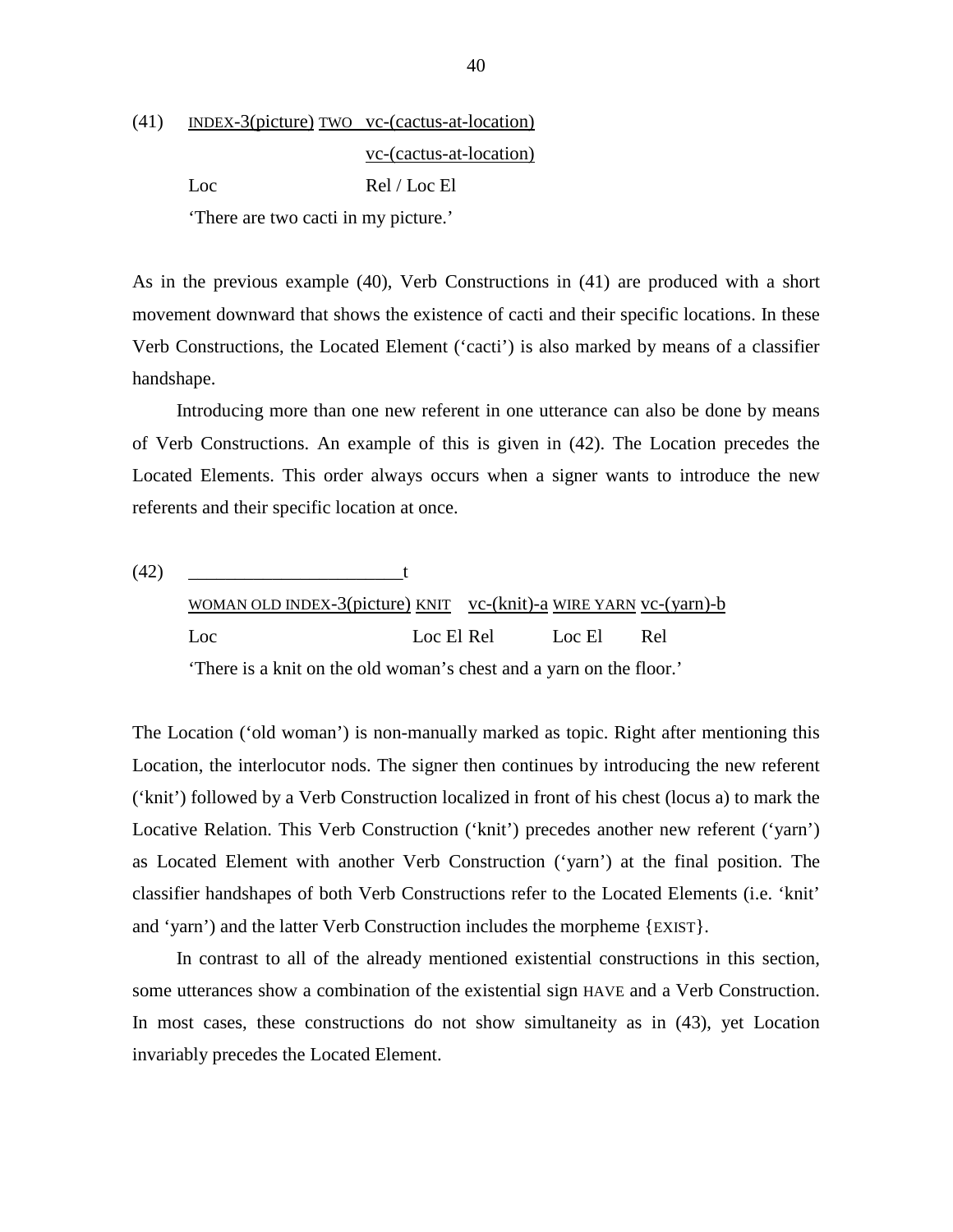(41) INDEX-3(picture) TWO vc-(cactus-at-location)

vc-(cactus-at-location)

Loc Rel / Loc El

'There are two cacti in my picture.'

As in the previous example (40), Verb Constructions in (41) are produced with a short movement downward that shows the existence of cacti and their specific locations. In these Verb Constructions, the Located Element ('cacti') is also marked by means of a classifier handshape.

Introducing more than one new referent in one utterance can also be done by means of Verb Constructions. An example of this is given in (42). The Location precedes the Located Elements. This order always occurs when a signer wants to introduce the new referents and their specific location at once.

(42) ______________________t

WOMAN OLD INDEX-3(picture) KNIT vc-(knit)-a WIRE YARN vc-(yarn)-b

Loc Loc El Rel Loc El Rel

'There is a knit on the old woman's chest and a yarn on the floor.'

The Location ('old woman') is non-manually marked as topic. Right after mentioning this Location, the interlocutor nods. The signer then continues by introducing the new referent ('knit') followed by a Verb Construction localized in front of his chest (locus a) to mark the Locative Relation. This Verb Construction ('knit') precedes another new referent ('yarn') as Located Element with another Verb Construction ('yarn') at the final position. The classifier handshapes of both Verb Constructions refer to the Located Elements (i.e. 'knit' and 'yarn') and the latter Verb Construction includes the morpheme {EXIST}.

In contrast to all of the already mentioned existential constructions in this section, some utterances show a combination of the existential sign HAVE and a Verb Construction. In most cases, these constructions do not show simultaneity as in (43), yet Location invariably precedes the Located Element.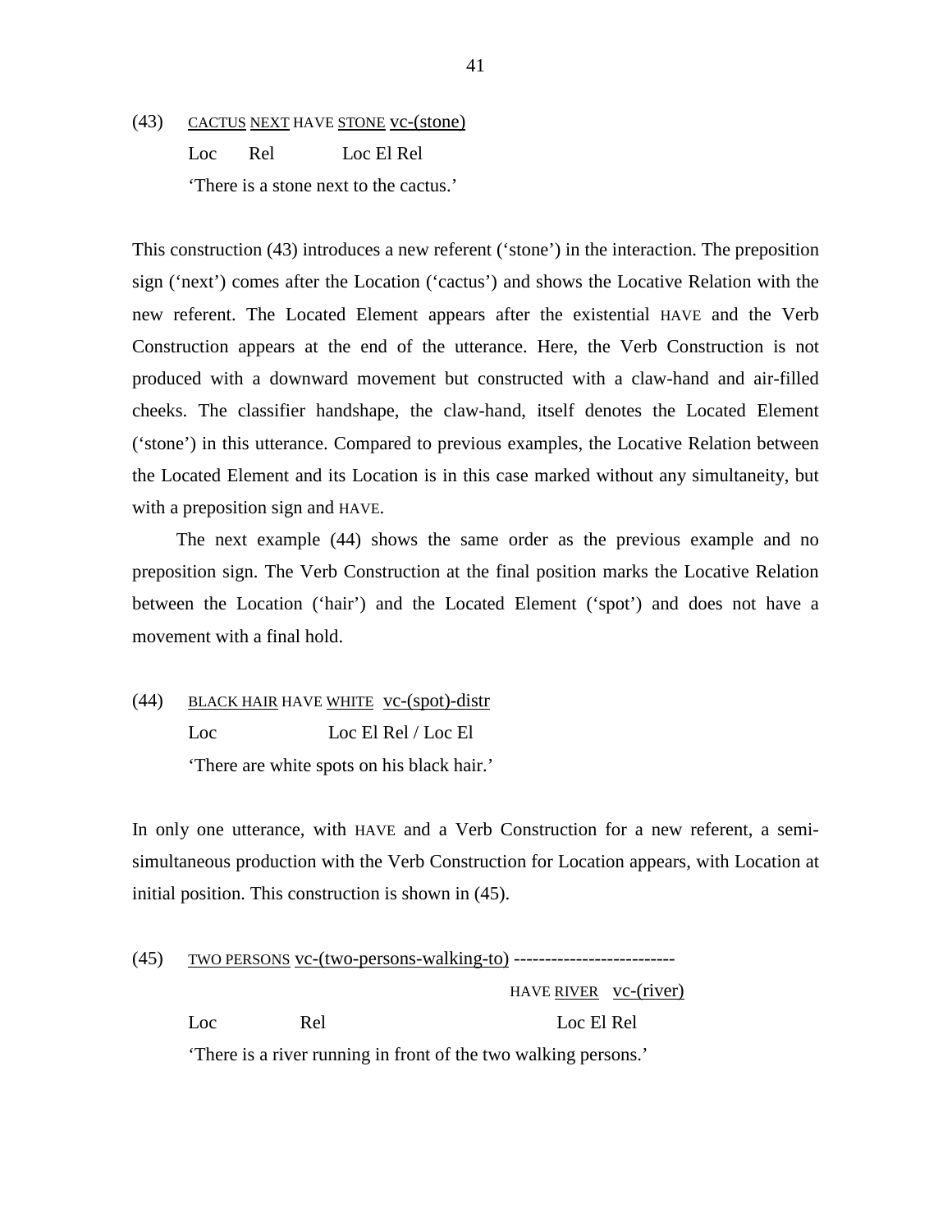(43) <u>CACTUS</u> <u>NEXT</u> HAVE <u>STONE</u> <u>vc-(stone)</u>
     Loc  Rel  Loc El Rel
     'There is a stone next to the cactus.'

This construction (43) introduces a new referent ('stone') in the interaction. The preposition sign ('next') comes after the Location ('cactus') and shows the Locative Relation with the new referent. The Located Element appears after the existential HAVE and the Verb Construction appears at the end of the utterance. Here, the Verb Construction is not produced with a downward movement but constructed with a claw-hand and air-filled cheeks. The classifier handshape, the claw-hand, itself denotes the Located Element ('stone') in this utterance. Compared to previous examples, the Locative Relation between the Located Element and its Location is in this case marked without any simultaneity, but with a preposition sign and HAVE.

The next example (44) shows the same order as the previous example and no preposition sign. The Verb Construction at the final position marks the Locative Relation between the Location ('hair') and the Located Element ('spot') and does not have a movement with a final hold.

(44) <u>BLACK HAIR</u> HAVE <u>WHITE</u> <u>vc-(spot)-distr</u>
     Loc  Loc El Rel / Loc El
     'There are white spots on his black hair.'

In only one utterance, with HAVE and a Verb Construction for a new referent, a semi-simultaneous production with the Verb Construction for Location appears, with Location at initial position. This construction is shown in (45).

(45) <u>TWO PERSONS</u> <u>vc-(two-persons-walking-to)</u> -------------------------
     HAVE <u>RIVER</u> <u>vc-(river)</u>
     Loc  Rel  Loc El Rel
     'There is a river running in front of the two walking persons.'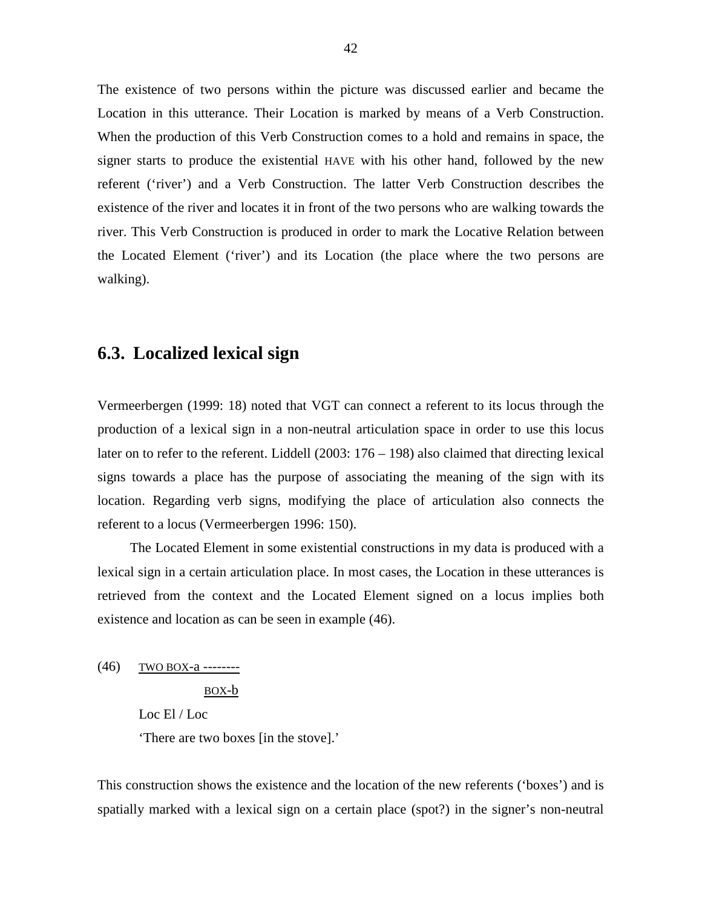The existence of two persons within the picture was discussed earlier and became the Location in this utterance. Their Location is marked by means of a Verb Construction. When the production of this Verb Construction comes to a hold and remains in space, the signer starts to produce the existential HAVE with his other hand, followed by the new referent ('river') and a Verb Construction. The latter Verb Construction describes the existence of the river and locates it in front of the two persons who are walking towards the river. This Verb Construction is produced in order to mark the Locative Relation between the Located Element ('river') and its Location (the place where the two persons are walking).

## 6.3. Localized lexical sign

Vermeerbergen (1999: 18) noted that VGT can connect a referent to its locus through the production of a lexical sign in a non-neutral articulation space in order to use this locus later on to refer to the referent. Liddell (2003: 176 – 198) also claimed that directing lexical signs towards a place has the purpose of associating the meaning of the sign with its location. Regarding verb signs, modifying the place of articulation also connects the referent to a locus (Vermeerbergen 1996: 150).

The Located Element in some existential constructions in my data is produced with a lexical sign in a certain articulation place. In most cases, the Location in these utterances is retrieved from the context and the Located Element signed on a locus implies both existence and location as can be seen in example (46).

(46) TWO BOX-a --------

BOX-b

Loc El / Loc

'There are two boxes [in the stove].'

This construction shows the existence and the location of the new referents ('boxes') and is spatially marked with a lexical sign on a certain place (spot?) in the signer's non-neutral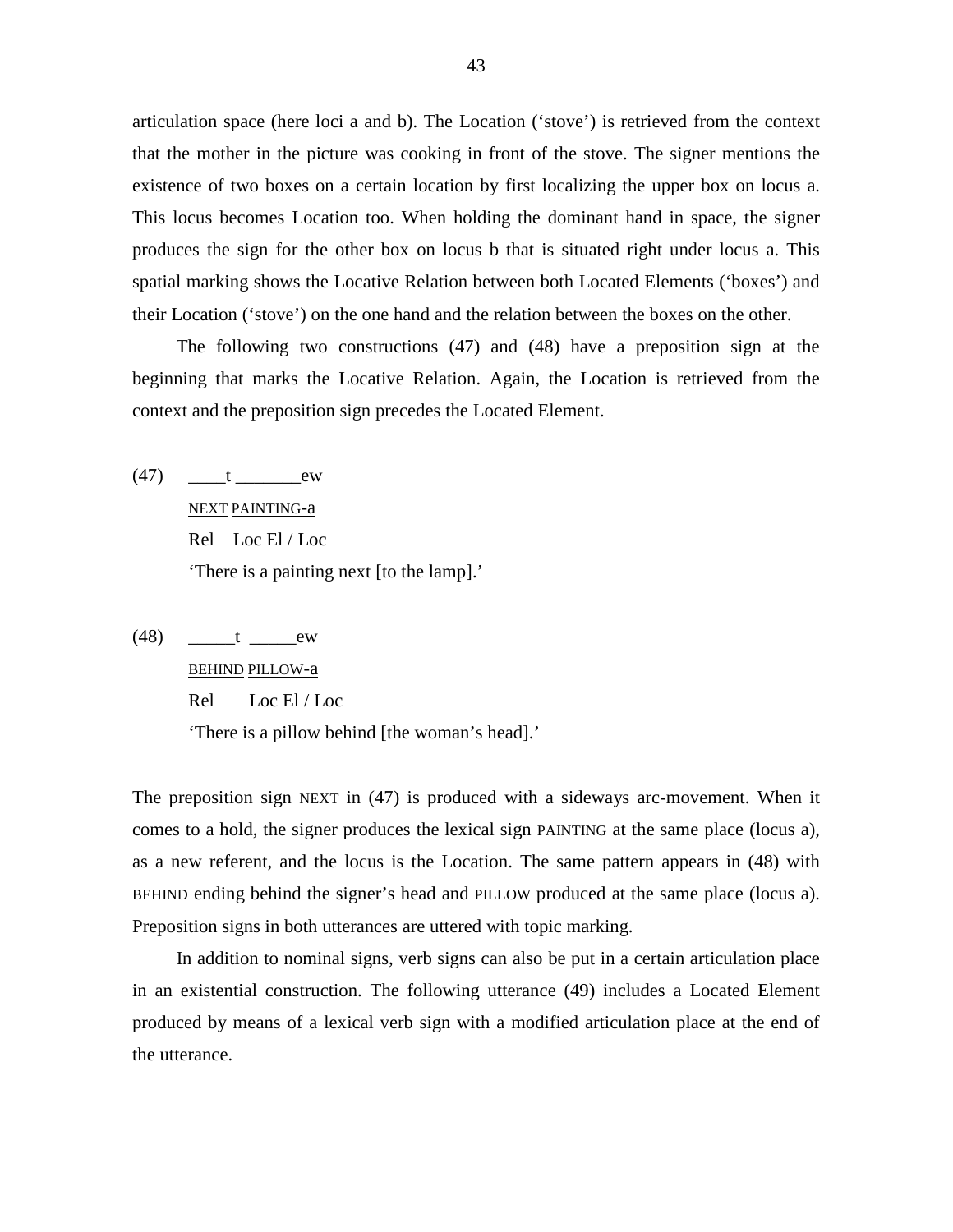articulation space (here loci a and b). The Location ('stove') is retrieved from the context that the mother in the picture was cooking in front of the stove. The signer mentions the existence of two boxes on a certain location by first localizing the upper box on locus a. This locus becomes Location too. When holding the dominant hand in space, the signer produces the sign for the other box on locus b that is situated right under locus a. This spatial marking shows the Locative Relation between both Located Elements ('boxes') and their Location ('stove') on the one hand and the relation between the boxes on the other.

The following two constructions (47) and (48) have a preposition sign at the beginning that marks the Locative Relation. Again, the Location is retrieved from the context and the preposition sign precedes the Located Element.

(47) ____t _______ew
NEXT PAINTING-a
Rel Loc El / Loc
'There is a painting next [to the lamp].'

(48) _____t _____ew
BEHIND PILLOW-a
Rel Loc El / Loc
'There is a pillow behind [the woman's head].'

The preposition sign NEXT in (47) is produced with a sideways arc-movement. When it comes to a hold, the signer produces the lexical sign PAINTING at the same place (locus a), as a new referent, and the locus is the Location. The same pattern appears in (48) with BEHIND ending behind the signer's head and PILLOW produced at the same place (locus a). Preposition signs in both utterances are uttered with topic marking.

In addition to nominal signs, verb signs can also be put in a certain articulation place in an existential construction. The following utterance (49) includes a Located Element produced by means of a lexical verb sign with a modified articulation place at the end of the utterance.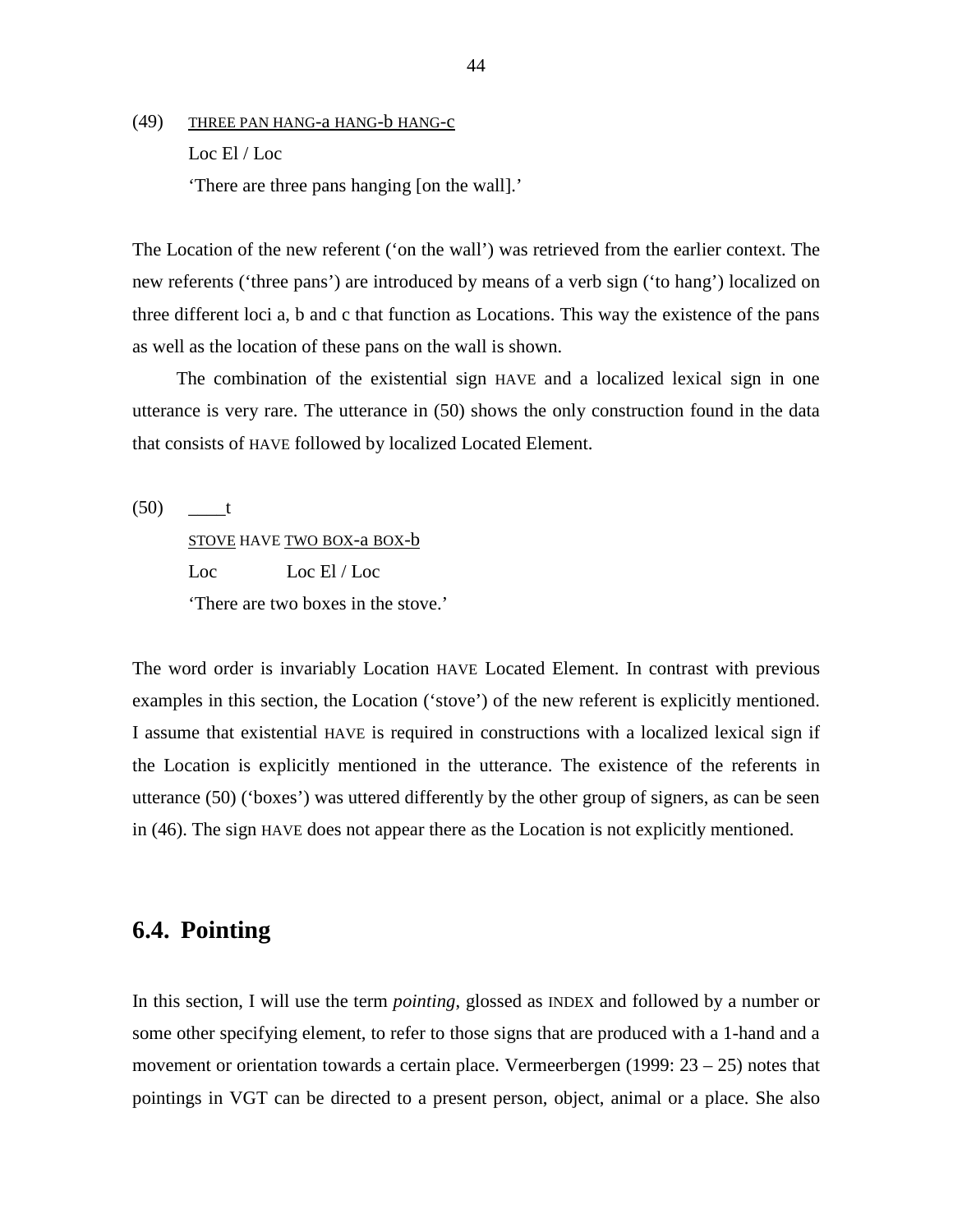(49) THREE PAN HANG-a HANG-b HANG-c
Loc El / Loc
'There are three pans hanging [on the wall].'

The Location of the new referent ('on the wall') was retrieved from the earlier context. The new referents ('three pans') are introduced by means of a verb sign ('to hang') localized on three different loci a, b and c that function as Locations. This way the existence of the pans as well as the location of these pans on the wall is shown.

The combination of the existential sign HAVE and a localized lexical sign in one utterance is very rare. The utterance in (50) shows the only construction found in the data that consists of HAVE followed by localized Located Element.

(50) ____t
STOVE HAVE TWO BOX-a BOX-b
Loc Loc El / Loc
'There are two boxes in the stove.'

The word order is invariably Location HAVE Located Element. In contrast with previous examples in this section, the Location ('stove') of the new referent is explicitly mentioned. I assume that existential HAVE is required in constructions with a localized lexical sign if the Location is explicitly mentioned in the utterance. The existence of the referents in utterance (50) ('boxes') was uttered differently by the other group of signers, as can be seen in (46). The sign HAVE does not appear there as the Location is not explicitly mentioned.

## 6.4. Pointing

In this section, I will use the term *pointing*, glossed as INDEX and followed by a number or some other specifying element, to refer to those signs that are produced with a 1-hand and a movement or orientation towards a certain place. Vermeerbergen (1999: 23 – 25) notes that pointings in VGT can be directed to a present person, object, animal or a place. She also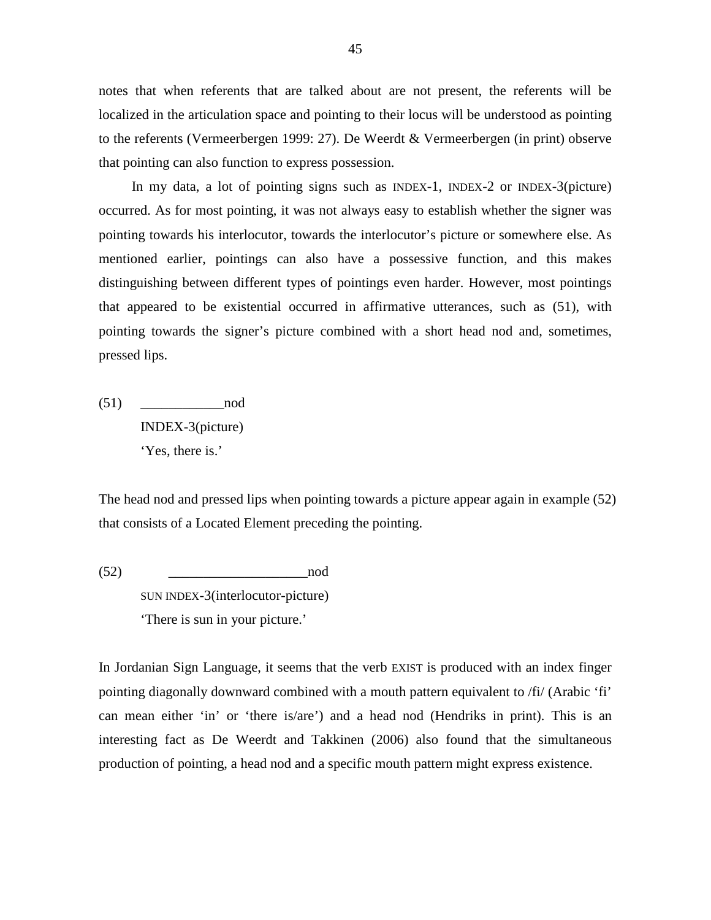notes that when referents that are talked about are not present, the referents will be localized in the articulation space and pointing to their locus will be understood as pointing to the referents (Vermeerbergen 1999: 27). De Weerdt & Vermeerbergen (in print) observe that pointing can also function to express possession.

In my data, a lot of pointing signs such as INDEX-1, INDEX-2 or INDEX-3(picture) occurred. As for most pointing, it was not always easy to establish whether the signer was pointing towards his interlocutor, towards the interlocutor's picture or somewhere else. As mentioned earlier, pointings can also have a possessive function, and this makes distinguishing between different types of pointings even harder. However, most pointings that appeared to be existential occurred in affirmative utterances, such as (51), with pointing towards the signer's picture combined with a short head nod and, sometimes, pressed lips.

(51) ____________nod
INDEX-3(picture)
'Yes, there is.'

The head nod and pressed lips when pointing towards a picture appear again in example (52) that consists of a Located Element preceding the pointing.

(52) ____________________nod
SUN INDEX-3(interlocutor-picture)
'There is sun in your picture.'

In Jordanian Sign Language, it seems that the verb EXIST is produced with an index finger pointing diagonally downward combined with a mouth pattern equivalent to /fi/ (Arabic 'fi' can mean either 'in' or 'there is/are') and a head nod (Hendriks in print). This is an interesting fact as De Weerdt and Takkinen (2006) also found that the simultaneous production of pointing, a head nod and a specific mouth pattern might express existence.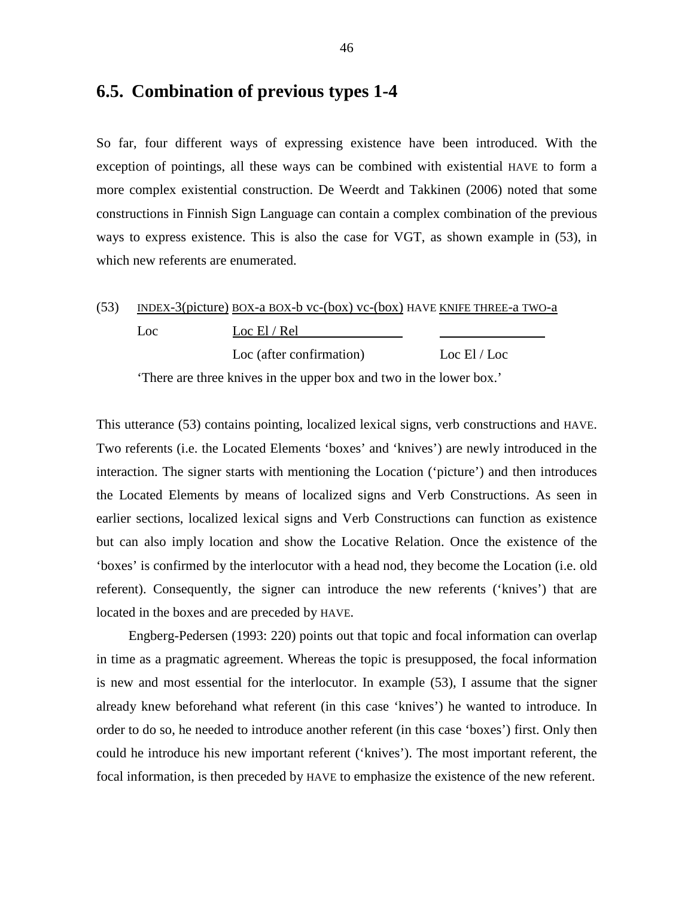## 6.5. Combination of previous types 1-4

So far, four different ways of expressing existence have been introduced. With the exception of pointings, all these ways can be combined with existential HAVE to form a more complex existential construction. De Weerdt and Takkinen (2006) noted that some constructions in Finnish Sign Language can contain a complex combination of the previous ways to express existence. This is also the case for VGT, as shown example in (53), in which new referents are enumerated.

(53) INDEX-3(picture) BOX-a BOX-b vc-(box) vc-(box) HAVE KNIFE THREE-a TWO-a

Loc &nbsp;&nbsp;&nbsp;&nbsp; Loc El / Rel

Loc (after confirmation) &nbsp;&nbsp;&nbsp;&nbsp; Loc El / Loc

'There are three knives in the upper box and two in the lower box.'

This utterance (53) contains pointing, localized lexical signs, verb constructions and HAVE. Two referents (i.e. the Located Elements 'boxes' and 'knives') are newly introduced in the interaction. The signer starts with mentioning the Location ('picture') and then introduces the Located Elements by means of localized signs and Verb Constructions. As seen in earlier sections, localized lexical signs and Verb Constructions can function as existence but can also imply location and show the Locative Relation. Once the existence of the 'boxes' is confirmed by the interlocutor with a head nod, they become the Location (i.e. old referent). Consequently, the signer can introduce the new referents ('knives') that are located in the boxes and are preceded by HAVE.

Engberg-Pedersen (1993: 220) points out that topic and focal information can overlap in time as a pragmatic agreement. Whereas the topic is presupposed, the focal information is new and most essential for the interlocutor. In example (53), I assume that the signer already knew beforehand what referent (in this case 'knives') he wanted to introduce. In order to do so, he needed to introduce another referent (in this case 'boxes') first. Only then could he introduce his new important referent ('knives'). The most important referent, the focal information, is then preceded by HAVE to emphasize the existence of the new referent.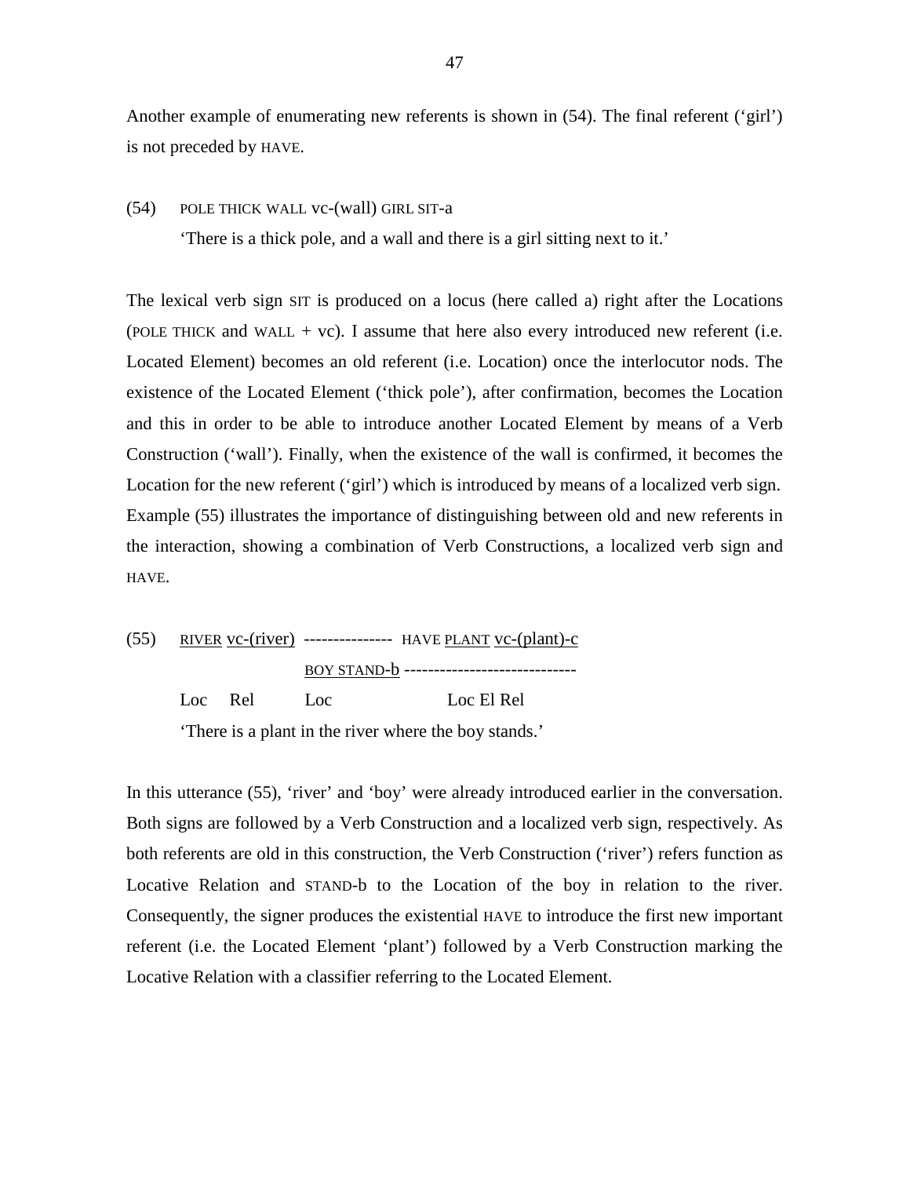Another example of enumerating new referents is shown in (54). The final referent ('girl') is not preceded by HAVE.

(54) POLE THICK WALL vc-(wall) GIRL SIT-a

'There is a thick pole, and a wall and there is a girl sitting next to it.'

The lexical verb sign SIT is produced on a locus (here called a) right after the Locations (POLE THICK and WALL + vc). I assume that here also every introduced new referent (i.e. Located Element) becomes an old referent (i.e. Location) once the interlocutor nods. The existence of the Located Element ('thick pole'), after confirmation, becomes the Location and this in order to be able to introduce another Located Element by means of a Verb Construction ('wall'). Finally, when the existence of the wall is confirmed, it becomes the Location for the new referent ('girl') which is introduced by means of a localized verb sign. Example (55) illustrates the importance of distinguishing between old and new referents in the interaction, showing a combination of Verb Constructions, a localized verb sign and HAVE.

```
(55)  RIVER vc-(river)  ---------------  HAVE PLANT vc-(plant)-c
                        BOY STAND-b -----------------------------
      Loc   Rel         Loc                 Loc El Rel
```

'There is a plant in the river where the boy stands.'

In this utterance (55), 'river' and 'boy' were already introduced earlier in the conversation. Both signs are followed by a Verb Construction and a localized verb sign, respectively. As both referents are old in this construction, the Verb Construction ('river') refers function as Locative Relation and STAND-b to the Location of the boy in relation to the river. Consequently, the signer produces the existential HAVE to introduce the first new important referent (i.e. the Located Element 'plant') followed by a Verb Construction marking the Locative Relation with a classifier referring to the Located Element.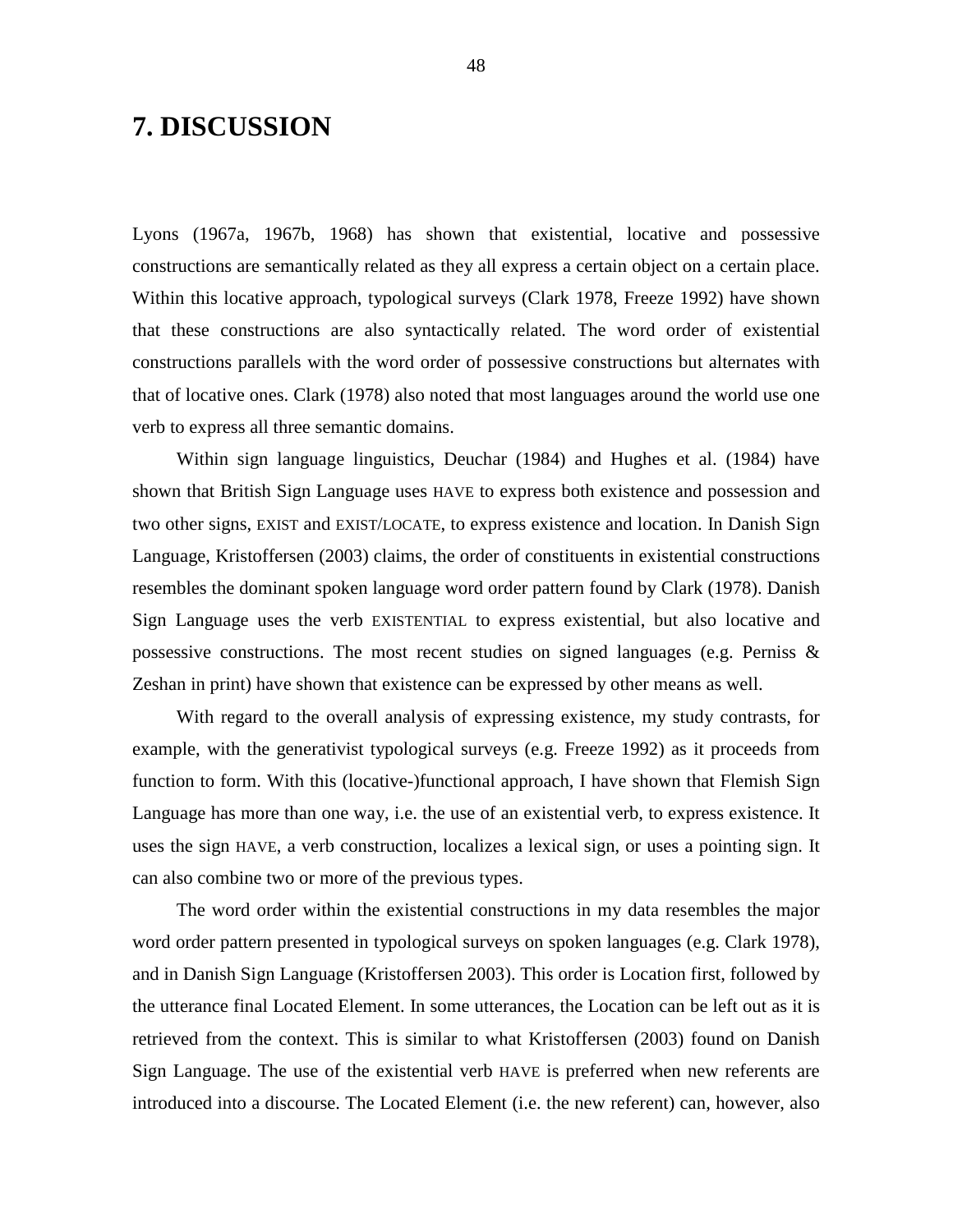# 7. DISCUSSION

Lyons (1967a, 1967b, 1968) has shown that existential, locative and possessive constructions are semantically related as they all express a certain object on a certain place. Within this locative approach, typological surveys (Clark 1978, Freeze 1992) have shown that these constructions are also syntactically related. The word order of existential constructions parallels with the word order of possessive constructions but alternates with that of locative ones. Clark (1978) also noted that most languages around the world use one verb to express all three semantic domains.

Within sign language linguistics, Deuchar (1984) and Hughes et al. (1984) have shown that British Sign Language uses HAVE to express both existence and possession and two other signs, EXIST and EXIST/LOCATE, to express existence and location. In Danish Sign Language, Kristoffersen (2003) claims, the order of constituents in existential constructions resembles the dominant spoken language word order pattern found by Clark (1978). Danish Sign Language uses the verb EXISTENTIAL to express existential, but also locative and possessive constructions. The most recent studies on signed languages (e.g. Perniss & Zeshan in print) have shown that existence can be expressed by other means as well.

With regard to the overall analysis of expressing existence, my study contrasts, for example, with the generativist typological surveys (e.g. Freeze 1992) as it proceeds from function to form. With this (locative-)functional approach, I have shown that Flemish Sign Language has more than one way, i.e. the use of an existential verb, to express existence. It uses the sign HAVE, a verb construction, localizes a lexical sign, or uses a pointing sign. It can also combine two or more of the previous types.

The word order within the existential constructions in my data resembles the major word order pattern presented in typological surveys on spoken languages (e.g. Clark 1978), and in Danish Sign Language (Kristoffersen 2003). This order is Location first, followed by the utterance final Located Element. In some utterances, the Location can be left out as it is retrieved from the context. This is similar to what Kristoffersen (2003) found on Danish Sign Language. The use of the existential verb HAVE is preferred when new referents are introduced into a discourse. The Located Element (i.e. the new referent) can, however, also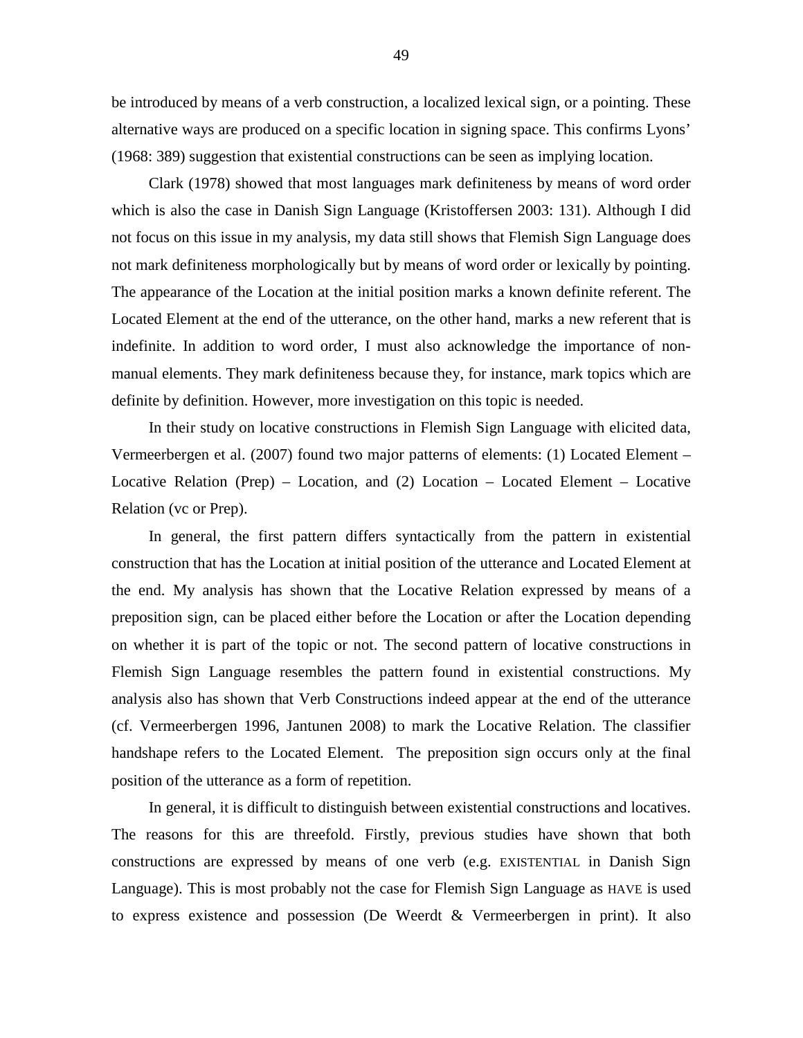be introduced by means of a verb construction, a localized lexical sign, or a pointing. These alternative ways are produced on a specific location in signing space. This confirms Lyons' (1968: 389) suggestion that existential constructions can be seen as implying location.

Clark (1978) showed that most languages mark definiteness by means of word order which is also the case in Danish Sign Language (Kristoffersen 2003: 131). Although I did not focus on this issue in my analysis, my data still shows that Flemish Sign Language does not mark definiteness morphologically but by means of word order or lexically by pointing. The appearance of the Location at the initial position marks a known definite referent. The Located Element at the end of the utterance, on the other hand, marks a new referent that is indefinite. In addition to word order, I must also acknowledge the importance of non-manual elements. They mark definiteness because they, for instance, mark topics which are definite by definition. However, more investigation on this topic is needed.

In their study on locative constructions in Flemish Sign Language with elicited data, Vermeerbergen et al. (2007) found two major patterns of elements: (1) Located Element – Locative Relation (Prep) – Location, and (2) Location – Located Element – Locative Relation (vc or Prep).

In general, the first pattern differs syntactically from the pattern in existential construction that has the Location at initial position of the utterance and Located Element at the end. My analysis has shown that the Locative Relation expressed by means of a preposition sign, can be placed either before the Location or after the Location depending on whether it is part of the topic or not. The second pattern of locative constructions in Flemish Sign Language resembles the pattern found in existential constructions. My analysis also has shown that Verb Constructions indeed appear at the end of the utterance (cf. Vermeerbergen 1996, Jantunen 2008) to mark the Locative Relation. The classifier handshape refers to the Located Element. The preposition sign occurs only at the final position of the utterance as a form of repetition.

In general, it is difficult to distinguish between existential constructions and locatives. The reasons for this are threefold. Firstly, previous studies have shown that both constructions are expressed by means of one verb (e.g. EXISTENTIAL in Danish Sign Language). This is most probably not the case for Flemish Sign Language as HAVE is used to express existence and possession (De Weerdt & Vermeerbergen in print). It also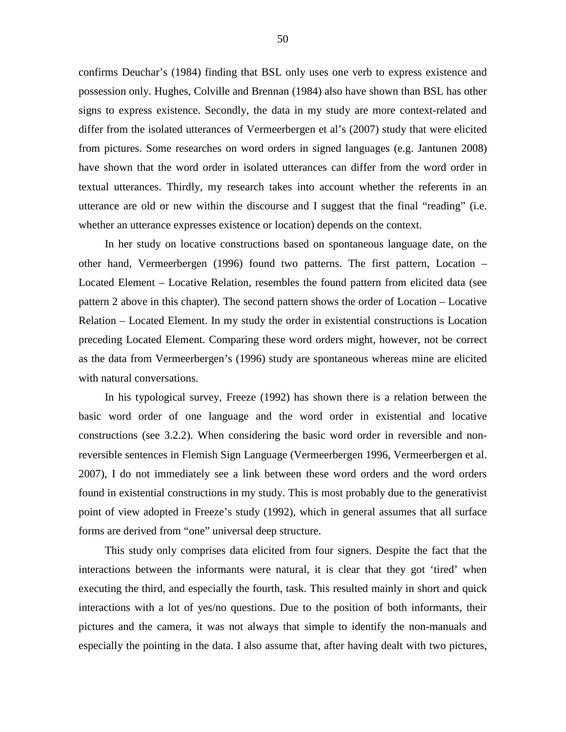confirms Deuchar's (1984) finding that BSL only uses one verb to express existence and possession only. Hughes, Colville and Brennan (1984) also have shown than BSL has other signs to express existence. Secondly, the data in my study are more context-related and differ from the isolated utterances of Vermeerbergen et al's (2007) study that were elicited from pictures. Some researches on word orders in signed languages (e.g. Jantunen 2008) have shown that the word order in isolated utterances can differ from the word order in textual utterances. Thirdly, my research takes into account whether the referents in an utterance are old or new within the discourse and I suggest that the final "reading" (i.e. whether an utterance expresses existence or location) depends on the context.

In her study on locative constructions based on spontaneous language date, on the other hand, Vermeerbergen (1996) found two patterns. The first pattern, Location – Located Element – Locative Relation, resembles the found pattern from elicited data (see pattern 2 above in this chapter). The second pattern shows the order of Location – Locative Relation – Located Element. In my study the order in existential constructions is Location preceding Located Element. Comparing these word orders might, however, not be correct as the data from Vermeerbergen's (1996) study are spontaneous whereas mine are elicited with natural conversations.

In his typological survey, Freeze (1992) has shown there is a relation between the basic word order of one language and the word order in existential and locative constructions (see 3.2.2). When considering the basic word order in reversible and non-reversible sentences in Flemish Sign Language (Vermeerbergen 1996, Vermeerbergen et al. 2007), I do not immediately see a link between these word orders and the word orders found in existential constructions in my study. This is most probably due to the generativist point of view adopted in Freeze's study (1992), which in general assumes that all surface forms are derived from "one" universal deep structure.

This study only comprises data elicited from four signers. Despite the fact that the interactions between the informants were natural, it is clear that they got 'tired' when executing the third, and especially the fourth, task. This resulted mainly in short and quick interactions with a lot of yes/no questions. Due to the position of both informants, their pictures and the camera, it was not always that simple to identify the non-manuals and especially the pointing in the data. I also assume that, after having dealt with two pictures,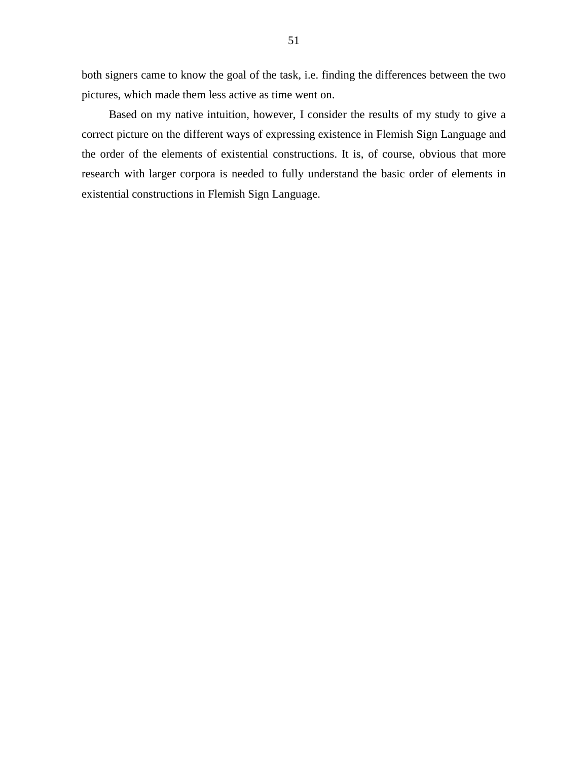both signers came to know the goal of the task, i.e. finding the differences between the two pictures, which made them less active as time went on.

Based on my native intuition, however, I consider the results of my study to give a correct picture on the different ways of expressing existence in Flemish Sign Language and the order of the elements of existential constructions. It is, of course, obvious that more research with larger corpora is needed to fully understand the basic order of elements in existential constructions in Flemish Sign Language.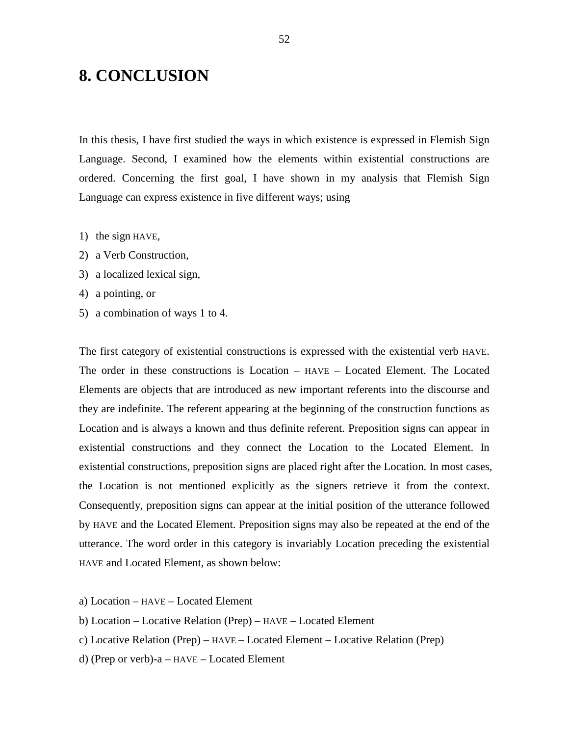# 8. CONCLUSION

In this thesis, I have first studied the ways in which existence is expressed in Flemish Sign Language. Second, I examined how the elements within existential constructions are ordered. Concerning the first goal, I have shown in my analysis that Flemish Sign Language can express existence in five different ways; using

1) the sign HAVE,
2) a Verb Construction,
3) a localized lexical sign,
4) a pointing, or
5) a combination of ways 1 to 4.

The first category of existential constructions is expressed with the existential verb HAVE. The order in these constructions is Location – HAVE – Located Element. The Located Elements are objects that are introduced as new important referents into the discourse and they are indefinite. The referent appearing at the beginning of the construction functions as Location and is always a known and thus definite referent. Preposition signs can appear in existential constructions and they connect the Location to the Located Element. In existential constructions, preposition signs are placed right after the Location. In most cases, the Location is not mentioned explicitly as the signers retrieve it from the context. Consequently, preposition signs can appear at the initial position of the utterance followed by HAVE and the Located Element. Preposition signs may also be repeated at the end of the utterance. The word order in this category is invariably Location preceding the existential HAVE and Located Element, as shown below:

a) Location – HAVE – Located Element

b) Location – Locative Relation (Prep) – HAVE – Located Element

c) Locative Relation (Prep) – HAVE – Located Element – Locative Relation (Prep)

d) (Prep or verb)-a – HAVE – Located Element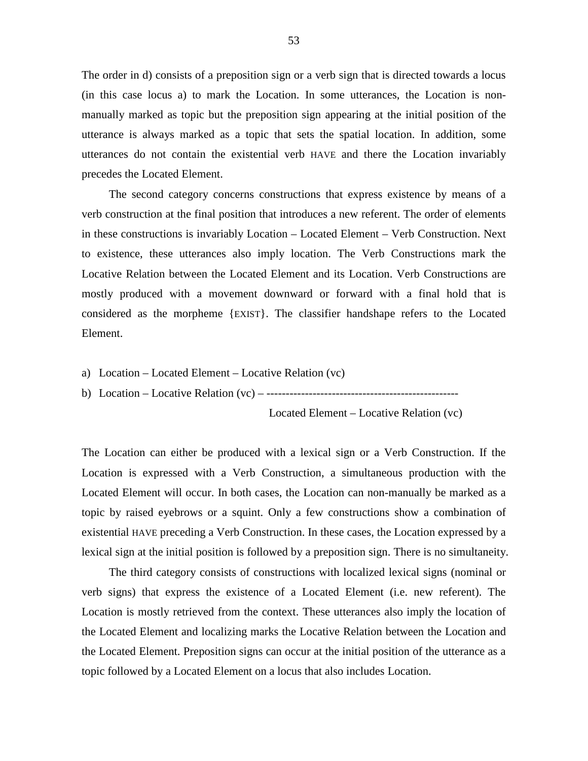The order in d) consists of a preposition sign or a verb sign that is directed towards a locus (in this case locus a) to mark the Location. In some utterances, the Location is non-manually marked as topic but the preposition sign appearing at the initial position of the utterance is always marked as a topic that sets the spatial location. In addition, some utterances do not contain the existential verb HAVE and there the Location invariably precedes the Located Element.

The second category concerns constructions that express existence by means of a verb construction at the final position that introduces a new referent. The order of elements in these constructions is invariably Location – Located Element – Verb Construction. Next to existence, these utterances also imply location. The Verb Constructions mark the Locative Relation between the Located Element and its Location. Verb Constructions are mostly produced with a movement downward or forward with a final hold that is considered as the morpheme {EXIST}. The classifier handshape refers to the Located Element.

a) Location – Located Element – Locative Relation (vc)

b) Location – Locative Relation (vc) – --------------------------------------------------
Located Element – Locative Relation (vc)

The Location can either be produced with a lexical sign or a Verb Construction. If the Location is expressed with a Verb Construction, a simultaneous production with the Located Element will occur. In both cases, the Location can non-manually be marked as a topic by raised eyebrows or a squint. Only a few constructions show a combination of existential HAVE preceding a Verb Construction. In these cases, the Location expressed by a lexical sign at the initial position is followed by a preposition sign. There is no simultaneity.

The third category consists of constructions with localized lexical signs (nominal or verb signs) that express the existence of a Located Element (i.e. new referent). The Location is mostly retrieved from the context. These utterances also imply the location of the Located Element and localizing marks the Locative Relation between the Location and the Located Element. Preposition signs can occur at the initial position of the utterance as a topic followed by a Located Element on a locus that also includes Location.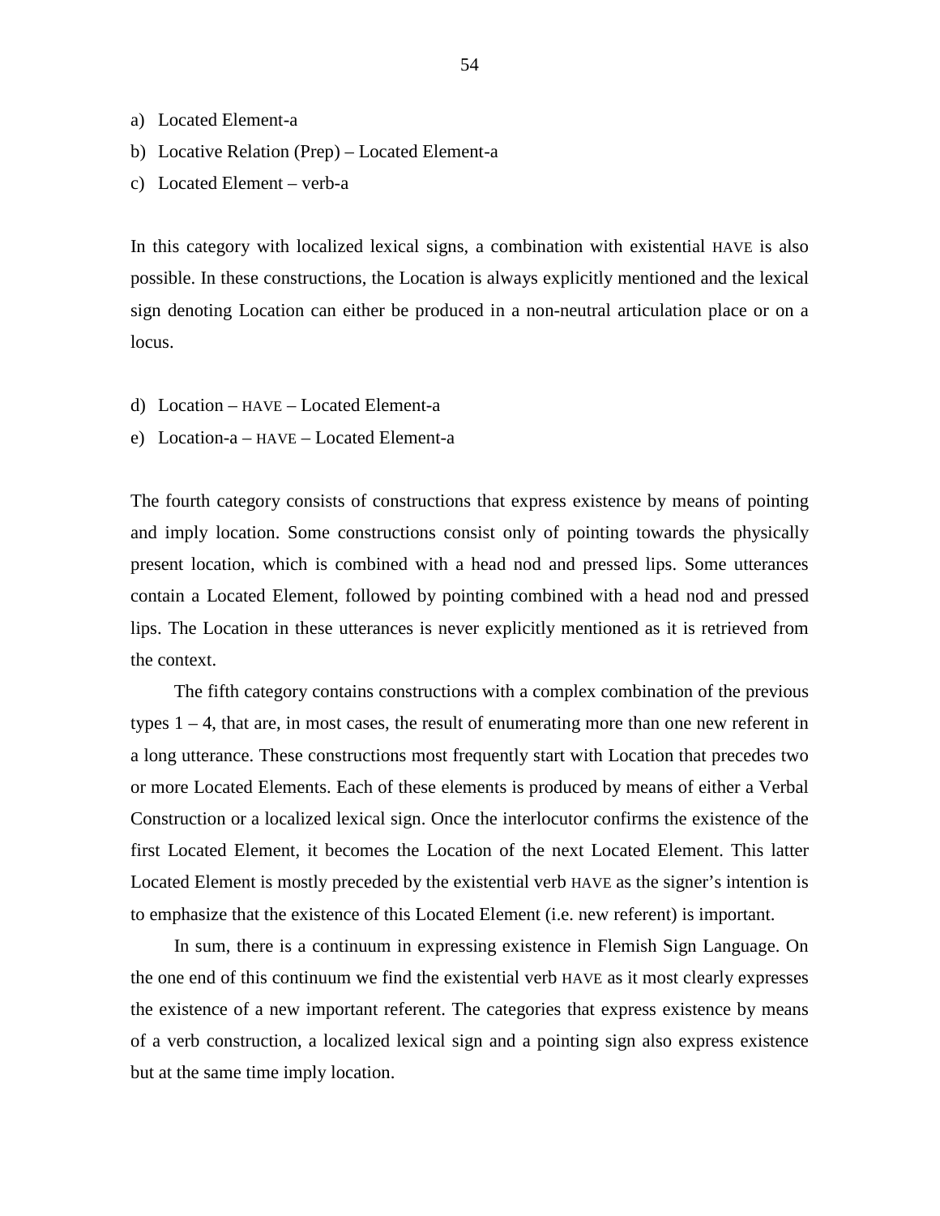a) Located Element-a
b) Locative Relation (Prep) – Located Element-a
c) Located Element – verb-a

In this category with localized lexical signs, a combination with existential HAVE is also possible. In these constructions, the Location is always explicitly mentioned and the lexical sign denoting Location can either be produced in a non-neutral articulation place or on a locus.

d) Location – HAVE – Located Element-a
e) Location-a – HAVE – Located Element-a

The fourth category consists of constructions that express existence by means of pointing and imply location. Some constructions consist only of pointing towards the physically present location, which is combined with a head nod and pressed lips. Some utterances contain a Located Element, followed by pointing combined with a head nod and pressed lips. The Location in these utterances is never explicitly mentioned as it is retrieved from the context.

The fifth category contains constructions with a complex combination of the previous types 1 – 4, that are, in most cases, the result of enumerating more than one new referent in a long utterance. These constructions most frequently start with Location that precedes two or more Located Elements. Each of these elements is produced by means of either a Verbal Construction or a localized lexical sign. Once the interlocutor confirms the existence of the first Located Element, it becomes the Location of the next Located Element. This latter Located Element is mostly preceded by the existential verb HAVE as the signer's intention is to emphasize that the existence of this Located Element (i.e. new referent) is important.

In sum, there is a continuum in expressing existence in Flemish Sign Language. On the one end of this continuum we find the existential verb HAVE as it most clearly expresses the existence of a new important referent. The categories that express existence by means of a verb construction, a localized lexical sign and a pointing sign also express existence but at the same time imply location.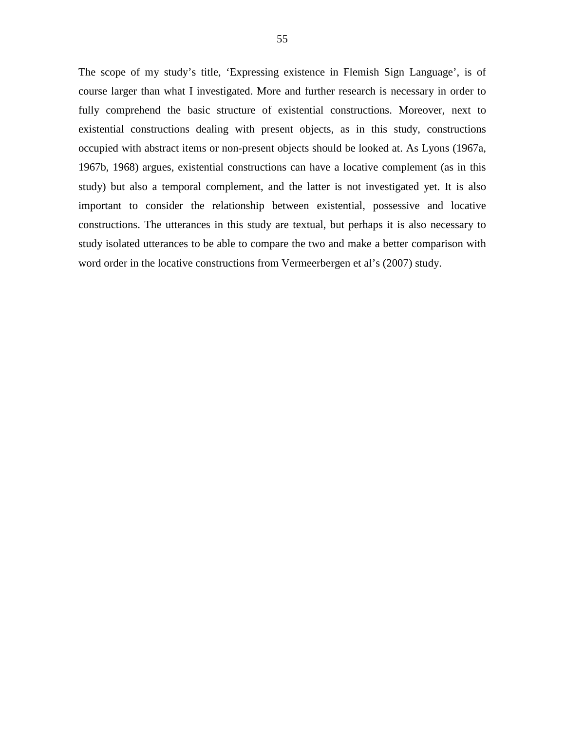The scope of my study's title, 'Expressing existence in Flemish Sign Language', is of course larger than what I investigated. More and further research is necessary in order to fully comprehend the basic structure of existential constructions. Moreover, next to existential constructions dealing with present objects, as in this study, constructions occupied with abstract items or non-present objects should be looked at. As Lyons (1967a, 1967b, 1968) argues, existential constructions can have a locative complement (as in this study) but also a temporal complement, and the latter is not investigated yet. It is also important to consider the relationship between existential, possessive and locative constructions. The utterances in this study are textual, but perhaps it is also necessary to study isolated utterances to be able to compare the two and make a better comparison with word order in the locative constructions from Vermeerbergen et al's (2007) study.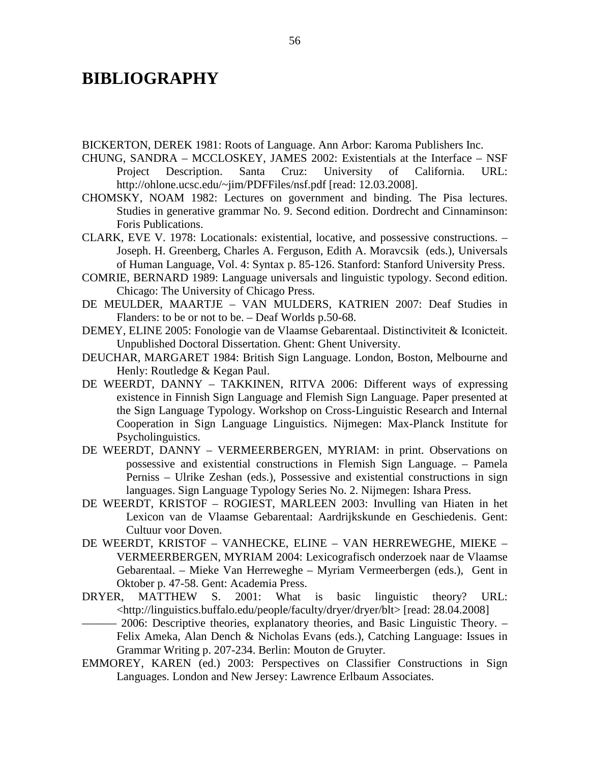# BIBLIOGRAPHY

BICKERTON, DEREK 1981: Roots of Language. Ann Arbor: Karoma Publishers Inc.

CHUNG, SANDRA – MCCLOSKEY, JAMES 2002: Existentials at the Interface – NSF Project Description. Santa Cruz: University of California. URL: http://ohlone.ucsc.edu/~jim/PDFFiles/nsf.pdf [read: 12.03.2008].

CHOMSKY, NOAM 1982: Lectures on government and binding. The Pisa lectures. Studies in generative grammar No. 9. Second edition. Dordrecht and Cinnaminson: Foris Publications.

CLARK, EVE V. 1978: Locationals: existential, locative, and possessive constructions. – Joseph. H. Greenberg, Charles A. Ferguson, Edith A. Moravcsik (eds.), Universals of Human Language, Vol. 4: Syntax p. 85-126. Stanford: Stanford University Press.

COMRIE, BERNARD 1989: Language universals and linguistic typology. Second edition. Chicago: The University of Chicago Press.

DE MEULDER, MAARTJE – VAN MULDERS, KATRIEN 2007: Deaf Studies in Flanders: to be or not to be. – Deaf Worlds p.50-68.

DEMEY, ELINE 2005: Fonologie van de Vlaamse Gebarentaal. Distinctiviteit & Iconicteit. Unpublished Doctoral Dissertation. Ghent: Ghent University.

DEUCHAR, MARGARET 1984: British Sign Language. London, Boston, Melbourne and Henly: Routledge & Kegan Paul.

DE WEERDT, DANNY – TAKKINEN, RITVA 2006: Different ways of expressing existence in Finnish Sign Language and Flemish Sign Language. Paper presented at the Sign Language Typology. Workshop on Cross-Linguistic Research and Internal Cooperation in Sign Language Linguistics. Nijmegen: Max-Planck Institute for Psycholinguistics.

DE WEERDT, DANNY – VERMEERBERGEN, MYRIAM: in print. Observations on possessive and existential constructions in Flemish Sign Language. – Pamela Perniss – Ulrike Zeshan (eds.), Possessive and existential constructions in sign languages. Sign Language Typology Series No. 2. Nijmegen: Ishara Press.

DE WEERDT, KRISTOF – ROGIEST, MARLEEN 2003: Invulling van Hiaten in het Lexicon van de Vlaamse Gebarentaal: Aardrijkskunde en Geschiedenis. Gent: Cultuur voor Doven.

DE WEERDT, KRISTOF – VANHECKE, ELINE – VAN HERREWEGHE, MIEKE – VERMEERBERGEN, MYRIAM 2004: Lexicografisch onderzoek naar de Vlaamse Gebarentaal. – Mieke Van Herreweghe – Myriam Vermeerbergen (eds.), Gent in Oktober p. 47-58. Gent: Academia Press.

DRYER, MATTHEW S. 2001: What is basic linguistic theory? URL: <http://linguistics.buffalo.edu/people/faculty/dryer/dryer/blt> [read: 28.04.2008]

——— 2006: Descriptive theories, explanatory theories, and Basic Linguistic Theory. – Felix Ameka, Alan Dench & Nicholas Evans (eds.), Catching Language: Issues in Grammar Writing p. 207-234. Berlin: Mouton de Gruyter.

EMMOREY, KAREN (ed.) 2003: Perspectives on Classifier Constructions in Sign Languages. London and New Jersey: Lawrence Erlbaum Associates.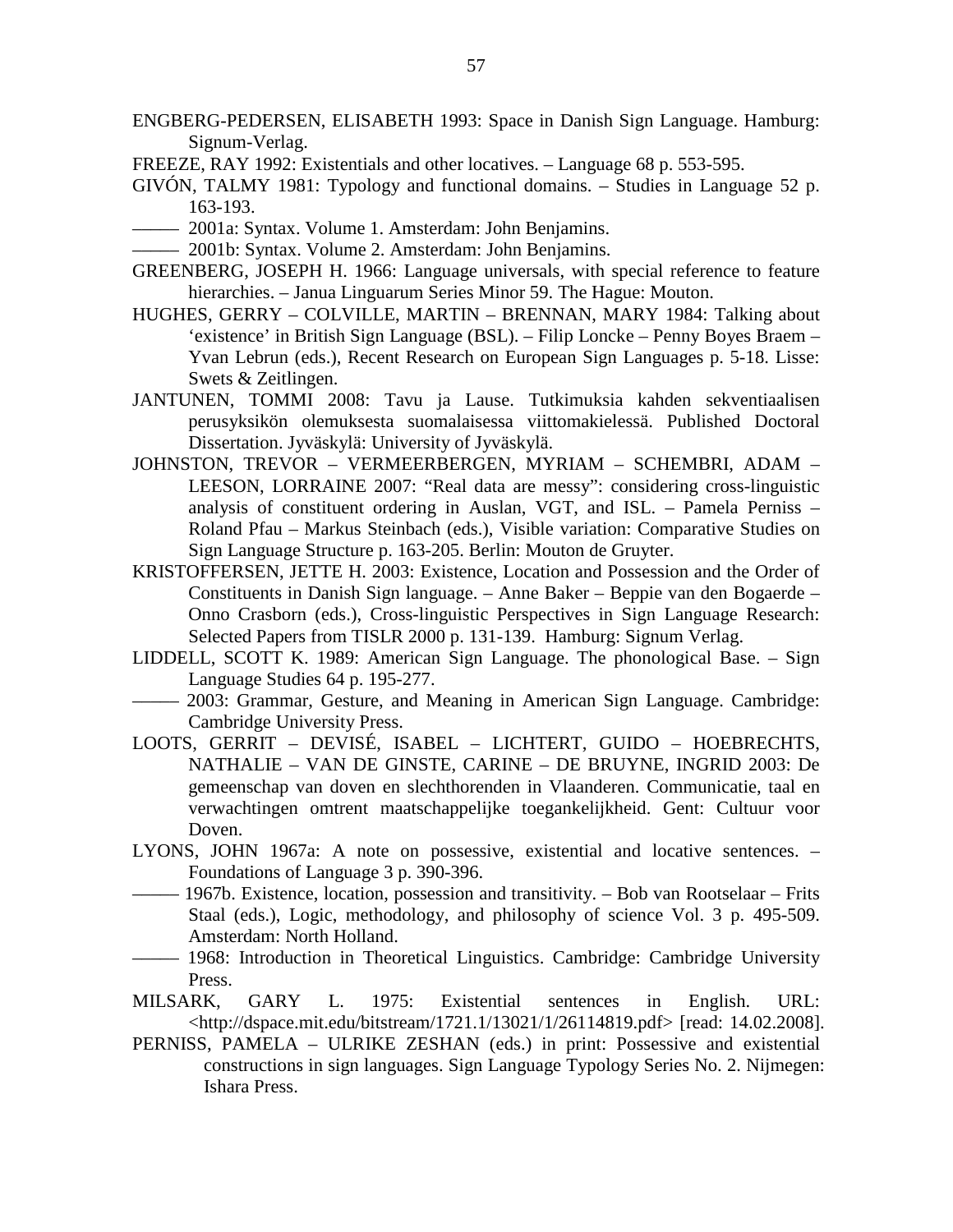ENGBERG-PEDERSEN, ELISABETH 1993: Space in Danish Sign Language. Hamburg: Signum-Verlag.

FREEZE, RAY 1992: Existentials and other locatives. – Language 68 p. 553-595.

GIVÓN, TALMY 1981: Typology and functional domains. – Studies in Language 52 p. 163-193.

——— 2001a: Syntax. Volume 1. Amsterdam: John Benjamins.

——— 2001b: Syntax. Volume 2. Amsterdam: John Benjamins.

GREENBERG, JOSEPH H. 1966: Language universals, with special reference to feature hierarchies. – Janua Linguarum Series Minor 59. The Hague: Mouton.

HUGHES, GERRY – COLVILLE, MARTIN – BRENNAN, MARY 1984: Talking about 'existence' in British Sign Language (BSL). – Filip Loncke – Penny Boyes Braem – Yvan Lebrun (eds.), Recent Research on European Sign Languages p. 5-18. Lisse: Swets & Zeitlingen.

JANTUNEN, TOMMI 2008: Tavu ja Lause. Tutkimuksia kahden sekventiaalisen perusyksikön olemuksesta suomalaisessa viittomakielessä. Published Doctoral Dissertation. Jyväskylä: University of Jyväskylä.

JOHNSTON, TREVOR – VERMEERBERGEN, MYRIAM – SCHEMBRI, ADAM – LEESON, LORRAINE 2007: "Real data are messy": considering cross-linguistic analysis of constituent ordering in Auslan, VGT, and ISL. – Pamela Perniss – Roland Pfau – Markus Steinbach (eds.), Visible variation: Comparative Studies on Sign Language Structure p. 163-205. Berlin: Mouton de Gruyter.

KRISTOFFERSEN, JETTE H. 2003: Existence, Location and Possession and the Order of Constituents in Danish Sign language. – Anne Baker – Beppie van den Bogaerde – Onno Crasborn (eds.), Cross-linguistic Perspectives in Sign Language Research: Selected Papers from TISLR 2000 p. 131-139. Hamburg: Signum Verlag.

LIDDELL, SCOTT K. 1989: American Sign Language. The phonological Base. – Sign Language Studies 64 p. 195-277.

——— 2003: Grammar, Gesture, and Meaning in American Sign Language. Cambridge: Cambridge University Press.

LOOTS, GERRIT – DEVISÉ, ISABEL – LICHTERT, GUIDO – HOEBRECHTS, NATHALIE – VAN DE GINSTE, CARINE – DE BRUYNE, INGRID 2003: De gemeenschap van doven en slechthorenden in Vlaanderen. Communicatie, taal en verwachtingen omtrent maatschappelijke toegankelijkheid. Gent: Cultuur voor Doven.

LYONS, JOHN 1967a: A note on possessive, existential and locative sentences. – Foundations of Language 3 p. 390-396.

——— 1967b. Existence, location, possession and transitivity. – Bob van Rootselaar – Frits Staal (eds.), Logic, methodology, and philosophy of science Vol. 3 p. 495-509. Amsterdam: North Holland.

——— 1968: Introduction in Theoretical Linguistics. Cambridge: Cambridge University Press.

MILSARK, GARY L. 1975: Existential sentences in English. URL: <http://dspace.mit.edu/bitstream/1721.1/13021/1/26114819.pdf> [read: 14.02.2008].

PERNISS, PAMELA – ULRIKE ZESHAN (eds.) in print: Possessive and existential constructions in sign languages. Sign Language Typology Series No. 2. Nijmegen: Ishara Press.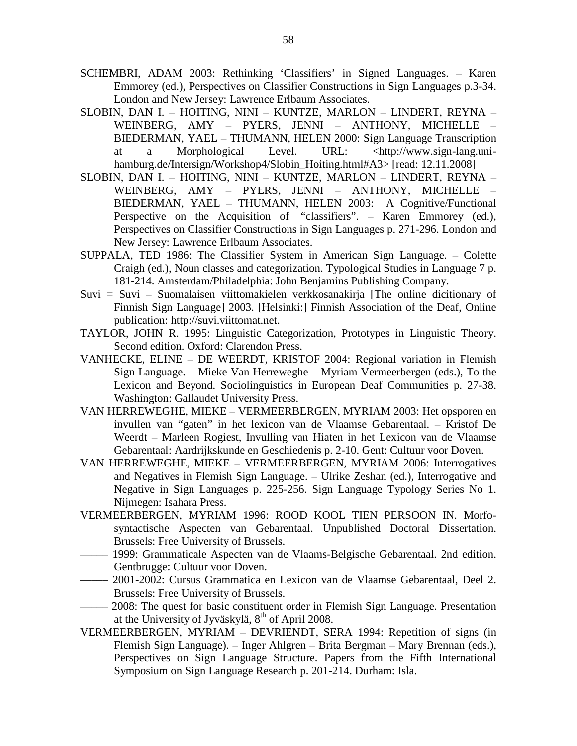SCHEMBRI, ADAM 2003: Rethinking 'Classifiers' in Signed Languages. – Karen Emmorey (ed.), Perspectives on Classifier Constructions in Sign Languages p.3-34. London and New Jersey: Lawrence Erlbaum Associates.

SLOBIN, DAN I. – HOITING, NINI – KUNTZE, MARLON – LINDERT, REYNA – WEINBERG, AMY – PYERS, JENNI – ANTHONY, MICHELLE – BIEDERMAN, YAEL – THUMANN, HELEN 2000: Sign Language Transcription at a Morphological Level. URL: <http://www.sign-lang.uni-hamburg.de/Intersign/Workshop4/Slobin_Hoiting.html#A3> [read: 12.11.2008]

SLOBIN, DAN I. – HOITING, NINI – KUNTZE, MARLON – LINDERT, REYNA – WEINBERG, AMY – PYERS, JENNI – ANTHONY, MICHELLE – BIEDERMAN, YAEL – THUMANN, HELEN 2003: A Cognitive/Functional Perspective on the Acquisition of "classifiers". – Karen Emmorey (ed.), Perspectives on Classifier Constructions in Sign Languages p. 271-296. London and New Jersey: Lawrence Erlbaum Associates.

SUPPALA, TED 1986: The Classifier System in American Sign Language. – Colette Craigh (ed.), Noun classes and categorization. Typological Studies in Language 7 p. 181-214. Amsterdam/Philadelphia: John Benjamins Publishing Company.

Suvi = Suvi – Suomalaisen viittomakielen verkkosanakirja [The online dicitionary of Finnish Sign Language] 2003. [Helsinki:] Finnish Association of the Deaf, Online publication: http://suvi.viittomat.net.

TAYLOR, JOHN R. 1995: Linguistic Categorization, Prototypes in Linguistic Theory. Second edition. Oxford: Clarendon Press.

VANHECKE, ELINE – DE WEERDT, KRISTOF 2004: Regional variation in Flemish Sign Language. – Mieke Van Herreweghe – Myriam Vermeerbergen (eds.), To the Lexicon and Beyond. Sociolinguistics in European Deaf Communities p. 27-38. Washington: Gallaudet University Press.

VAN HERREWEGHE, MIEKE – VERMEERBERGEN, MYRIAM 2003: Het opsporen en invullen van "gaten" in het lexicon van de Vlaamse Gebarentaal. – Kristof De Weerdt – Marleen Rogiest, Invulling van Hiaten in het Lexicon van de Vlaamse Gebarentaal: Aardrijkskunde en Geschiedenis p. 2-10. Gent: Cultuur voor Doven.

VAN HERREWEGHE, MIEKE – VERMEERBERGEN, MYRIAM 2006: Interrogatives and Negatives in Flemish Sign Language. – Ulrike Zeshan (ed.), Interrogative and Negative in Sign Languages p. 225-256. Sign Language Typology Series No 1. Nijmegen: Isahara Press.

VERMEERBERGEN, MYRIAM 1996: ROOD KOOL TIEN PERSOON IN. Morfo-syntactische Aspecten van Gebarentaal. Unpublished Doctoral Dissertation. Brussels: Free University of Brussels.

——— 1999: Grammaticale Aspecten van de Vlaams-Belgische Gebarentaal. 2nd edition. Gentbrugge: Cultuur voor Doven.

——— 2001-2002: Cursus Grammatica en Lexicon van de Vlaamse Gebarentaal, Deel 2. Brussels: Free University of Brussels.

——— 2008: The quest for basic constituent order in Flemish Sign Language. Presentation at the University of Jyväskylä, 8th of April 2008.

VERMEERBERGEN, MYRIAM – DEVRIENDT, SERA 1994: Repetition of signs (in Flemish Sign Language). – Inger Ahlgren – Brita Bergman – Mary Brennan (eds.), Perspectives on Sign Language Structure. Papers from the Fifth International Symposium on Sign Language Research p. 201-214. Durham: Isla.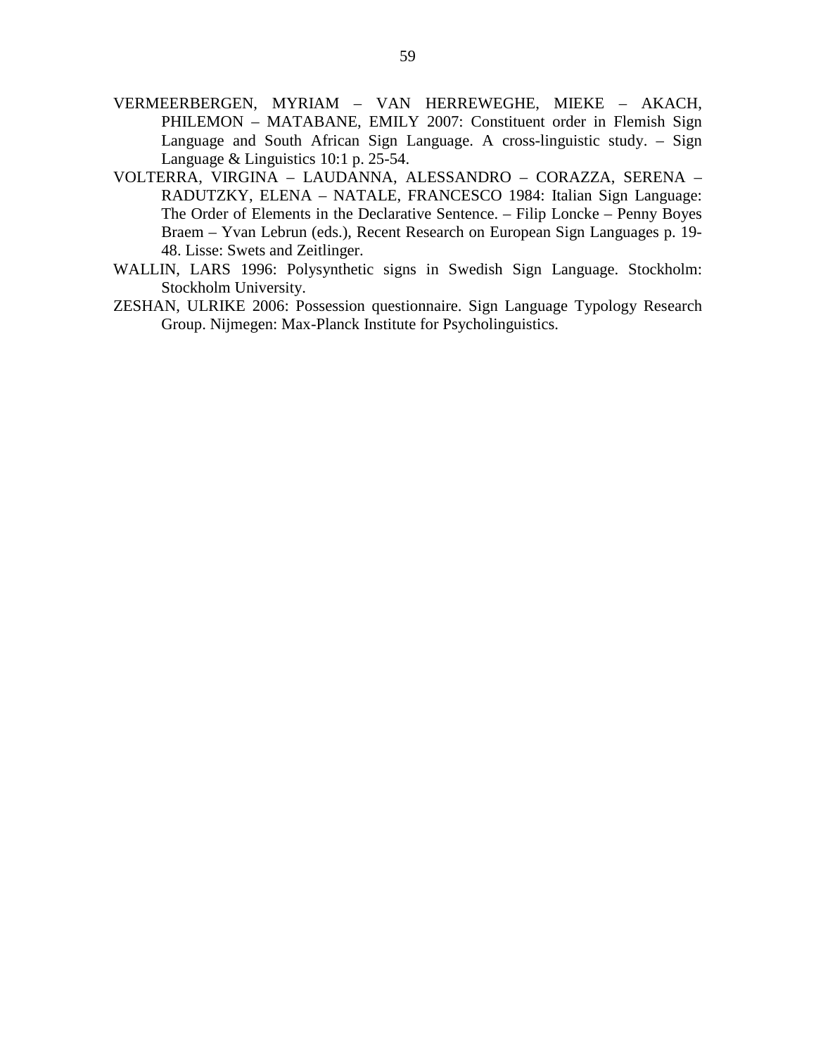VERMEERBERGEN, MYRIAM – VAN HERREWEGHE, MIEKE – AKACH, PHILEMON – MATABANE, EMILY 2007: Constituent order in Flemish Sign Language and South African Sign Language. A cross-linguistic study. – Sign Language & Linguistics 10:1 p. 25-54.

VOLTERRA, VIRGINA – LAUDANNA, ALESSANDRO – CORAZZA, SERENA – RADUTZKY, ELENA – NATALE, FRANCESCO 1984: Italian Sign Language: The Order of Elements in the Declarative Sentence. – Filip Loncke – Penny Boyes Braem – Yvan Lebrun (eds.), Recent Research on European Sign Languages p. 19-48. Lisse: Swets and Zeitlinger.

WALLIN, LARS 1996: Polysynthetic signs in Swedish Sign Language. Stockholm: Stockholm University.

ZESHAN, ULRIKE 2006: Possession questionnaire. Sign Language Typology Research Group. Nijmegen: Max-Planck Institute for Psycholinguistics.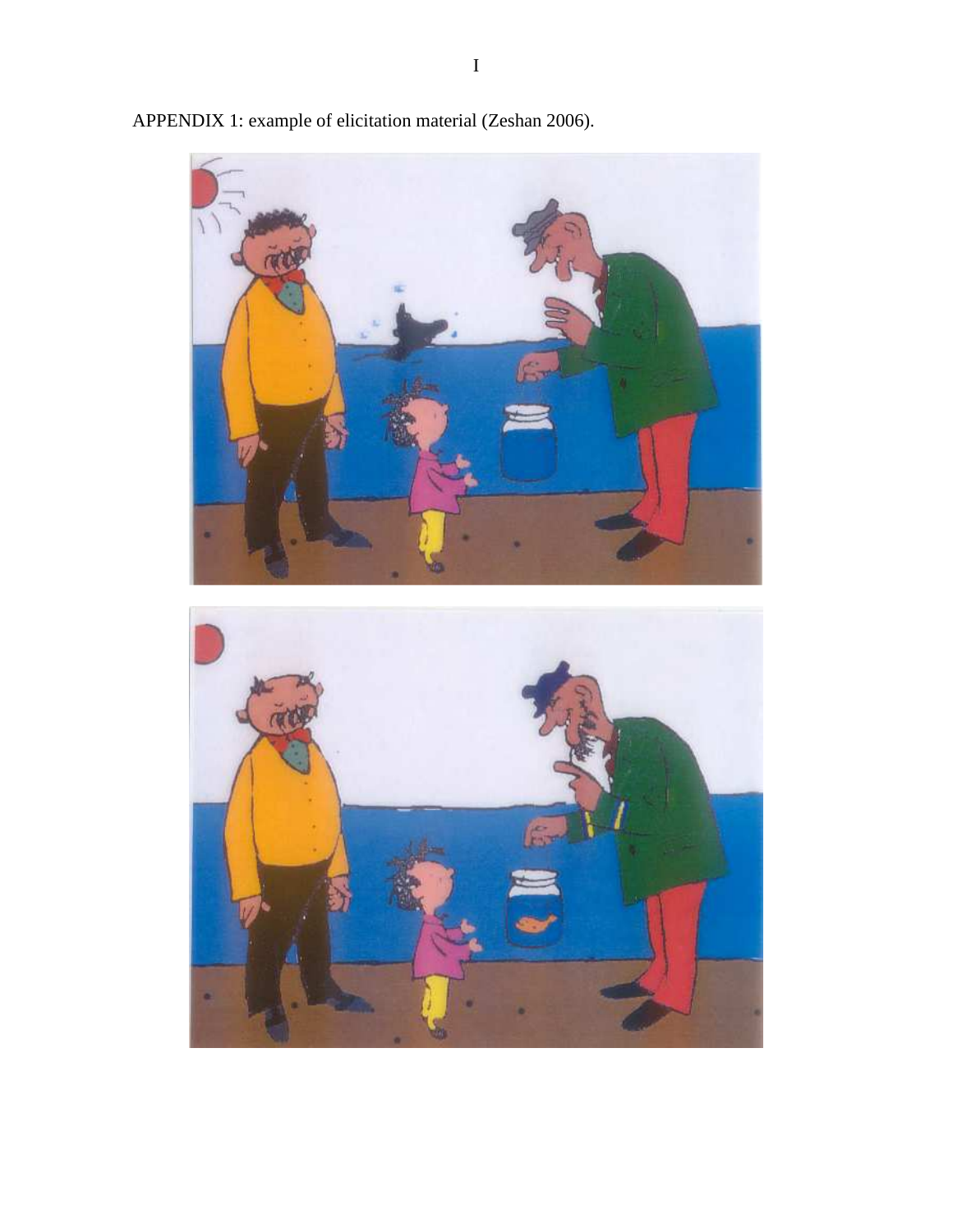APPENDIX 1: example of elicitation material (Zeshan 2006).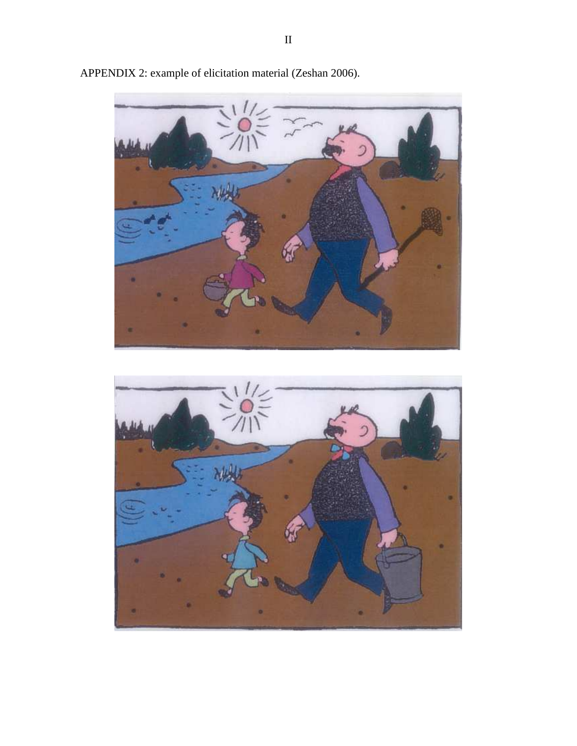APPENDIX 2: example of elicitation material (Zeshan 2006).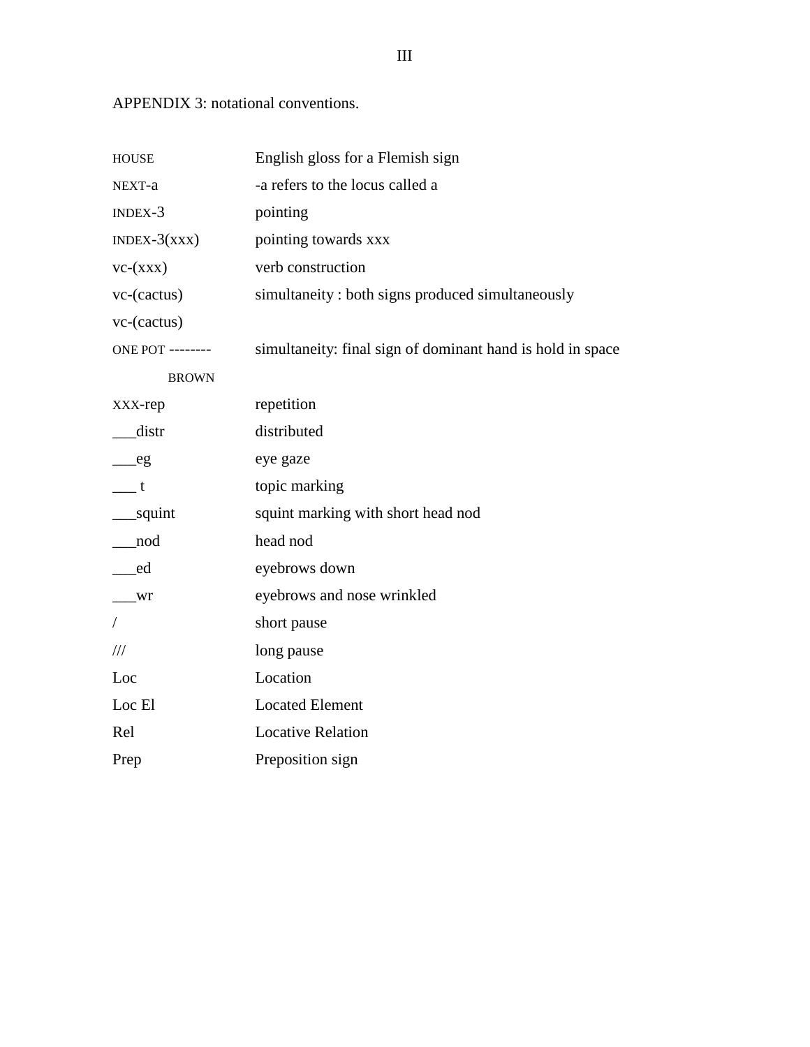APPENDIX 3: notational conventions.

| | |
|---|---|
| HOUSE | English gloss for a Flemish sign |
| NEXT-a | -a refers to the locus called a |
| INDEX-3 | pointing |
| INDEX-3(xxx) | pointing towards xxx |
| vc-(xxx) | verb construction |
| vc-(cactus) vc-(cactus) | simultaneity : both signs produced simultaneously |
| ONE POT -------- BROWN | simultaneity: final sign of dominant hand is hold in space |
| XXX-rep | repetition |
| ___distr | distributed |
| ___eg | eye gaze |
| ___ t | topic marking |
| ___squint | squint marking with short head nod |
| ___nod | head nod |
| ___ed | eyebrows down |
| ___wr | eyebrows and nose wrinkled |
| / | short pause |
| /// | long pause |
| Loc | Location |
| Loc El | Located Element |
| Rel | Locative Relation |
| Prep | Preposition sign |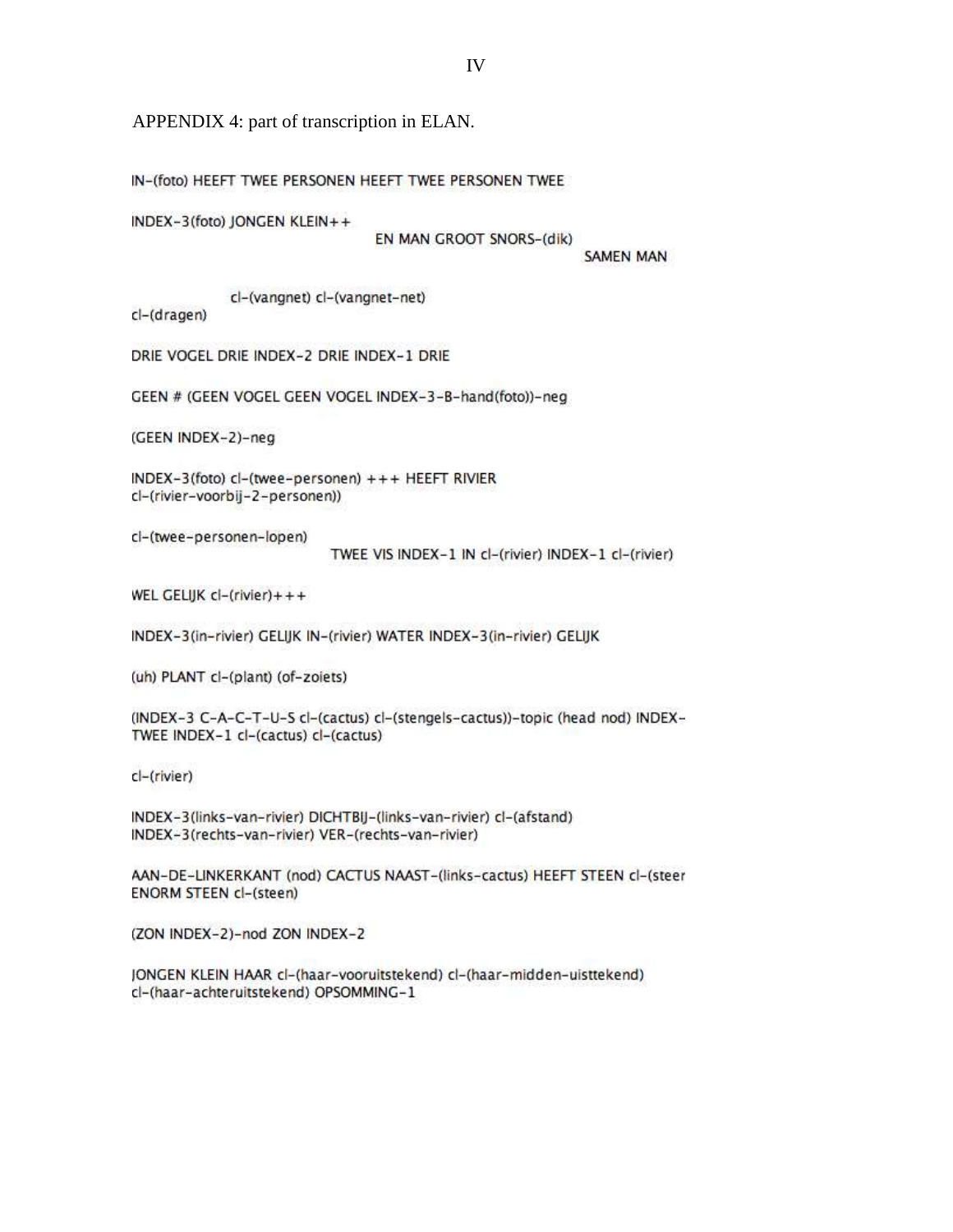APPENDIX 4: part of transcription in ELAN.

IN-(foto) HEEFT TWEE PERSONEN HEEFT TWEE PERSONEN TWEE

INDEX-3(foto) JONGEN KLEIN++
EN MAN GROOT SNORS-(dik)
SAMEN MAN

cl-(vangnet) cl-(vangnet-net)
cl-(dragen)

DRIE VOGEL DRIE INDEX-2 DRIE INDEX-1 DRIE

GEEN # (GEEN VOGEL GEEN VOGEL INDEX-3-B-hand(foto))-neg

(GEEN INDEX-2)-neg

INDEX-3(foto) cl-(twee-personen) +++ HEEFT RIVIER
cl-(rivier-voorbij-2-personen))

cl-(twee-personen-lopen)
TWEE VIS INDEX-1 IN cl-(rivier) INDEX-1 cl-(rivier)

WEL GELIJK cl-(rivier)+++

INDEX-3(in-rivier) GELIJK IN-(rivier) WATER INDEX-3(in-rivier) GELIJK

(uh) PLANT cl-(plant) (of-zoiets)

(INDEX-3 C-A-C-T-U-S cl-(cactus) cl-(stengels-cactus))-topic (head nod) INDEX-TWEE INDEX-1 cl-(cactus) cl-(cactus)

cl-(rivier)

INDEX-3(links-van-rivier) DICHTBIJ-(links-van-rivier) cl-(afstand)
INDEX-3(rechts-van-rivier) VER-(rechts-van-rivier)

AAN-DE-LINKERKANT (nod) CACTUS NAAST-(links-cactus) HEEFT STEEN cl-(steer
ENORM STEEN cl-(steen)

(ZON INDEX-2)-nod ZON INDEX-2

JONGEN KLEIN HAAR cl-(haar-vooruitstekend) cl-(haar-midden-uisttekend)
cl-(haar-achteruitstekend) OPSOMMING-1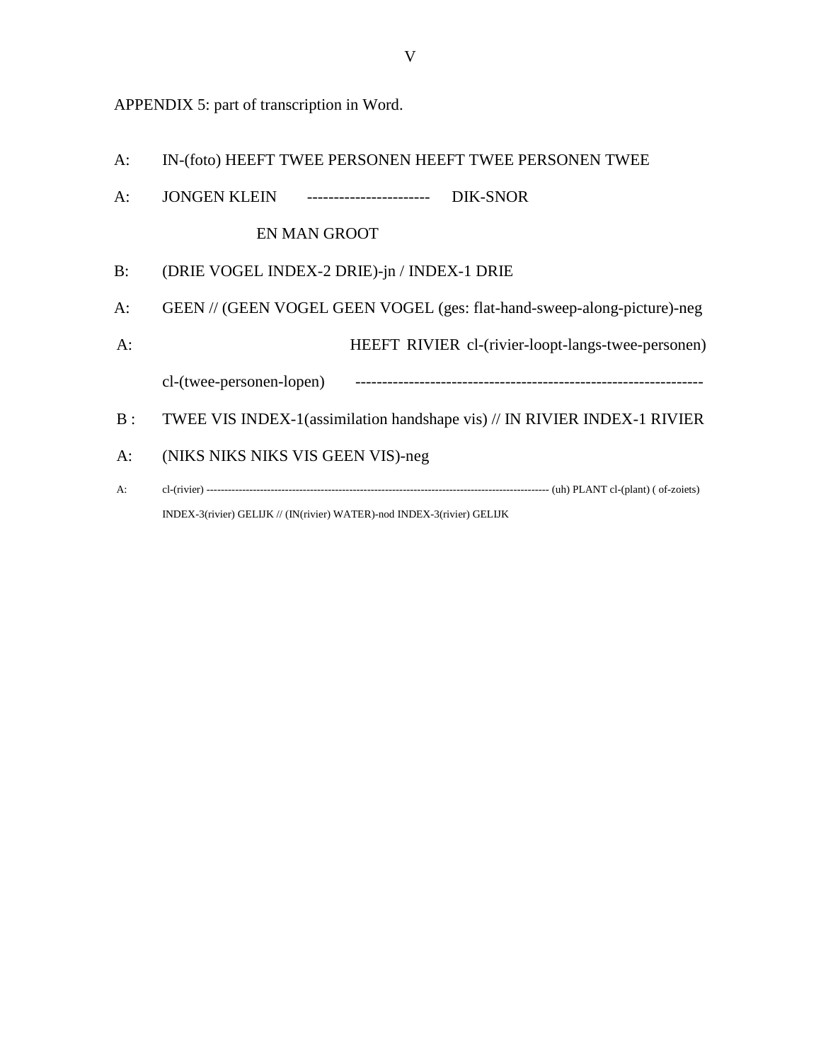APPENDIX 5: part of transcription in Word.

A: IN-(foto) HEEFT TWEE PERSONEN HEEFT TWEE PERSONEN TWEE

A: JONGEN KLEIN ----------------------- DIK-SNOR

EN MAN GROOT

B: (DRIE VOGEL INDEX-2 DRIE)-jn / INDEX-1 DRIE

A: GEEN // (GEEN VOGEL GEEN VOGEL (ges: flat-hand-sweep-along-picture)-neg

A: HEEFT RIVIER cl-(rivier-loopt-langs-twee-personen)

cl-(twee-personen-lopen) -----------------------------------------------------------------

B : TWEE VIS INDEX-1(assimilation handshape vis) // IN RIVIER INDEX-1 RIVIER

A: (NIKS NIKS NIKS VIS GEEN VIS)-neg

A: cl-(rivier) ---------------------------------------------------------------------------------------------------- (uh) PLANT cl-(plant) ( of-zoiets)

INDEX-3(rivier) GELIJK // (IN(rivier) WATER)-nod INDEX-3(rivier) GELIJK